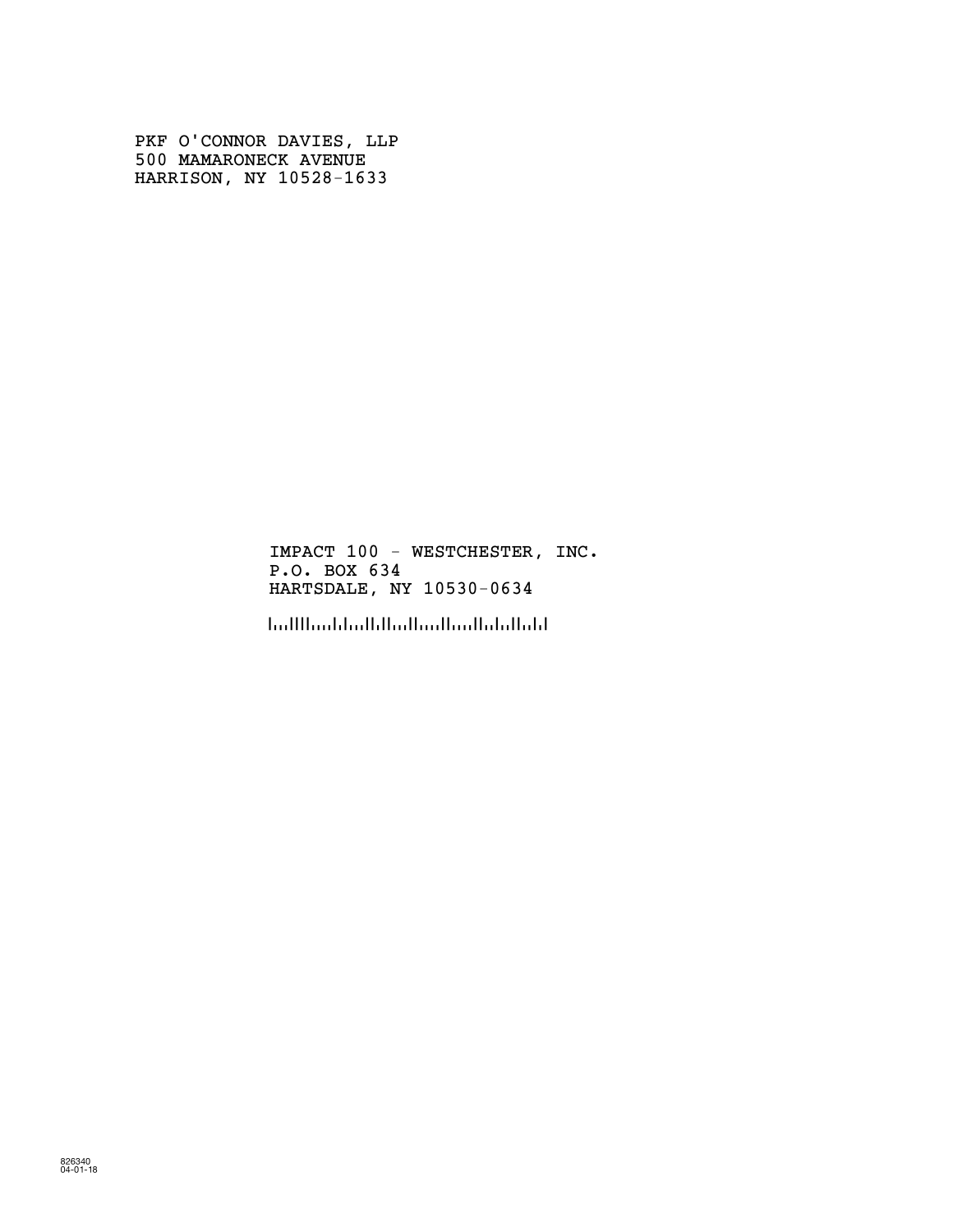PKF O'CONNOR DAVIES, LLP
500 MAMARONECK AVENUE
HARRISON, NY 10528-1633

IMPACT 100 - WESTCHESTER, INC.
P.O. BOX 634
HARTSDALE, NY 10530-0634

826340
04-01-18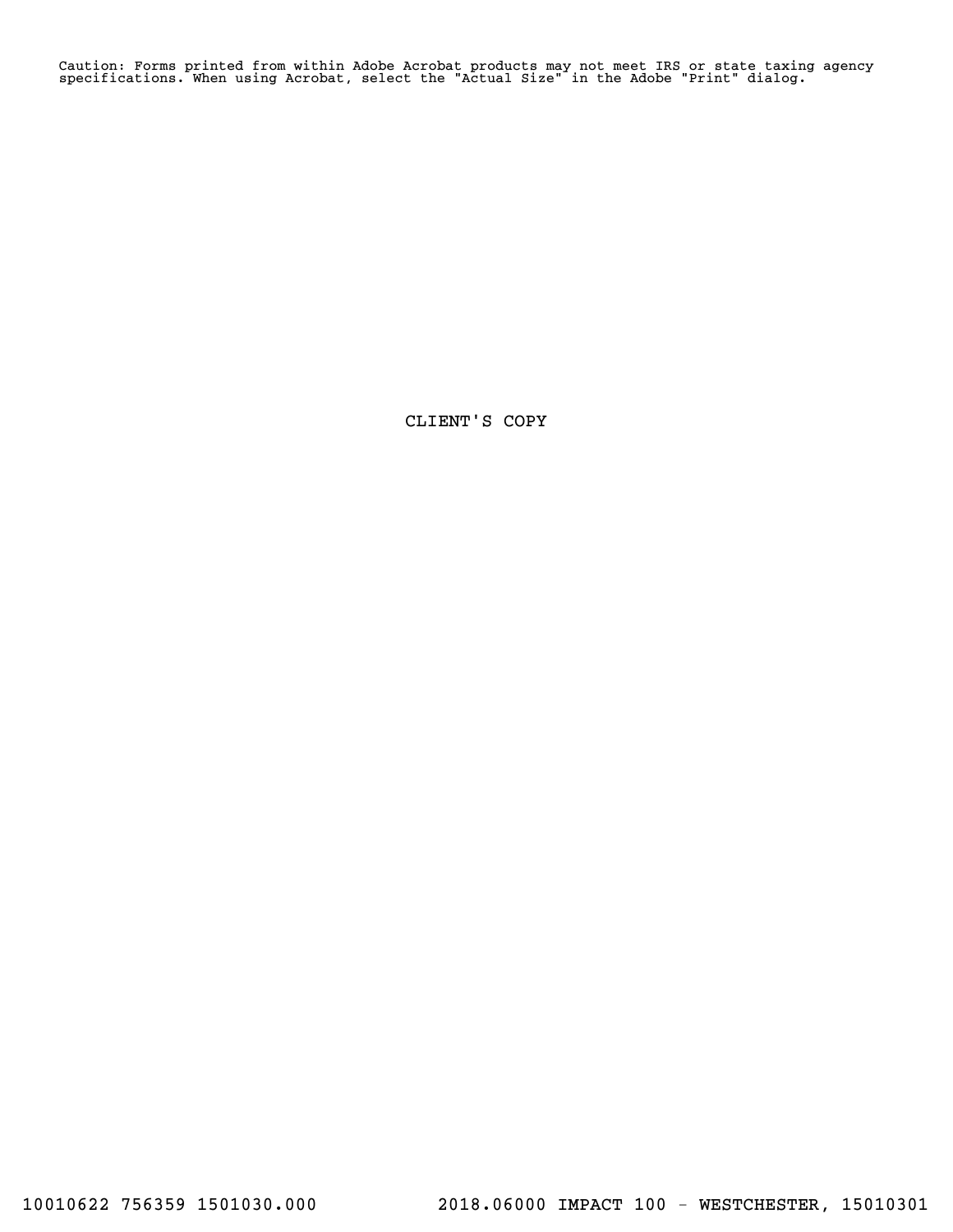Caution: Forms printed from within Adobe Acrobat products may not meet IRS or state taxing agency specifications. When using Acrobat, select the "Actual Size" in the Adobe "Print" dialog.

CLIENT'S COPY

10010622 756359 1501030.000 2018.06000 IMPACT 100 - WESTCHESTER, 15010301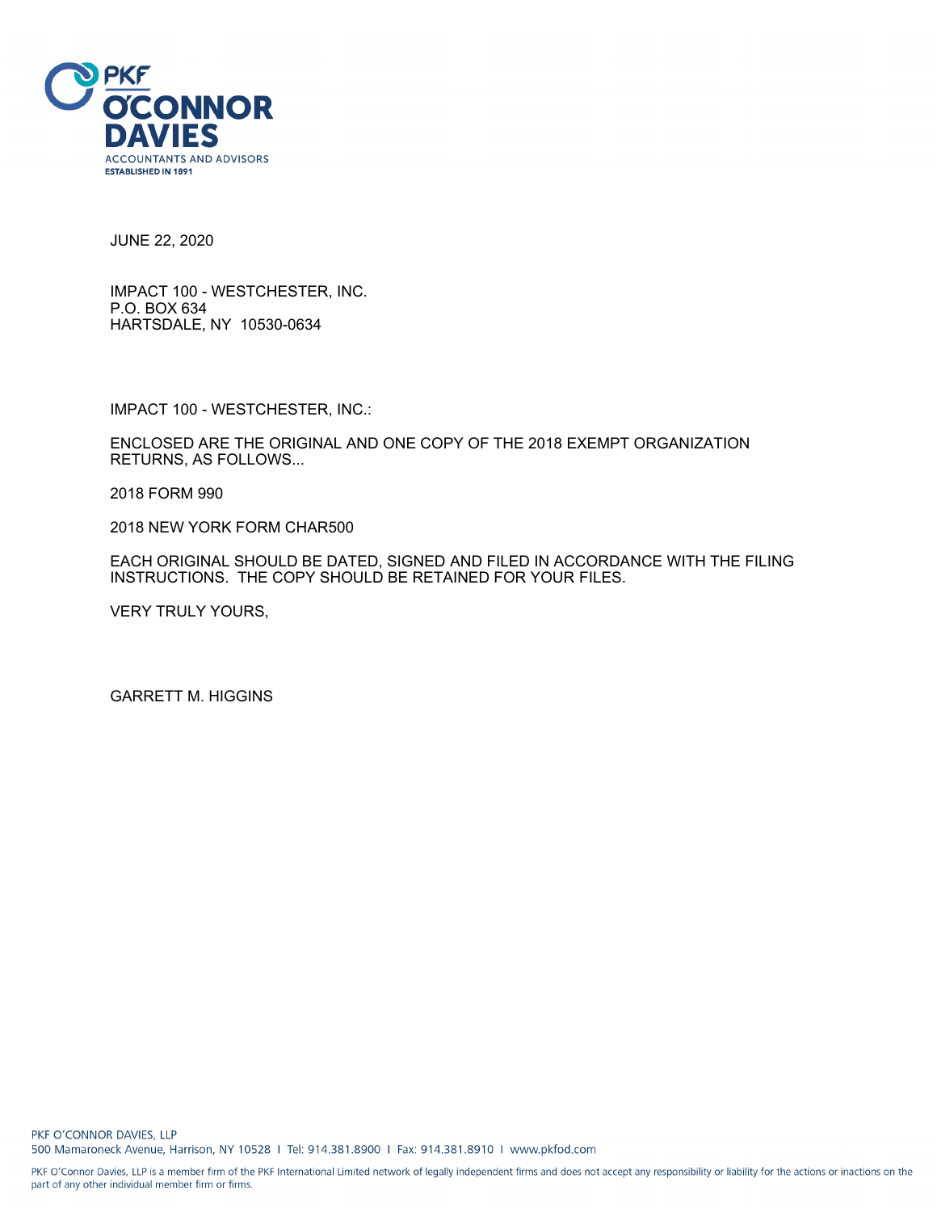PKF O'CONNOR DAVIES
ACCOUNTANTS AND ADVISORS
ESTABLISHED IN 1891

JUNE 22, 2020

IMPACT 100 - WESTCHESTER, INC.
P.O. BOX 634
HARTSDALE, NY 10530-0634

IMPACT 100 - WESTCHESTER, INC.:

ENCLOSED ARE THE ORIGINAL AND ONE COPY OF THE 2018 EXEMPT ORGANIZATION RETURNS, AS FOLLOWS...

2018 FORM 990

2018 NEW YORK FORM CHAR500

EACH ORIGINAL SHOULD BE DATED, SIGNED AND FILED IN ACCORDANCE WITH THE FILING INSTRUCTIONS. THE COPY SHOULD BE RETAINED FOR YOUR FILES.

VERY TRULY YOURS,

GARRETT M. HIGGINS

PKF O'CONNOR DAVIES, LLP
500 Mamaroneck Avenue, Harrison, NY 10528 | Tel: 914.381.8900 | Fax: 914.381.8910 | www.pkfod.com

PKF O'Connor Davies, LLP is a member firm of the PKF International Limited network of legally independent firms and does not accept any responsibility or liability for the actions or inactions on the part of any other individual member firm or firms.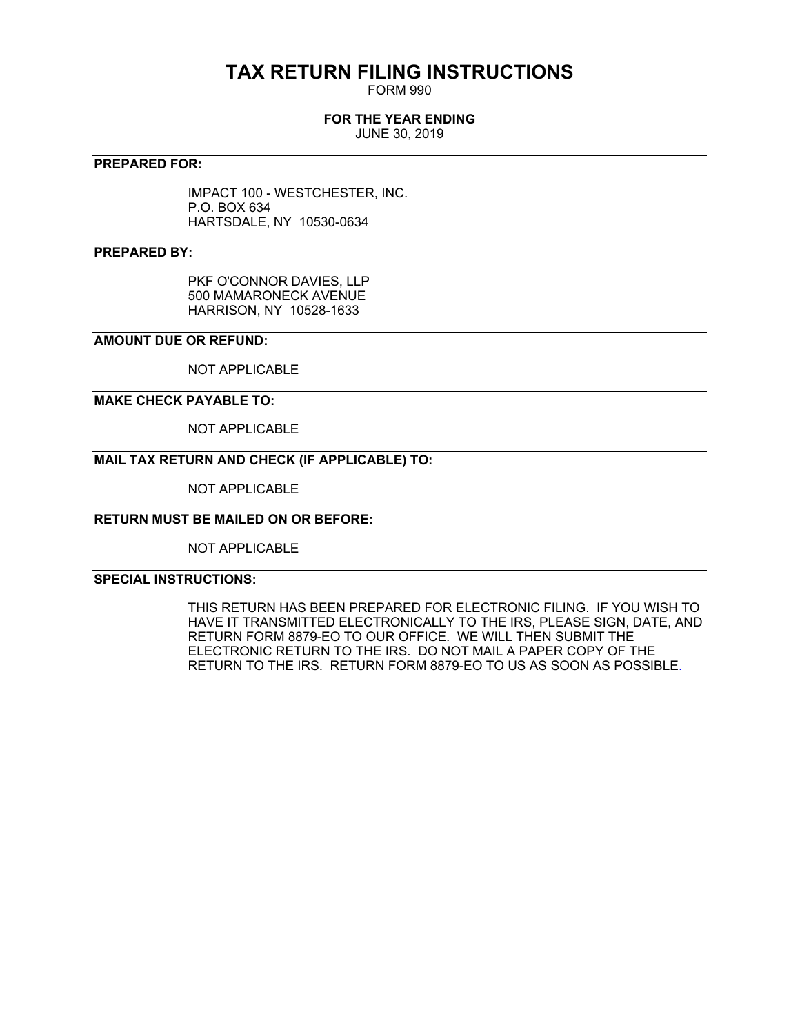# TAX RETURN FILING INSTRUCTIONS

FORM 990

**FOR THE YEAR ENDING**

JUNE 30, 2019

**PREPARED FOR:**

IMPACT 100 - WESTCHESTER, INC.
P.O. BOX 634
HARTSDALE, NY 10530-0634

**PREPARED BY:**

PKF O'CONNOR DAVIES, LLP
500 MAMARONECK AVENUE
HARRISON, NY 10528-1633

**AMOUNT DUE OR REFUND:**

NOT APPLICABLE

**MAKE CHECK PAYABLE TO:**

NOT APPLICABLE

**MAIL TAX RETURN AND CHECK (IF APPLICABLE) TO:**

NOT APPLICABLE

**RETURN MUST BE MAILED ON OR BEFORE:**

NOT APPLICABLE

**SPECIAL INSTRUCTIONS:**

THIS RETURN HAS BEEN PREPARED FOR ELECTRONIC FILING. IF YOU WISH TO HAVE IT TRANSMITTED ELECTRONICALLY TO THE IRS, PLEASE SIGN, DATE, AND RETURN FORM 8879-EO TO OUR OFFICE. WE WILL THEN SUBMIT THE ELECTRONIC RETURN TO THE IRS. DO NOT MAIL A PAPER COPY OF THE RETURN TO THE IRS. RETURN FORM 8879-EO TO US AS SOON AS POSSIBLE.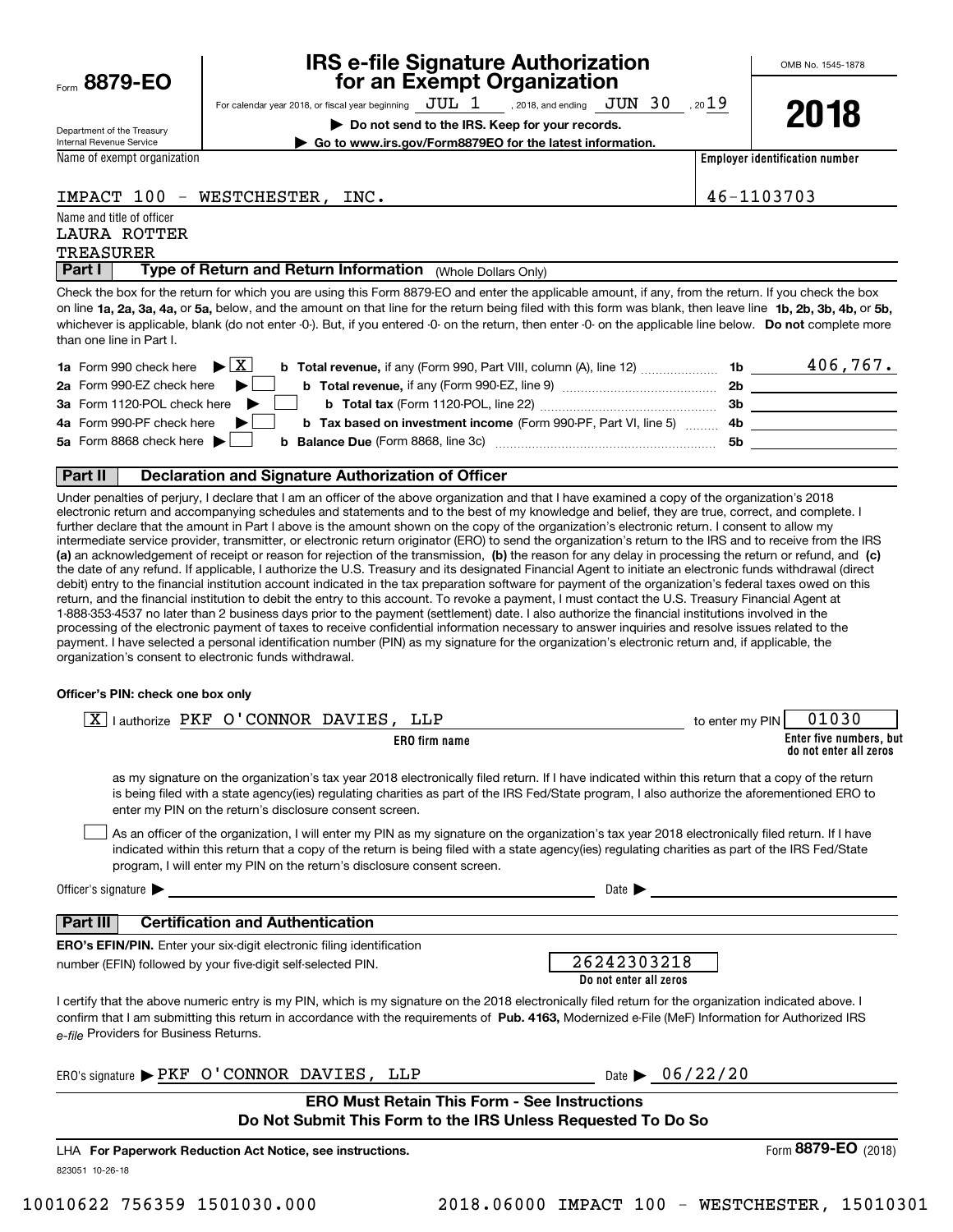Form **8879-EO**

Department of the Treasury
Internal Revenue Service

# IRS e-file Signature Authorization for an Exempt Organization

For calendar year 2018, or fiscal year beginning JUL 1 , 2018, and ending JUN 30 , 2019

▶ **Do not send to the IRS. Keep for your records.**

▶ **Go to www.irs.gov/Form8879EO for the latest information.**

OMB No. 1545-1878

**2018**

| Name of exempt organization | Employer identification number |
|---|---|
| IMPACT 100 - WESTCHESTER, INC. | 46-1103703 |

Name and title of officer
LAURA ROTTER
TREASURER

**Part I** **Type of Return and Return Information** (Whole Dollars Only)

Check the box for the return for which you are using this Form 8879-EO and enter the applicable amount, if any, from the return. If you check the box on line **1a, 2a, 3a, 4a,** or **5a,** below, and the amount on that line for the return being filed with this form was blank, then leave line **1b, 2b, 3b, 4b,** or **5b,** whichever is applicable, blank (do not enter -0-). But, if you entered -0- on the return, then enter -0- on the applicable line below. **Do not** complete more than one line in Part I.

| | | | | |
|---|---|---|---|---|
| **1a** Form 990 check here ▶ [X] | **b Total revenue,** if any (Form 990, Part VIII, column (A), line 12) | **1b** | 406,767. |
| **2a** Form 990-EZ check here ▶ [ ] | **b Total revenue,** if any (Form 990-EZ, line 9) | **2b** | |
| **3a** Form 1120-POL check here ▶ [ ] | **b Total tax** (Form 1120-POL, line 22) | **3b** | |
| **4a** Form 990-PF check here ▶ [ ] | **b Tax based on investment income** (Form 990-PF, Part VI, line 5) | **4b** | |
| **5a** Form 8868 check here ▶ [ ] | **b Balance Due** (Form 8868, line 3c) | **5b** | |

**Part II** **Declaration and Signature Authorization of Officer**

Under penalties of perjury, I declare that I am an officer of the above organization and that I have examined a copy of the organization's 2018 electronic return and accompanying schedules and statements and to the best of my knowledge and belief, they are true, correct, and complete. I further declare that the amount in Part I above is the amount shown on the copy of the organization's electronic return. I consent to allow my intermediate service provider, transmitter, or electronic return originator (ERO) to send the organization's return to the IRS and to receive from the IRS **(a)** an acknowledgement of receipt or reason for rejection of the transmission, **(b)** the reason for any delay in processing the return or refund, and **(c)** the date of any refund. If applicable, I authorize the U.S. Treasury and its designated Financial Agent to initiate an electronic funds withdrawal (direct debit) entry to the financial institution account indicated in the tax preparation software for payment of the organization's federal taxes owed on this return, and the financial institution to debit the entry to this account. To revoke a payment, I must contact the U.S. Treasury Financial Agent at 1-888-353-4537 no later than 2 business days prior to the payment (settlement) date. I also authorize the financial institutions involved in the processing of the electronic payment of taxes to receive confidential information necessary to answer inquiries and resolve issues related to the payment. I have selected a personal identification number (PIN) as my signature for the organization's electronic return and, if applicable, the organization's consent to electronic funds withdrawal.

**Officer's PIN: check one box only**

[X] I authorize PKF O'CONNOR DAVIES, LLP (**ERO firm name**) to enter my PIN 01030 (**Enter five numbers, but do not enter all zeros**)

as my signature on the organization's tax year 2018 electronically filed return. If I have indicated within this return that a copy of the return is being filed with a state agency(ies) regulating charities as part of the IRS Fed/State program, I also authorize the aforementioned ERO to enter my PIN on the return's disclosure consent screen.

[ ] As an officer of the organization, I will enter my PIN as my signature on the organization's tax year 2018 electronically filed return. If I have indicated within this return that a copy of the return is being filed with a state agency(ies) regulating charities as part of the IRS Fed/State program, I will enter my PIN on the return's disclosure consent screen.

Officer's signature ▶ \_\_\_\_\_\_\_\_\_\_\_\_ Date ▶ \_\_\_\_\_\_\_\_\_\_\_\_

**Part III** **Certification and Authentication**

**ERO's EFIN/PIN.** Enter your six-digit electronic filing identification number (EFIN) followed by your five-digit self-selected PIN. 26242303218 (**Do not enter all zeros**)

I certify that the above numeric entry is my PIN, which is my signature on the 2018 electronically filed return for the organization indicated above. I confirm that I am submitting this return in accordance with the requirements of **Pub. 4163,** Modernized e-File (MeF) Information for Authorized IRS *e-file* Providers for Business Returns.

ERO's signature ▶ PKF O'CONNOR DAVIES, LLP Date ▶ 06/22/20

**ERO Must Retain This Form - See Instructions**
**Do Not Submit This Form to the IRS Unless Requested To Do So**

LHA **For Paperwork Reduction Act Notice, see instructions.** Form **8879-EO** (2018)

823051 10-26-18

10010622 756359 1501030.000 2018.06000 IMPACT 100 - WESTCHESTER, 15010301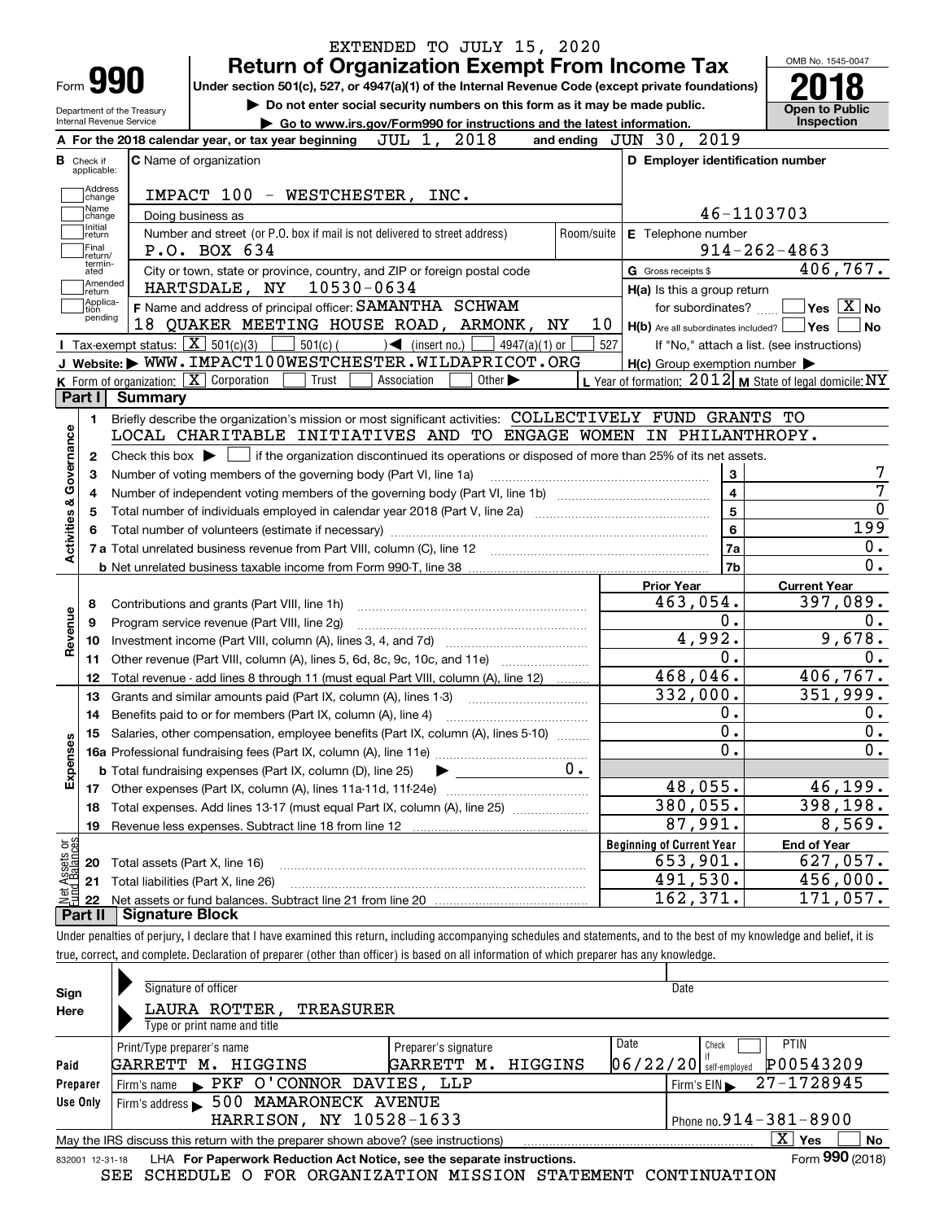EXTENDED TO JULY 15, 2020

# Form 990 — Return of Organization Exempt From Income Tax

**Under section 501(c), 527, or 4947(a)(1) of the Internal Revenue Code (except private foundations)**

▶ Do not enter social security numbers on this form as it may be made public.

▶ Go to www.irs.gov/Form990 for instructions and the latest information.

Department of the Treasury
Internal Revenue Service

OMB No. 1545-0047

**2018**

**Open to Public Inspection**

**A** For the 2018 calendar year, or tax year beginning JUL 1, 2018 and ending JUN 30, 2019

**B** Check if applicable: Address change, Name change, Initial return, Final return/terminated, Amended return, Application pending

**C** Name of organization: IMPACT 100 - WESTCHESTER, INC.

Doing business as

Number and street (or P.O. box if mail is not delivered to street address): P.O. BOX 634 | Room/suite

City or town, state or province, country, and ZIP or foreign postal code: HARTSDALE, NY 10530-0634

**D** Employer identification number: 46-1103703

**E** Telephone number: 914-262-4863

**G** Gross receipts $ 406,767.

**F** Name and address of principal officer: SAMANTHA SCHWAM, 18 QUAKER MEETING HOUSE ROAD, ARMONK, NY 10

**H(a)** Is this a group return for subordinates? ☐ Yes ☒ No

**H(b)** Are all subordinates included? ☐ Yes ☐ No — If "No," attach a list. (see instructions)

**H(c)** Group exemption number ▶

**I** Tax-exempt status: ☒ 501(c)(3) ☐ 501(c) ( ) ◀ (insert no.) ☐ 4947(a)(1) or ☐ 527

**J** Website: ▶ WWW.IMPACT100WESTCHESTER.WILDAPRICOT.ORG

**K** Form of organization: ☒ Corporation ☐ Trust ☐ Association ☐ Other ▶

**L** Year of formation: 2012 **M** State of legal domicile: NY

## Part I — Summary

**Activities & Governance**

1. Briefly describe the organization's mission or most significant activities: COLLECTIVELY FUND GRANTS TO LOCAL CHARITABLE INITIATIVES AND TO ENGAGE WOMEN IN PHILANTHROPY.
2. Check this box ▶ ☐ if the organization discontinued its operations or disposed of more than 25% of its net assets.

| Line | Description | | Value |
|---|---|---|---|
| 3 | Number of voting members of the governing body (Part VI, line 1a) | 3 | 7 |
| 4 | Number of independent voting members of the governing body (Part VI, line 1b) | 4 | 7 |
| 5 | Total number of individuals employed in calendar year 2018 (Part V, line 2a) | 5 | 0 |
| 6 | Total number of volunteers (estimate if necessary) | 6 | 199 |
| 7a | Total unrelated business revenue from Part VIII, column (C), line 12 | 7a | 0. |
| 7b | Net unrelated business taxable income from Form 990-T, line 38 | 7b | 0. |

| Section | Line | Description | Prior Year | Current Year |
|---|---|---|---|---|
| Revenue | 8 | Contributions and grants (Part VIII, line 1h) | 463,054. | 397,089. |
| | 9 | Program service revenue (Part VIII, line 2g) | 0. | 0. |
| | 10 | Investment income (Part VIII, column (A), lines 3, 4, and 7d) | 4,992. | 9,678. |
| | 11 | Other revenue (Part VIII, column (A), lines 5, 6d, 8c, 9c, 10c, and 11e) | 0. | 0. |
| | 12 | Total revenue - add lines 8 through 11 (must equal Part VIII, column (A), line 12) | 468,046. | 406,767. |
| Expenses | 13 | Grants and similar amounts paid (Part IX, column (A), lines 1-3) | 332,000. | 351,999. |
| | 14 | Benefits paid to or for members (Part IX, column (A), line 4) | 0. | 0. |
| | 15 | Salaries, other compensation, employee benefits (Part IX, column (A), lines 5-10) | 0. | 0. |
| | 16a | Professional fundraising fees (Part IX, column (A), line 11e) | 0. | 0. |
| | b | Total fundraising expenses (Part IX, column (D), line 25) ▶ 0. | | |
| | 17 | Other expenses (Part IX, column (A), lines 11a-11d, 11f-24e) | 48,055. | 46,199. |
| | 18 | Total expenses. Add lines 13-17 (must equal Part IX, column (A), line 25) | 380,055. | 398,198. |
| | 19 | Revenue less expenses. Subtract line 18 from line 12 | 87,991. | 8,569. |

| Section | Line | Description | Beginning of Current Year | End of Year |
|---|---|---|---|---|
| Net Assets or Fund Balances | 20 | Total assets (Part X, line 16) | 653,901. | 627,057. |
| | 21 | Total liabilities (Part X, line 26) | 491,530. | 456,000. |
| | 22 | Net assets or fund balances. Subtract line 21 from line 20 | 162,371. | 171,057. |

## Part II — Signature Block

Under penalties of perjury, I declare that I have examined this return, including accompanying schedules and statements, and to the best of my knowledge and belief, it is true, correct, and complete. Declaration of preparer (other than officer) is based on all information of which preparer has any knowledge.

**Sign Here**

Signature of officer | Date

LAURA ROTTER, TREASURER
Type or print name and title

**Paid Preparer Use Only**

| Print/Type preparer's name | Preparer's signature | Date | Check if self-employed | PTIN |
|---|---|---|---|---|
| GARRETT M. HIGGINS | GARRETT M. HIGGINS | 06/22/20 | ☐ | P00543209 |

Firm's name ▶ PKF O'CONNOR DAVIES, LLP — Firm's EIN ▶ 27-1728945

Firm's address ▶ 500 MAMARONECK AVENUE, HARRISON, NY 10528-1633 — Phone no. 914-381-8900

May the IRS discuss this return with the preparer shown above? (see instructions) ☒ Yes ☐ No

832001 12-31-18 LHA For Paperwork Reduction Act Notice, see the separate instructions. Form **990** (2018)

SEE SCHEDULE O FOR ORGANIZATION MISSION STATEMENT CONTINUATION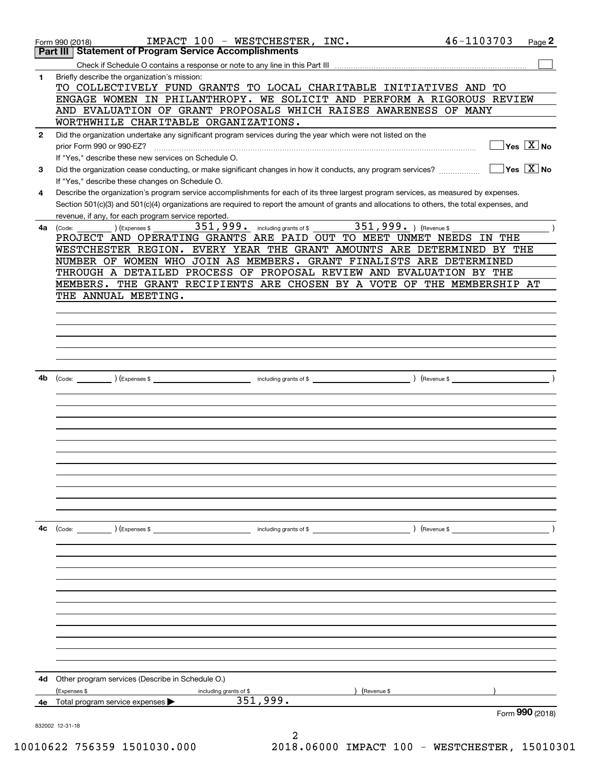Form 990 (2018) IMPACT 100 - WESTCHESTER, INC. 46-1103703 Page **2**

## Part III Statement of Program Service Accomplishments

Check if Schedule O contains a response or note to any line in this Part III ☐

**1** Briefly describe the organization's mission:

TO COLLECTIVELY FUND GRANTS TO LOCAL CHARITABLE INITIATIVES AND TO ENGAGE WOMEN IN PHILANTHROPY. WE SOLICIT AND PERFORM A RIGOROUS REVIEW AND EVALUATION OF GRANT PROPOSALS WHICH RAISES AWARENESS OF MANY WORTHWHILE CHARITABLE ORGANIZATIONS.

**2** Did the organization undertake any significant program services during the year which were not listed on the prior Form 990 or 990-EZ? ☐ Yes ☒ No

If "Yes," describe these new services on Schedule O.

**3** Did the organization cease conducting, or make significant changes in how it conducts, any program services? ☐ Yes ☒ No

If "Yes," describe these changes on Schedule O.

**4** Describe the organization's program service accomplishments for each of its three largest program services, as measured by expenses. Section 501(c)(3) and 501(c)(4) organizations are required to report the amount of grants and allocations to others, the total expenses, and revenue, if any, for each program service reported.

**4a** (Code: ) (Expenses $ 351,999. including grants of $ 351,999. ) (Revenue $ )

PROJECT AND OPERATING GRANTS ARE PAID OUT TO MEET UNMET NEEDS IN THE WESTCHESTER REGION. EVERY YEAR THE GRANT AMOUNTS ARE DETERMINED BY THE NUMBER OF WOMEN WHO JOIN AS MEMBERS. GRANT FINALISTS ARE DETERMINED THROUGH A DETAILED PROCESS OF PROPOSAL REVIEW AND EVALUATION BY THE MEMBERS. THE GRANT RECIPIENTS ARE CHOSEN BY A VOTE OF THE MEMBERSHIP AT THE ANNUAL MEETING.

**4b** (Code: ) (Expenses $ including grants of $ ) (Revenue $ )

**4c** (Code: ) (Expenses $ including grants of $ ) (Revenue $ )

**4d** Other program services (Describe in Schedule O.)

(Expenses $ including grants of $ ) (Revenue $ )

**4e** Total program service expenses ▶ 351,999.

Form **990** (2018)

832002 12-31-18

10010622 756359 1501030.000 2018.06000 IMPACT 100 - WESTCHESTER, 15010301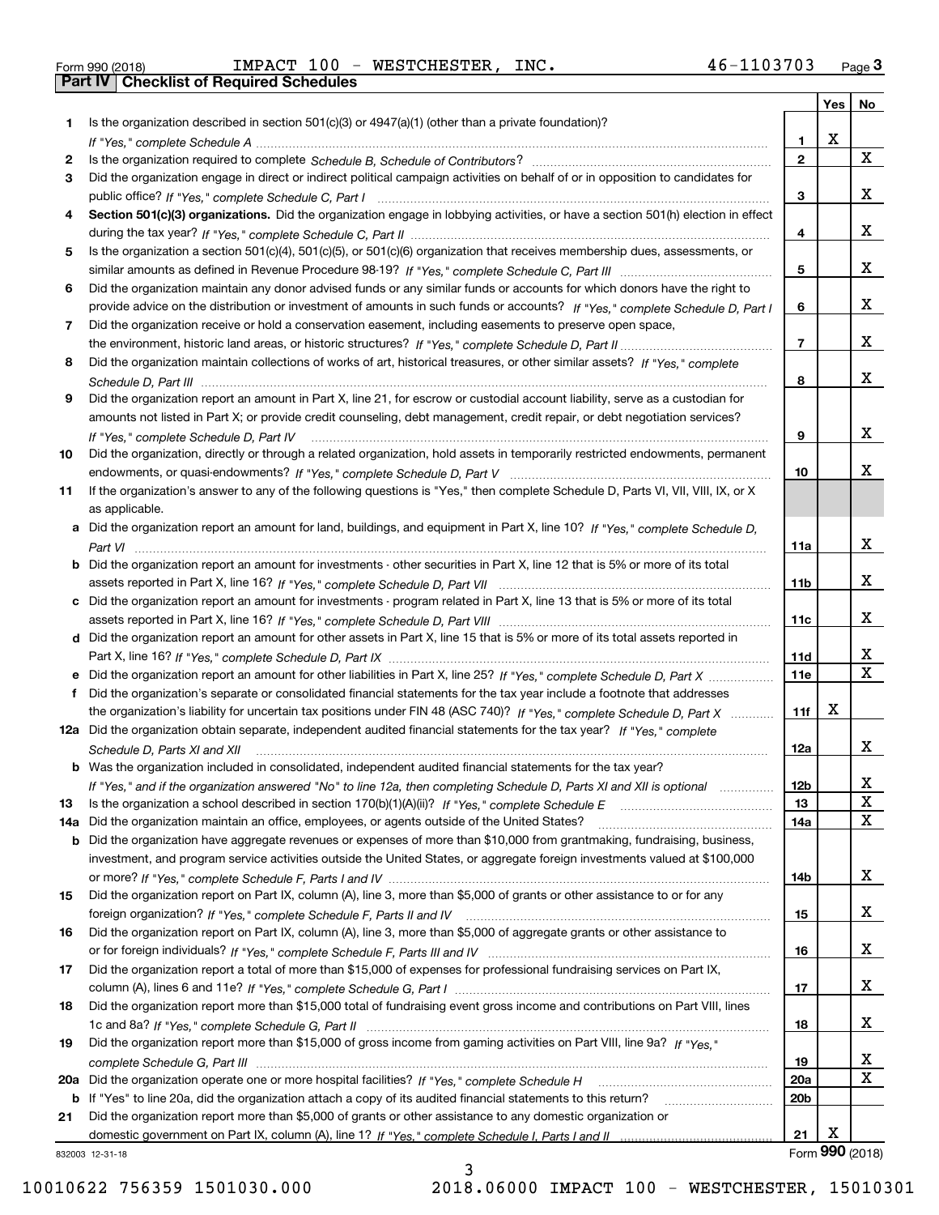Form 990 (2018) IMPACT 100 - WESTCHESTER, INC. 46-1103703 Page 3

## Part IV Checklist of Required Schedules

| | | | Yes | No |
|---|---|---|---|---|
| 1 | Is the organization described in section 501(c)(3) or 4947(a)(1) (other than a private foundation)? *If "Yes," complete Schedule A* | 1 | X | |
| 2 | Is the organization required to complete *Schedule B, Schedule of Contributors*? | 2 | | X |
| 3 | Did the organization engage in direct or indirect political campaign activities on behalf of or in opposition to candidates for public office? *If "Yes," complete Schedule C, Part I* | 3 | | X |
| 4 | **Section 501(c)(3) organizations.** Did the organization engage in lobbying activities, or have a section 501(h) election in effect during the tax year? *If "Yes," complete Schedule C, Part II* | 4 | | X |
| 5 | Is the organization a section 501(c)(4), 501(c)(5), or 501(c)(6) organization that receives membership dues, assessments, or similar amounts as defined in Revenue Procedure 98-19? *If "Yes," complete Schedule C, Part III* | 5 | | X |
| 6 | Did the organization maintain any donor advised funds or any similar funds or accounts for which donors have the right to provide advice on the distribution or investment of amounts in such funds or accounts? *If "Yes," complete Schedule D, Part I* | 6 | | X |
| 7 | Did the organization receive or hold a conservation easement, including easements to preserve open space, the environment, historic land areas, or historic structures? *If "Yes," complete Schedule D, Part II* | 7 | | X |
| 8 | Did the organization maintain collections of works of art, historical treasures, or other similar assets? *If "Yes," complete Schedule D, Part III* | 8 | | X |
| 9 | Did the organization report an amount in Part X, line 21, for escrow or custodial account liability, serve as a custodian for amounts not listed in Part X; or provide credit counseling, debt management, credit repair, or debt negotiation services? *If "Yes," complete Schedule D, Part IV* | 9 | | X |
| 10 | Did the organization, directly or through a related organization, hold assets in temporarily restricted endowments, permanent endowments, or quasi-endowments? *If "Yes," complete Schedule D, Part V* | 10 | | X |
| 11 | If the organization's answer to any of the following questions is "Yes," then complete Schedule D, Parts VI, VII, VIII, IX, or X as applicable. | | | |
| a | Did the organization report an amount for land, buildings, and equipment in Part X, line 10? *If "Yes," complete Schedule D, Part VI* | 11a | | X |
| b | Did the organization report an amount for investments - other securities in Part X, line 12 that is 5% or more of its total assets reported in Part X, line 16? *If "Yes," complete Schedule D, Part VII* | 11b | | X |
| c | Did the organization report an amount for investments - program related in Part X, line 13 that is 5% or more of its total assets reported in Part X, line 16? *If "Yes," complete Schedule D, Part VIII* | 11c | | X |
| d | Did the organization report an amount for other assets in Part X, line 15 that is 5% or more of its total assets reported in Part X, line 16? *If "Yes," complete Schedule D, Part IX* | 11d | | X |
| e | Did the organization report an amount for other liabilities in Part X, line 25? *If "Yes," complete Schedule D, Part X* | 11e | | X |
| f | Did the organization's separate or consolidated financial statements for the tax year include a footnote that addresses the organization's liability for uncertain tax positions under FIN 48 (ASC 740)? *If "Yes," complete Schedule D, Part X* | 11f | X | |
| 12a | Did the organization obtain separate, independent audited financial statements for the tax year? *If "Yes," complete Schedule D, Parts XI and XII* | 12a | | X |
| b | Was the organization included in consolidated, independent audited financial statements for the tax year? *If "Yes," and if the organization answered "No" to line 12a, then completing Schedule D, Parts XI and XII is optional* | 12b | | X |
| 13 | Is the organization a school described in section 170(b)(1)(A)(ii)? *If "Yes," complete Schedule E* | 13 | | X |
| 14a | Did the organization maintain an office, employees, or agents outside of the United States? | 14a | | X |
| b | Did the organization have aggregate revenues or expenses of more than $10,000 from grantmaking, fundraising, business, investment, and program service activities outside the United States, or aggregate foreign investments valued at $100,000 or more? *If "Yes," complete Schedule F, Parts I and IV* | 14b | | X |
| 15 | Did the organization report on Part IX, column (A), line 3, more than $5,000 of grants or other assistance to or for any foreign organization? *If "Yes," complete Schedule F, Parts II and IV* | 15 | | X |
| 16 | Did the organization report on Part IX, column (A), line 3, more than $5,000 of aggregate grants or other assistance to or for foreign individuals? *If "Yes," complete Schedule F, Parts III and IV* | 16 | | X |
| 17 | Did the organization report a total of more than $15,000 of expenses for professional fundraising services on Part IX, column (A), lines 6 and 11e? *If "Yes," complete Schedule G, Part I* | 17 | | X |
| 18 | Did the organization report more than $15,000 total of fundraising event gross income and contributions on Part VIII, lines 1c and 8a? *If "Yes," complete Schedule G, Part II* | 18 | | X |
| 19 | Did the organization report more than $15,000 of gross income from gaming activities on Part VIII, line 9a? *If "Yes," complete Schedule G, Part III* | 19 | | X |
| 20a | Did the organization operate one or more hospital facilities? *If "Yes," complete Schedule H* | 20a | | X |
| b | If "Yes" to line 20a, did the organization attach a copy of its audited financial statements to this return? | 20b | | |
| 21 | Did the organization report more than $5,000 of grants or other assistance to any domestic organization or domestic government on Part IX, column (A), line 1? *If "Yes," complete Schedule I, Parts I and II* | 21 | X | |

832003 12-31-18 Form **990** (2018)

10010622 756359 1501030.000 2018.06000 IMPACT 100 - WESTCHESTER, 15010301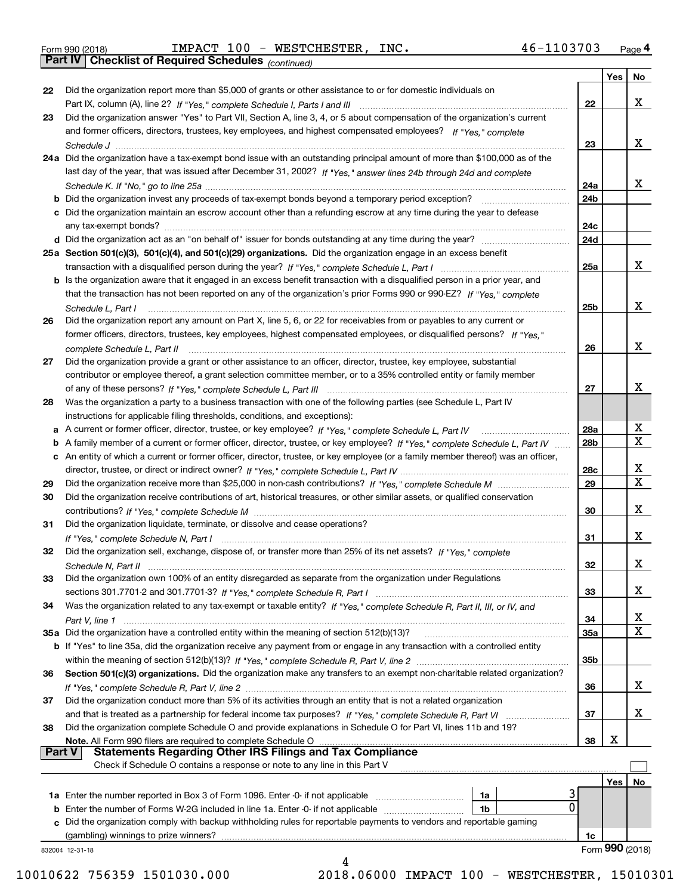Form 990 (2018) IMPACT 100 - WESTCHESTER, INC. 46-1103703 Page 4

**Part IV | Checklist of Required Schedules** *(continued)*

| | | | Yes | No |
|---|---|---|---|---|
| 22 | Did the organization report more than $5,000 of grants or other assistance to or for domestic individuals on Part IX, column (A), line 2? *If "Yes," complete Schedule I, Parts I and III* | 22 | | X |
| 23 | Did the organization answer "Yes" to Part VII, Section A, line 3, 4, or 5 about compensation of the organization's current and former officers, directors, trustees, key employees, and highest compensated employees? *If "Yes," complete Schedule J* | 23 | | X |
| 24a | Did the organization have a tax-exempt bond issue with an outstanding principal amount of more than $100,000 as of the last day of the year, that was issued after December 31, 2002? *If "Yes," answer lines 24b through 24d and complete Schedule K. If "No," go to line 25a* | 24a | | X |
| b | Did the organization invest any proceeds of tax-exempt bonds beyond a temporary period exception? | 24b | | |
| c | Did the organization maintain an escrow account other than a refunding escrow at any time during the year to defease any tax-exempt bonds? | 24c | | |
| d | Did the organization act as an "on behalf of" issuer for bonds outstanding at any time during the year? | 24d | | |
| 25a | **Section 501(c)(3), 501(c)(4), and 501(c)(29) organizations.** Did the organization engage in an excess benefit transaction with a disqualified person during the year? *If "Yes," complete Schedule L, Part I* | 25a | | X |
| b | Is the organization aware that it engaged in an excess benefit transaction with a disqualified person in a prior year, and that the transaction has not been reported on any of the organization's prior Forms 990 or 990-EZ? *If "Yes," complete Schedule L, Part I* | 25b | | X |
| 26 | Did the organization report any amount on Part X, line 5, 6, or 22 for receivables from or payables to any current or former officers, directors, trustees, key employees, highest compensated employees, or disqualified persons? *If "Yes," complete Schedule L, Part II* | 26 | | X |
| 27 | Did the organization provide a grant or other assistance to an officer, director, trustee, key employee, substantial contributor or employee thereof, a grant selection committee member, or to a 35% controlled entity or family member of any of these persons? *If "Yes," complete Schedule L, Part III* | 27 | | X |
| 28 | Was the organization a party to a business transaction with one of the following parties (see Schedule L, Part IV instructions for applicable filing thresholds, conditions, and exceptions): | | | |
| a | A current or former officer, director, trustee, or key employee? *If "Yes," complete Schedule L, Part IV* | 28a | | X |
| b | A family member of a current or former officer, director, trustee, or key employee? *If "Yes," complete Schedule L, Part IV* | 28b | | X |
| c | An entity of which a current or former officer, director, trustee, or key employee (or a family member thereof) was an officer, director, trustee, or direct or indirect owner? *If "Yes," complete Schedule L, Part IV* | 28c | | X |
| 29 | Did the organization receive more than $25,000 in non-cash contributions? *If "Yes," complete Schedule M* | 29 | | X |
| 30 | Did the organization receive contributions of art, historical treasures, or other similar assets, or qualified conservation contributions? *If "Yes," complete Schedule M* | 30 | | X |
| 31 | Did the organization liquidate, terminate, or dissolve and cease operations? *If "Yes," complete Schedule N, Part I* | 31 | | X |
| 32 | Did the organization sell, exchange, dispose of, or transfer more than 25% of its net assets? *If "Yes," complete Schedule N, Part II* | 32 | | X |
| 33 | Did the organization own 100% of an entity disregarded as separate from the organization under Regulations sections 301.7701-2 and 301.7701-3? *If "Yes," complete Schedule R, Part I* | 33 | | X |
| 34 | Was the organization related to any tax-exempt or taxable entity? *If "Yes," complete Schedule R, Part II, III, or IV, and Part V, line 1* | 34 | | X |
| 35a | Did the organization have a controlled entity within the meaning of section 512(b)(13)? | 35a | | X |
| b | If "Yes" to line 35a, did the organization receive any payment from or engage in any transaction with a controlled entity within the meaning of section 512(b)(13)? *If "Yes," complete Schedule R, Part V, line 2* | 35b | | |
| 36 | **Section 501(c)(3) organizations.** Did the organization make any transfers to an exempt non-charitable related organization? *If "Yes," complete Schedule R, Part V, line 2* | 36 | | X |
| 37 | Did the organization conduct more than 5% of its activities through an entity that is not a related organization and that is treated as a partnership for federal income tax purposes? *If "Yes," complete Schedule R, Part VI* | 37 | | X |
| 38 | Did the organization complete Schedule O and provide explanations in Schedule O for Part VI, lines 11b and 19? **Note.** All Form 990 filers are required to complete Schedule O | 38 | X | |

**Part V | Statements Regarding Other IRS Filings and Tax Compliance**

Check if Schedule O contains a response or note to any line in this Part V ☐

| | | | | | Yes | No |
|---|---|---|---|---|---|---|
| 1a | Enter the number reported in Box 3 of Form 1096. Enter -0- if not applicable | 1a | 3 | | | |
| b | Enter the number of Forms W-2G included in line 1a. Enter -0- if not applicable | 1b | 0 | | | |
| c | Did the organization comply with backup withholding rules for reportable payments to vendors and reportable gaming (gambling) winnings to prize winners? | | | 1c | | |

832004 12-31-18 Form **990** (2018)

10010622 756359 1501030.000 2018.06000 IMPACT 100 - WESTCHESTER, 15010301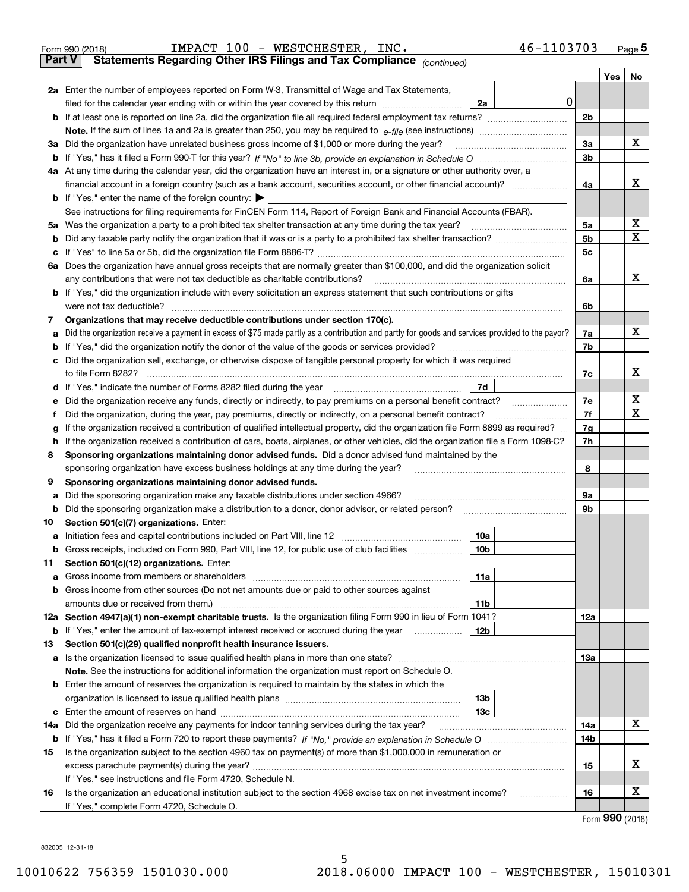Form 990 (2018) IMPACT 100 - WESTCHESTER, INC. 46-1103703 Page 5

## Part V Statements Regarding Other IRS Filings and Tax Compliance *(continued)*

| | | | | | Yes | No |
|---|---|---|---|---|---|---|
| **2a** | Enter the number of employees reported on Form W-3, Transmittal of Wage and Tax Statements, filed for the calendar year ending with or within the year covered by this return | 2a | 0 | | | |
| **b** | If at least one is reported on line 2a, did the organization file all required federal employment tax returns? | | | 2b | | |
| | **Note.** If the sum of lines 1a and 2a is greater than 250, you may be required to *e-file* (see instructions) | | | | | |
| **3a** | Did the organization have unrelated business gross income of $1,000 or more during the year? | | | 3a | | X |
| **b** | If "Yes," has it filed a Form 990-T for this year? *If "No" to line 3b, provide an explanation in Schedule O* | | | 3b | | |
| **4a** | At any time during the calendar year, did the organization have an interest in, or a signature or other authority over, a financial account in a foreign country (such as a bank account, securities account, or other financial account)? | | | 4a | | X |
| **b** | If "Yes," enter the name of the foreign country: ▶ | | | | | |
| | See instructions for filing requirements for FinCEN Form 114, Report of Foreign Bank and Financial Accounts (FBAR). | | | | | |
| **5a** | Was the organization a party to a prohibited tax shelter transaction at any time during the tax year? | | | 5a | | X |
| **b** | Did any taxable party notify the organization that it was or is a party to a prohibited tax shelter transaction? | | | 5b | | X |
| **c** | If "Yes" to line 5a or 5b, did the organization file Form 8886-T? | | | 5c | | |
| **6a** | Does the organization have annual gross receipts that are normally greater than $100,000, and did the organization solicit any contributions that were not tax deductible as charitable contributions? | | | 6a | | X |
| **b** | If "Yes," did the organization include with every solicitation an express statement that such contributions or gifts were not tax deductible? | | | 6b | | |
| **7** | **Organizations that may receive deductible contributions under section 170(c).** | | | | | |
| **a** | Did the organization receive a payment in excess of $75 made partly as a contribution and partly for goods and services provided to the payor? | | | 7a | | X |
| **b** | If "Yes," did the organization notify the donor of the value of the goods or services provided? | | | 7b | | |
| **c** | Did the organization sell, exchange, or otherwise dispose of tangible personal property for which it was required to file Form 8282? | | | 7c | | X |
| **d** | If "Yes," indicate the number of Forms 8282 filed during the year | 7d | | | | |
| **e** | Did the organization receive any funds, directly or indirectly, to pay premiums on a personal benefit contract? | | | 7e | | X |
| **f** | Did the organization, during the year, pay premiums, directly or indirectly, on a personal benefit contract? | | | 7f | | X |
| **g** | If the organization received a contribution of qualified intellectual property, did the organization file Form 8899 as required? | | | 7g | | |
| **h** | If the organization received a contribution of cars, boats, airplanes, or other vehicles, did the organization file a Form 1098-C? | | | 7h | | |
| **8** | **Sponsoring organizations maintaining donor advised funds.** Did a donor advised fund maintained by the sponsoring organization have excess business holdings at any time during the year? | | | 8 | | |
| **9** | **Sponsoring organizations maintaining donor advised funds.** | | | | | |
| **a** | Did the sponsoring organization make any taxable distributions under section 4966? | | | 9a | | |
| **b** | Did the sponsoring organization make a distribution to a donor, donor advisor, or related person? | | | 9b | | |
| **10** | **Section 501(c)(7) organizations.** Enter: | | | | | |
| **a** | Initiation fees and capital contributions included on Part VIII, line 12 | 10a | | | | |
| **b** | Gross receipts, included on Form 990, Part VIII, line 12, for public use of club facilities | 10b | | | | |
| **11** | **Section 501(c)(12) organizations.** Enter: | | | | | |
| **a** | Gross income from members or shareholders | 11a | | | | |
| **b** | Gross income from other sources (Do not net amounts due or paid to other sources against amounts due or received from them.) | 11b | | | | |
| **12a** | **Section 4947(a)(1) non-exempt charitable trusts.** Is the organization filing Form 990 in lieu of Form 1041? | | | 12a | | |
| **b** | If "Yes," enter the amount of tax-exempt interest received or accrued during the year | 12b | | | | |
| **13** | **Section 501(c)(29) qualified nonprofit health insurance issuers.** | | | | | |
| **a** | Is the organization licensed to issue qualified health plans in more than one state? | | | 13a | | |
| | **Note.** See the instructions for additional information the organization must report on Schedule O. | | | | | |
| **b** | Enter the amount of reserves the organization is required to maintain by the states in which the organization is licensed to issue qualified health plans | 13b | | | | |
| **c** | Enter the amount of reserves on hand | 13c | | | | |
| **14a** | Did the organization receive any payments for indoor tanning services during the tax year? | | | 14a | | X |
| **b** | If "Yes," has it filed a Form 720 to report these payments? *If "No," provide an explanation in Schedule O* | | | 14b | | |
| **15** | Is the organization subject to the section 4960 tax on payment(s) of more than $1,000,000 in remuneration or excess parachute payment(s) during the year? | | | 15 | | X |
| | If "Yes," see instructions and file Form 4720, Schedule N. | | | | | |
| **16** | Is the organization an educational institution subject to the section 4968 excise tax on net investment income? | | | 16 | | X |
| | If "Yes," complete Form 4720, Schedule O. | | | | | |

Form **990** (2018)

832005 12-31-18

10010622 756359 1501030.000 2018.06000 IMPACT 100 - WESTCHESTER, 15010301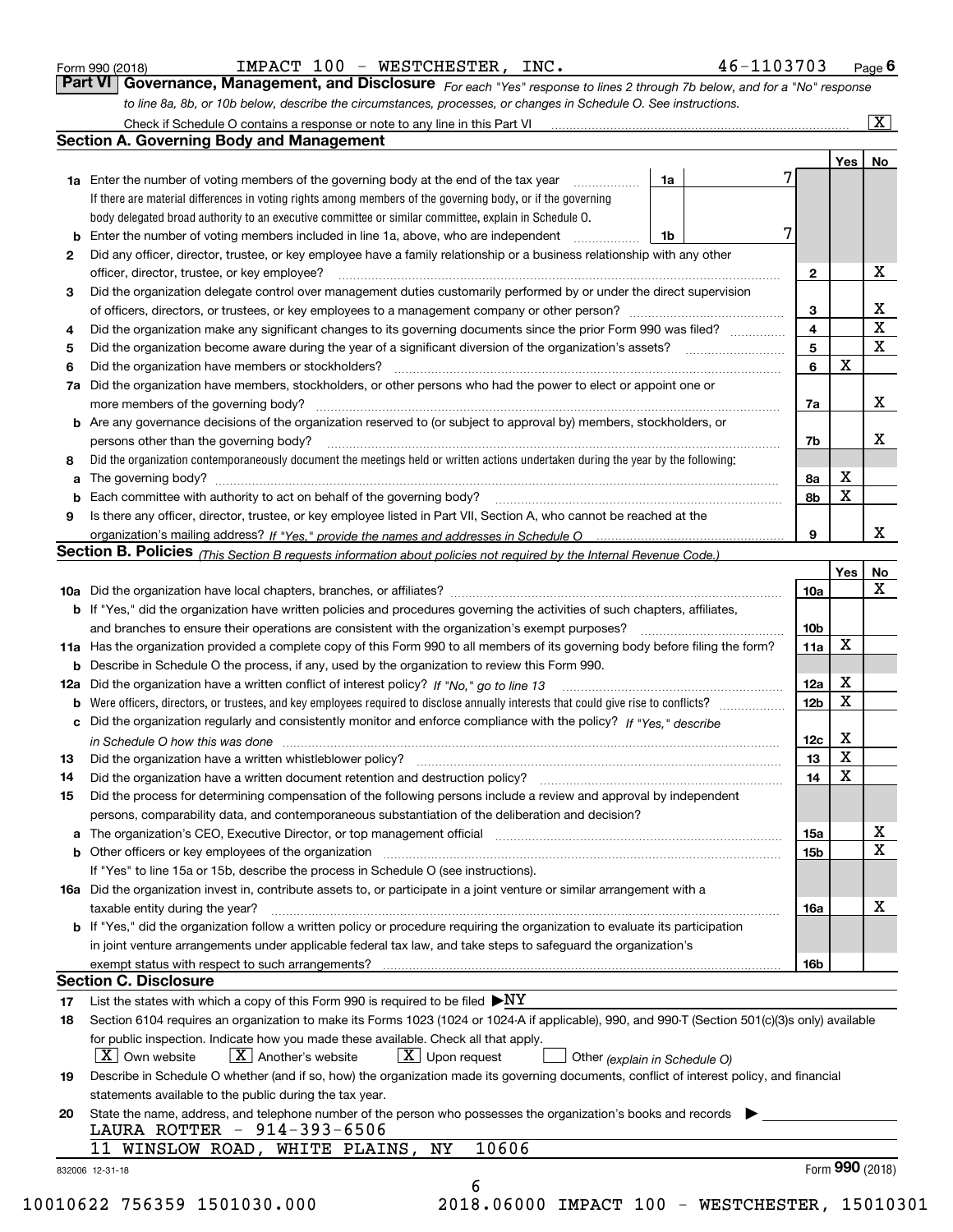Form 990 (2018) IMPACT 100 - WESTCHESTER, INC. 46-1103703 Page **6**

## Part VI Governance, Management, and Disclosure

*For each "Yes" response to lines 2 through 7b below, and for a "No" response to line 8a, 8b, or 10b below, describe the circumstances, processes, or changes in Schedule O. See instructions.*

Check if Schedule O contains a response or note to any line in this Part VI ..... [X]

### Section A. Governing Body and Management

| | | | Yes | No |
|---|---|---|---|---|
| **1a** | Enter the number of voting members of the governing body at the end of the tax year ..... **1a** 7. If there are material differences in voting rights among members of the governing body, or if the governing body delegated broad authority to an executive committee or similar committee, explain in Schedule O. | | | |
| **b** | Enter the number of voting members included in line 1a, above, who are independent ..... **1b** 7 | | | |
| **2** | Did any officer, director, trustee, or key employee have a family relationship or a business relationship with any other officer, director, trustee, or key employee? | 2 | | X |
| **3** | Did the organization delegate control over management duties customarily performed by or under the direct supervision of officers, directors, or trustees, or key employees to a management company or other person? | 3 | | X |
| **4** | Did the organization make any significant changes to its governing documents since the prior Form 990 was filed? | 4 | | X |
| **5** | Did the organization become aware during the year of a significant diversion of the organization's assets? | 5 | | X |
| **6** | Did the organization have members or stockholders? | 6 | X | |
| **7a** | Did the organization have members, stockholders, or other persons who had the power to elect or appoint one or more members of the governing body? | 7a | | X |
| **b** | Are any governance decisions of the organization reserved to (or subject to approval by) members, stockholders, or persons other than the governing body? | 7b | | X |
| **8** | Did the organization contemporaneously document the meetings held or written actions undertaken during the year by the following: | | | |
| **a** | The governing body? | 8a | X | |
| **b** | Each committee with authority to act on behalf of the governing body? | 8b | X | |
| **9** | Is there any officer, director, trustee, or key employee listed in Part VII, Section A, who cannot be reached at the organization's mailing address? *If "Yes," provide the names and addresses in Schedule O* | 9 | | X |

### Section B. Policies *(This Section B requests information about policies not required by the Internal Revenue Code.)*

| | | | Yes | No |
|---|---|---|---|---|
| **10a** | Did the organization have local chapters, branches, or affiliates? | 10a | | X |
| **b** | If "Yes," did the organization have written policies and procedures governing the activities of such chapters, affiliates, and branches to ensure their operations are consistent with the organization's exempt purposes? | 10b | | |
| **11a** | Has the organization provided a complete copy of this Form 990 to all members of its governing body before filing the form? | 11a | X | |
| **b** | Describe in Schedule O the process, if any, used by the organization to review this Form 990. | | | |
| **12a** | Did the organization have a written conflict of interest policy? *If "No," go to line 13* | 12a | X | |
| **b** | Were officers, directors, or trustees, and key employees required to disclose annually interests that could give rise to conflicts? | 12b | X | |
| **c** | Did the organization regularly and consistently monitor and enforce compliance with the policy? *If "Yes," describe in Schedule O how this was done* | 12c | X | |
| **13** | Did the organization have a written whistleblower policy? | 13 | X | |
| **14** | Did the organization have a written document retention and destruction policy? | 14 | X | |
| **15** | Did the process for determining compensation of the following persons include a review and approval by independent persons, comparability data, and contemporaneous substantiation of the deliberation and decision? | | | |
| **a** | The organization's CEO, Executive Director, or top management official | 15a | | X |
| **b** | Other officers or key employees of the organization | 15b | | X |
| | If "Yes" to line 15a or 15b, describe the process in Schedule O (see instructions). | | | |
| **16a** | Did the organization invest in, contribute assets to, or participate in a joint venture or similar arrangement with a taxable entity during the year? | 16a | | X |
| **b** | If "Yes," did the organization follow a written policy or procedure requiring the organization to evaluate its participation in joint venture arrangements under applicable federal tax law, and take steps to safeguard the organization's exempt status with respect to such arrangements? | 16b | | |

### Section C. Disclosure

**17** List the states with which a copy of this Form 990 is required to be filed ▶NY

**18** Section 6104 requires an organization to make its Forms 1023 (1024 or 1024-A if applicable), 990, and 990-T (Section 501(c)(3)s only) available for public inspection. Indicate how you made these available. Check all that apply.

[X] Own website [X] Another's website [X] Upon request [ ] Other *(explain in Schedule O)*

**19** Describe in Schedule O whether (and if so, how) the organization made its governing documents, conflict of interest policy, and financial statements available to the public during the tax year.

**20** State the name, address, and telephone number of the person who possesses the organization's books and records ▶

LAURA ROTTER - 914-393-6506
11 WINSLOW ROAD, WHITE PLAINS, NY 10606

832006 12-31-18 Form **990** (2018)

10010622 756359 1501030.000 2018.06000 IMPACT 100 - WESTCHESTER, 15010301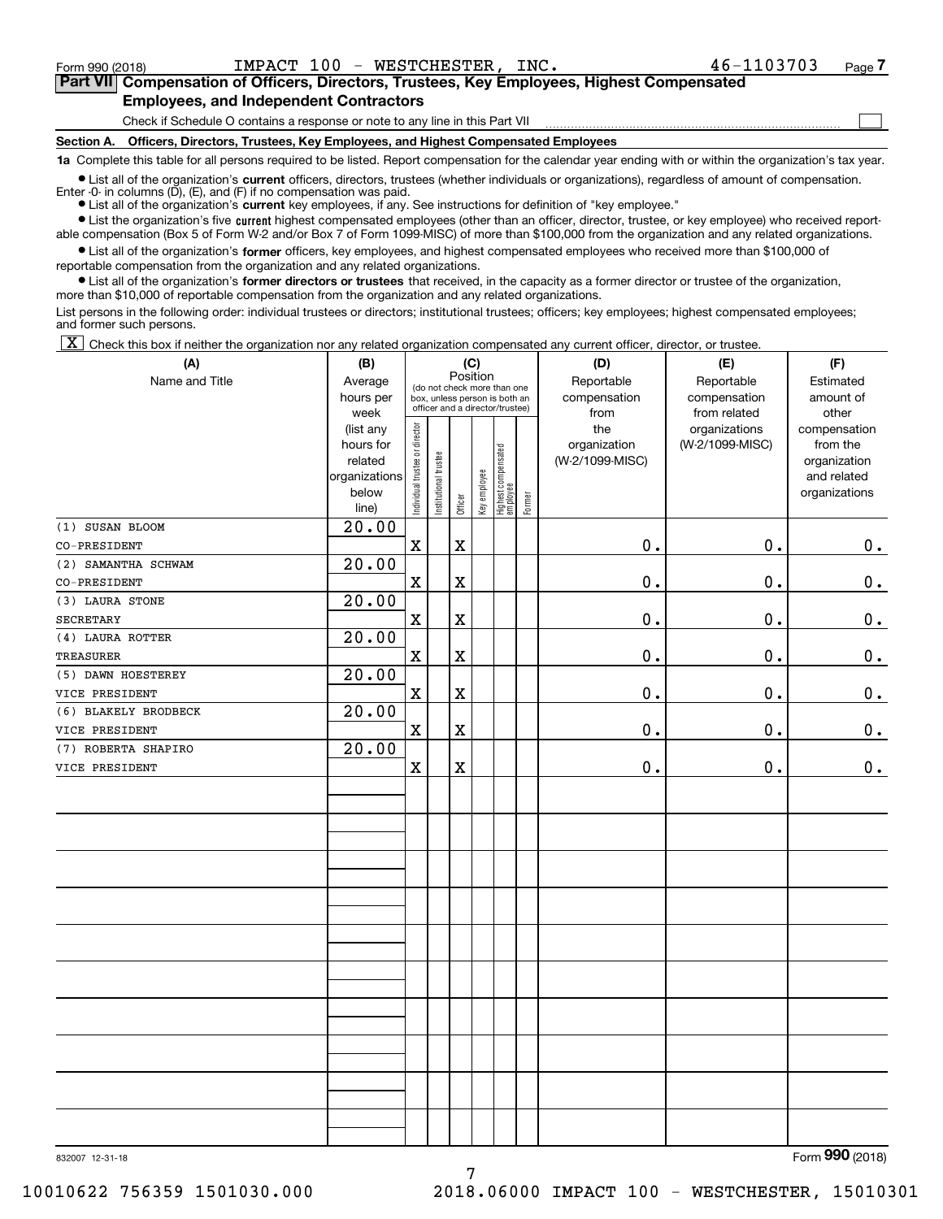Form 990 (2018) IMPACT 100 - WESTCHESTER, INC. 46-1103703

## Part VII Compensation of Officers, Directors, Trustees, Key Employees, Highest Compensated Employees, and Independent Contractors

Check if Schedule O contains a response or note to any line in this Part VII

### Section A. Officers, Directors, Trustees, Key Employees, and Highest Compensated Employees

**1a** Complete this table for all persons required to be listed. Report compensation for the calendar year ending with or within the organization's tax year.

- List all of the organization's **current** officers, directors, trustees (whether individuals or organizations), regardless of amount of compensation. Enter -0- in columns (D), (E), and (F) if no compensation was paid.
- List all of the organization's **current** key employees, if any. See instructions for definition of "key employee."
- List the organization's five **current** highest compensated employees (other than an officer, director, trustee, or key employee) who received reportable compensation (Box 5 of Form W-2 and/or Box 7 of Form 1099-MISC) of more than $100,000 from the organization and any related organizations.
- List all of the organization's **former** officers, key employees, and highest compensated employees who received more than $100,000 of reportable compensation from the organization and any related organizations.
- List all of the organization's **former directors or trustees** that received, in the capacity as a former director or trustee of the organization, more than $10,000 of reportable compensation from the organization and any related organizations.

List persons in the following order: individual trustees or directors; institutional trustees; officers; key employees; highest compensated employees; and former such persons.

[X] Check this box if neither the organization nor any related organization compensated any current officer, director, or trustee.

| (A) Name and Title | (B) Average hours per week (list any hours for related organizations below line) | (C) Individual trustee or director | Institutional trustee | Officer | Key employee | Highest compensated employee | Former | (D) Reportable compensation from the organization (W-2/1099-MISC) | (E) Reportable compensation from related organizations (W-2/1099-MISC) | (F) Estimated amount of other compensation from the organization and related organizations |
|---|---|---|---|---|---|---|---|---|---|---|
| (1) SUSAN BLOOM<br>CO-PRESIDENT | 20.00 | X | | X | | | | 0. | 0. | 0. |
| (2) SAMANTHA SCHWAM<br>CO-PRESIDENT | 20.00 | X | | X | | | | 0. | 0. | 0. |
| (3) LAURA STONE<br>SECRETARY | 20.00 | X | | X | | | | 0. | 0. | 0. |
| (4) LAURA ROTTER<br>TREASURER | 20.00 | X | | X | | | | 0. | 0. | 0. |
| (5) DAWN HOESTEREY<br>VICE PRESIDENT | 20.00 | X | | X | | | | 0. | 0. | 0. |
| (6) BLAKELY BRODBECK<br>VICE PRESIDENT | 20.00 | X | | X | | | | 0. | 0. | 0. |
| (7) ROBERTA SHAPIRO<br>VICE PRESIDENT | 20.00 | X | | X | | | | 0. | 0. | 0. |

832007 12-31-18 Form **990** (2018)

10010622 756359 1501030.000 2018.06000 IMPACT 100 - WESTCHESTER, 15010301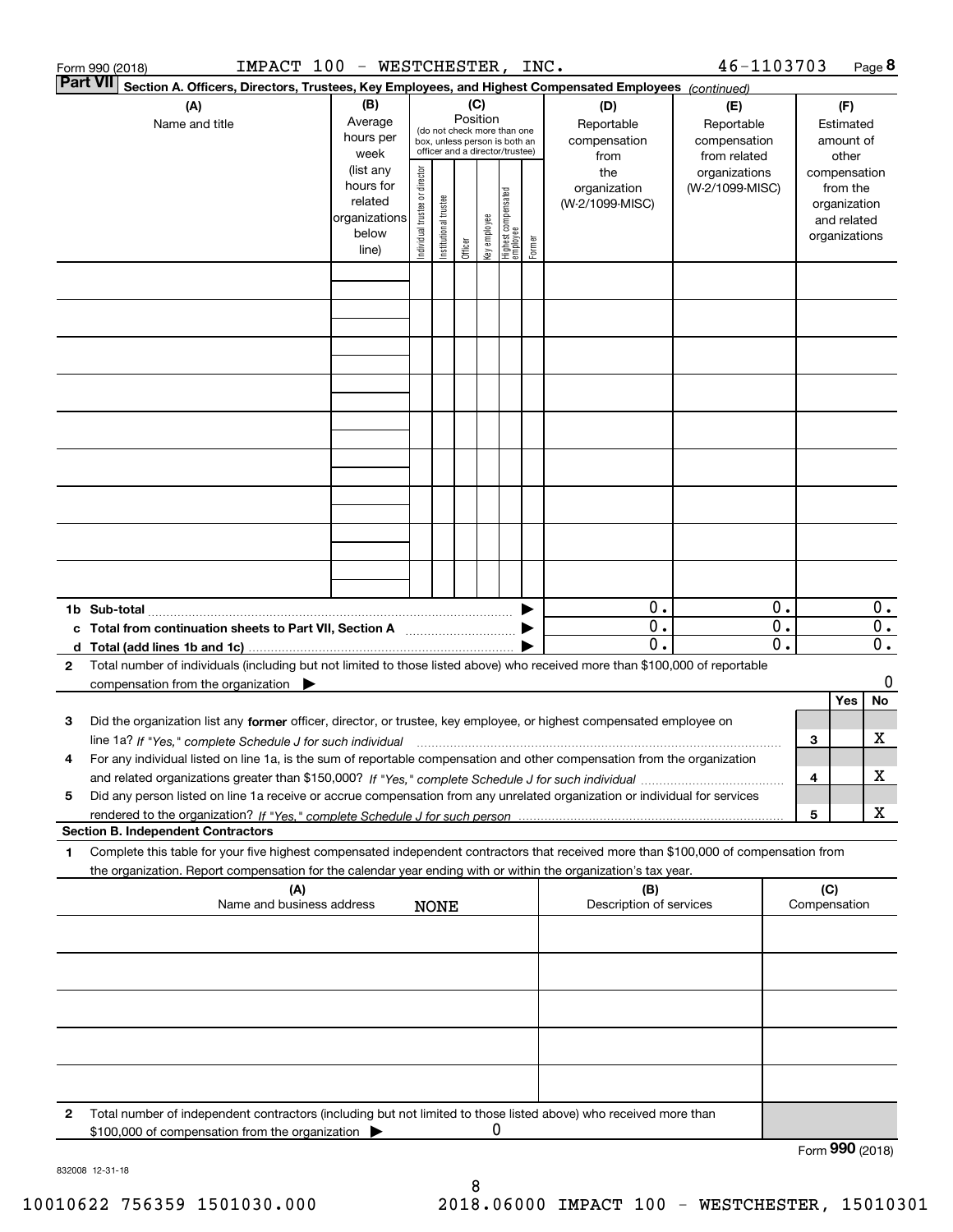Form 990 (2018) IMPACT 100 - WESTCHESTER, INC. 46-1103703 Page 8

**Part VII** **Section A. Officers, Directors, Trustees, Key Employees, and Highest Compensated Employees** *(continued)*

| (A) Name and title | (B) Average hours per week (list any hours for related organizations below line) | (C) Position (do not check more than one box, unless person is both an officer and a director/trustee): Individual trustee or director | Institutional trustee | Officer | Key employee | Highest compensated employee | Former | (D) Reportable compensation from the organization (W-2/1099-MISC) | (E) Reportable compensation from related organizations (W-2/1099-MISC) | (F) Estimated amount of other compensation from the organization and related organizations |
|---|---|---|---|---|---|---|---|---|---|---|
| | | | | | | | | | | |
| | | | | | | | | | | |
| | | | | | | | | | | |
| | | | | | | | | | | |
| | | | | | | | | | | |
| | | | | | | | | | | |
| | | | | | | | | | | |
| | | | | | | | | | | |
| | | | | | | | | | | |
| **1b Sub-total** | | | | | | | ▶ | 0. | 0. | 0. |
| **c Total from continuation sheets to Part VII, Section A** | | | | | | | ▶ | 0. | 0. | 0. |
| **d Total (add lines 1b and 1c)** | | | | | | | ▶ | 0. | 0. | 0. |

**2** Total number of individuals (including but not limited to those listed above) who received more than $100,000 of reportable compensation from the organization ▶ 0

| | | | Yes | No |
|---|---|---|---|---|
| **3** | Did the organization list any **former** officer, director, or trustee, key employee, or highest compensated employee on line 1a? *If "Yes," complete Schedule J for such individual* | 3 | | X |
| **4** | For any individual listed on line 1a, is the sum of reportable compensation and other compensation from the organization and related organizations greater than $150,000? *If "Yes," complete Schedule J for such individual* | 4 | | X |
| **5** | Did any person listed on line 1a receive or accrue compensation from any unrelated organization or individual for services rendered to the organization? *If "Yes," complete Schedule J for such person* | 5 | | X |

**Section B. Independent Contractors**

**1** Complete this table for your five highest compensated independent contractors that received more than $100,000 of compensation from the organization. Report compensation for the calendar year ending with or within the organization's tax year.

| (A) Name and business address NONE | (B) Description of services | (C) Compensation |
|---|---|---|
| | | |
| | | |
| | | |
| | | |
| | | |

**2** Total number of independent contractors (including but not limited to those listed above) who received more than $100,000 of compensation from the organization ▶ 0

Form **990** (2018)

832008 12-31-18

10010622 756359 1501030.000 2018.06000 IMPACT 100 - WESTCHESTER, 15010301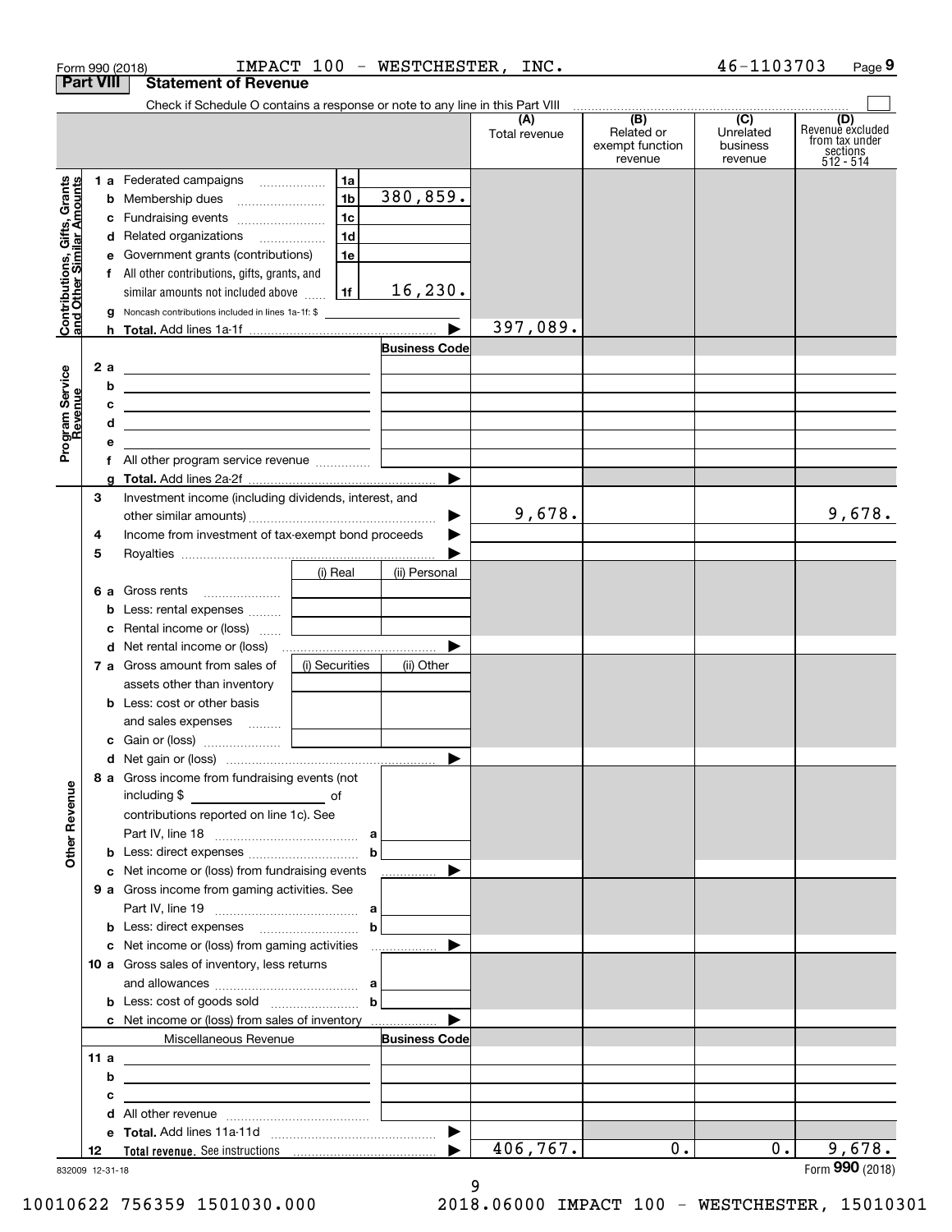Form 990 (2018) IMPACT 100 - WESTCHESTER, INC. 46-1103703 Page 9

## Part VIII Statement of Revenue

Check if Schedule O contains a response or note to any line in this Part VIII

| | | | | (A) Total revenue | (B) Related or exempt function revenue | (C) Unrelated business revenue | (D) Revenue excluded from tax under sections 512 - 514 |
|---|---|---|---|---|---|---|---|
| **Contributions, Gifts, Grants and Other Similar Amounts** | 1 a Federated campaigns | 1a | | | | | |
| | b Membership dues | 1b | 380,859. | | | | |
| | c Fundraising events | 1c | | | | | |
| | d Related organizations | 1d | | | | | |
| | e Government grants (contributions) | 1e | | | | | |
| | f All other contributions, gifts, grants, and similar amounts not included above | 1f | 16,230. | | | | |
| | g Noncash contributions included in lines 1a-1f: $ | | | | | | |
| | h **Total.** Add lines 1a-1f | | ▶ | 397,089. | | | |
| **Program Service Revenue** | | | **Business Code** | | | | |
| | 2 a | | | | | | |
| | b | | | | | | |
| | c | | | | | | |
| | d | | | | | | |
| | e | | | | | | |
| | f All other program service revenue | | | | | | |
| | g **Total.** Add lines 2a-2f | | ▶ | | | | |
| **Other Revenue** | 3 Investment income (including dividends, interest, and other similar amounts) | | ▶ | 9,678. | | | 9,678. |
| | 4 Income from investment of tax-exempt bond proceeds | | ▶ | | | | |
| | 5 Royalties | | ▶ | | | | |
| | | (i) Real | (ii) Personal | | | | |
| | 6 a Gross rents | | | | | | |
| | b Less: rental expenses | | | | | | |
| | c Rental income or (loss) | | | | | | |
| | d Net rental income or (loss) | | ▶ | | | | |
| | 7 a Gross amount from sales of assets other than inventory | (i) Securities | (ii) Other | | | | |
| | b Less: cost or other basis and sales expenses | | | | | | |
| | c Gain or (loss) | | | | | | |
| | d Net gain or (loss) | | ▶ | | | | |
| | 8 a Gross income from fundraising events (not including $ ___ of contributions reported on line 1c). See Part IV, line 18 | a | | | | | |
| | b Less: direct expenses | b | | | | | |
| | c Net income or (loss) from fundraising events | | ▶ | | | | |
| | 9 a Gross income from gaming activities. See Part IV, line 19 | a | | | | | |
| | b Less: direct expenses | b | | | | | |
| | c Net income or (loss) from gaming activities | | ▶ | | | | |
| | 10 a Gross sales of inventory, less returns and allowances | a | | | | | |
| | b Less: cost of goods sold | b | | | | | |
| | c Net income or (loss) from sales of inventory | | ▶ | | | | |
| | Miscellaneous Revenue | | **Business Code** | | | | |
| | 11 a | | | | | | |
| | b | | | | | | |
| | c | | | | | | |
| | d All other revenue | | | | | | |
| | e **Total.** Add lines 11a-11d | | ▶ | | | | |
| | 12 **Total revenue.** See instructions | | ▶ | 406,767. | 0. | 0. | 9,678. |

832009 12-31-18

Form **990** (2018)

10010622 756359 1501030.000 2018.06000 IMPACT 100 - WESTCHESTER, 15010301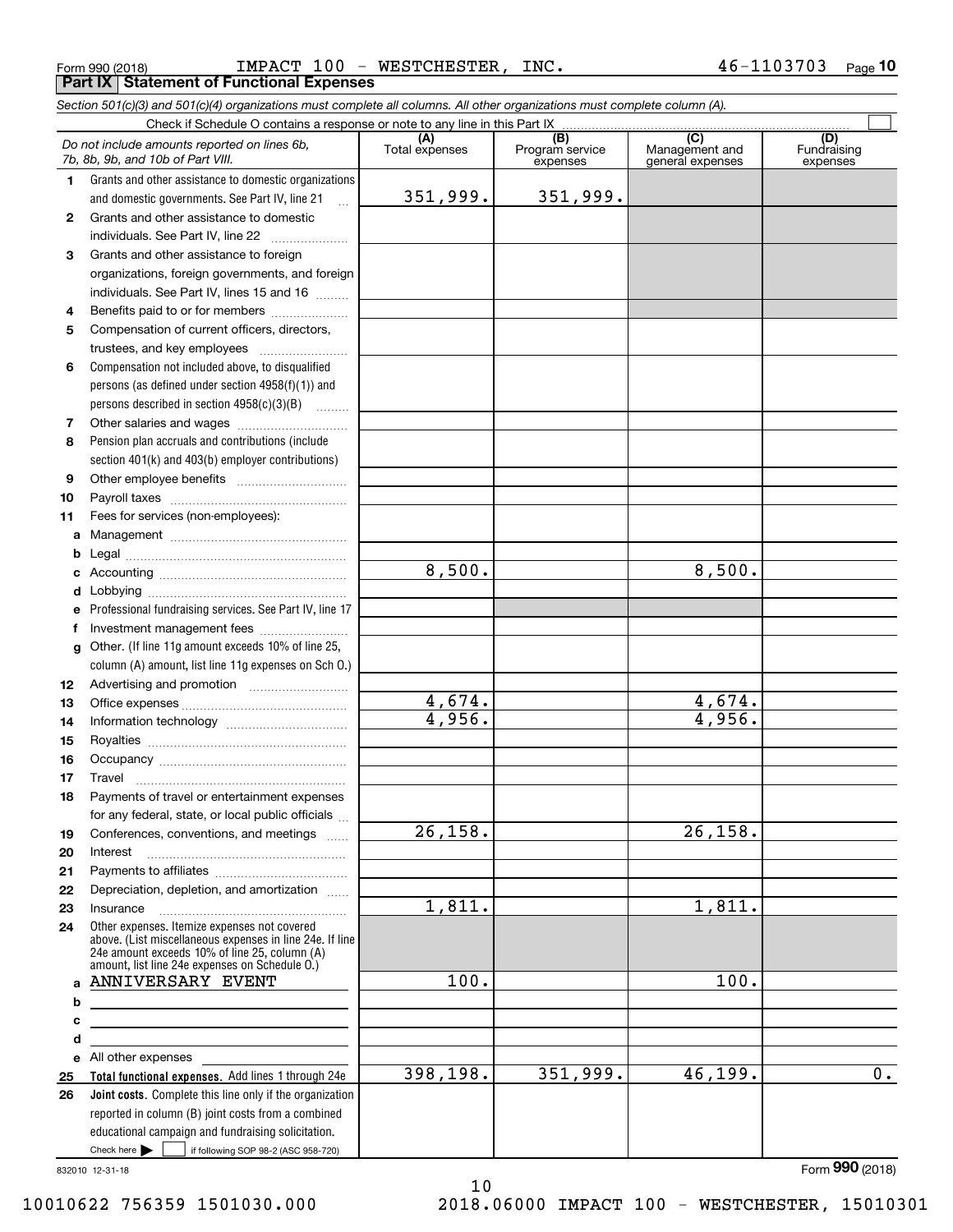Form 990 (2018) IMPACT 100 - WESTCHESTER, INC. 46-1103703 Page 10

**Part IX Statement of Functional Expenses**

*Section 501(c)(3) and 501(c)(4) organizations must complete all columns. All other organizations must complete column (A).*

Check if Schedule O contains a response or note to any line in this Part IX

| | *Do not include amounts reported on lines 6b, 7b, 8b, 9b, and 10b of Part VIII.* | (A) Total expenses | (B) Program service expenses | (C) Management and general expenses | (D) Fundraising expenses |
|---|---|---|---|---|---|
| 1 | Grants and other assistance to domestic organizations and domestic governments. See Part IV, line 21 | 351,999. | 351,999. | | |
| 2 | Grants and other assistance to domestic individuals. See Part IV, line 22 | | | | |
| 3 | Grants and other assistance to foreign organizations, foreign governments, and foreign individuals. See Part IV, lines 15 and 16 | | | | |
| 4 | Benefits paid to or for members | | | | |
| 5 | Compensation of current officers, directors, trustees, and key employees | | | | |
| 6 | Compensation not included above, to disqualified persons (as defined under section 4958(f)(1)) and persons described in section 4958(c)(3)(B) | | | | |
| 7 | Other salaries and wages | | | | |
| 8 | Pension plan accruals and contributions (include section 401(k) and 403(b) employer contributions) | | | | |
| 9 | Other employee benefits | | | | |
| 10 | Payroll taxes | | | | |
| 11 | Fees for services (non-employees): | | | | |
| a | Management | | | | |
| b | Legal | | | | |
| c | Accounting | 8,500. | | 8,500. | |
| d | Lobbying | | | | |
| e | Professional fundraising services. See Part IV, line 17 | | | | |
| f | Investment management fees | | | | |
| g | Other. (If line 11g amount exceeds 10% of line 25, column (A) amount, list line 11g expenses on Sch O.) | | | | |
| 12 | Advertising and promotion | | | | |
| 13 | Office expenses | 4,674. | | 4,674. | |
| 14 | Information technology | 4,956. | | 4,956. | |
| 15 | Royalties | | | | |
| 16 | Occupancy | | | | |
| 17 | Travel | | | | |
| 18 | Payments of travel or entertainment expenses for any federal, state, or local public officials | | | | |
| 19 | Conferences, conventions, and meetings | 26,158. | | 26,158. | |
| 20 | Interest | | | | |
| 21 | Payments to affiliates | | | | |
| 22 | Depreciation, depletion, and amortization | | | | |
| 23 | Insurance | 1,811. | | 1,811. | |
| 24 | Other expenses. Itemize expenses not covered above. (List miscellaneous expenses in line 24e. If line 24e amount exceeds 10% of line 25, column (A) amount, list line 24e expenses on Schedule O.) | | | | |
| a | ANNIVERSARY EVENT | 100. | | 100. | |
| b | | | | | |
| c | | | | | |
| d | | | | | |
| e | All other expenses | | | | |
| 25 | **Total functional expenses.** Add lines 1 through 24e | 398,198. | 351,999. | 46,199. | 0. |
| 26 | **Joint costs.** Complete this line only if the organization reported in column (B) joint costs from a combined educational campaign and fundraising solicitation. Check here ▶ ☐ if following SOP 98-2 (ASC 958-720) | | | | |

832010 12-31-18

Form **990** (2018)

10010622 756359 1501030.000 2018.06000 IMPACT 100 - WESTCHESTER, 15010301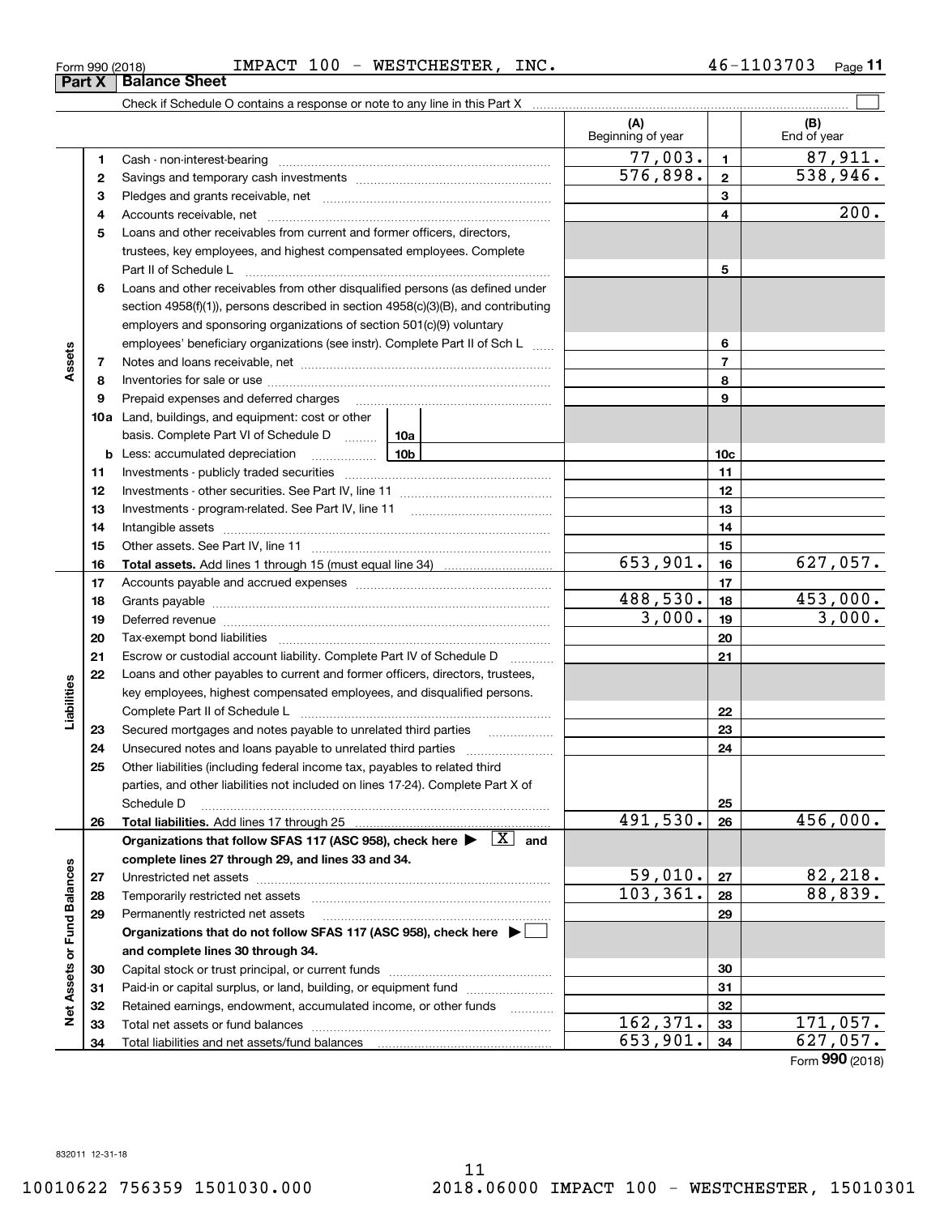Form 990 (2018) IMPACT 100 - WESTCHESTER, INC. 46-1103703

**Part X | Balance Sheet**

Check if Schedule O contains a response or note to any line in this Part X ☐

| | | | (A) Beginning of year | | (B) End of year |
|---|---|---|---|---|---|
| Assets | 1 | Cash - non-interest-bearing | 77,003. | 1 | 87,911. |
| | 2 | Savings and temporary cash investments | 576,898. | 2 | 538,946. |
| | 3 | Pledges and grants receivable, net | | 3 | |
| | 4 | Accounts receivable, net | | 4 | 200. |
| | 5 | Loans and other receivables from current and former officers, directors, trustees, key employees, and highest compensated employees. Complete Part II of Schedule L | | 5 | |
| | 6 | Loans and other receivables from other disqualified persons (as defined under section 4958(f)(1)), persons described in section 4958(c)(3)(B), and contributing employers and sponsoring organizations of section 501(c)(9) voluntary employees' beneficiary organizations (see instr). Complete Part II of Sch L | | 6 | |
| | 7 | Notes and loans receivable, net | | 7 | |
| | 8 | Inventories for sale or use | | 8 | |
| | 9 | Prepaid expenses and deferred charges | | 9 | |
| | 10a | Land, buildings, and equipment: cost or other basis. Complete Part VI of Schedule D 10a | | | |
| | b | Less: accumulated depreciation 10b | | 10c | |
| | 11 | Investments - publicly traded securities | | 11 | |
| | 12 | Investments - other securities. See Part IV, line 11 | | 12 | |
| | 13 | Investments - program-related. See Part IV, line 11 | | 13 | |
| | 14 | Intangible assets | | 14 | |
| | 15 | Other assets. See Part IV, line 11 | | 15 | |
| | 16 | **Total assets.** Add lines 1 through 15 (must equal line 34) | 653,901. | 16 | 627,057. |
| Liabilities | 17 | Accounts payable and accrued expenses | | 17 | |
| | 18 | Grants payable | 488,530. | 18 | 453,000. |
| | 19 | Deferred revenue | 3,000. | 19 | 3,000. |
| | 20 | Tax-exempt bond liabilities | | 20 | |
| | 21 | Escrow or custodial account liability. Complete Part IV of Schedule D | | 21 | |
| | 22 | Loans and other payables to current and former officers, directors, trustees, key employees, highest compensated employees, and disqualified persons. Complete Part II of Schedule L | | 22 | |
| | 23 | Secured mortgages and notes payable to unrelated third parties | | 23 | |
| | 24 | Unsecured notes and loans payable to unrelated third parties | | 24 | |
| | 25 | Other liabilities (including federal income tax, payables to related third parties, and other liabilities not included on lines 17-24). Complete Part X of Schedule D | | 25 | |
| | 26 | **Total liabilities.** Add lines 17 through 25 | 491,530. | 26 | 456,000. |
| Net Assets or Fund Balances | | **Organizations that follow SFAS 117 (ASC 958), check here ▶ [X] and complete lines 27 through 29, and lines 33 and 34.** | | | |
| | 27 | Unrestricted net assets | 59,010. | 27 | 82,218. |
| | 28 | Temporarily restricted net assets | 103,361. | 28 | 88,839. |
| | 29 | Permanently restricted net assets | | 29 | |
| | | **Organizations that do not follow SFAS 117 (ASC 958), check here ▶ ☐ and complete lines 30 through 34.** | | | |
| | 30 | Capital stock or trust principal, or current funds | | 30 | |
| | 31 | Paid-in or capital surplus, or land, building, or equipment fund | | 31 | |
| | 32 | Retained earnings, endowment, accumulated income, or other funds | | 32 | |
| | 33 | Total net assets or fund balances | 162,371. | 33 | 171,057. |
| | 34 | Total liabilities and net assets/fund balances | 653,901. | 34 | 627,057. |

Form **990** (2018)

832011 12-31-18

10010622 756359 1501030.000 2018.06000 IMPACT 100 - WESTCHESTER, 15010301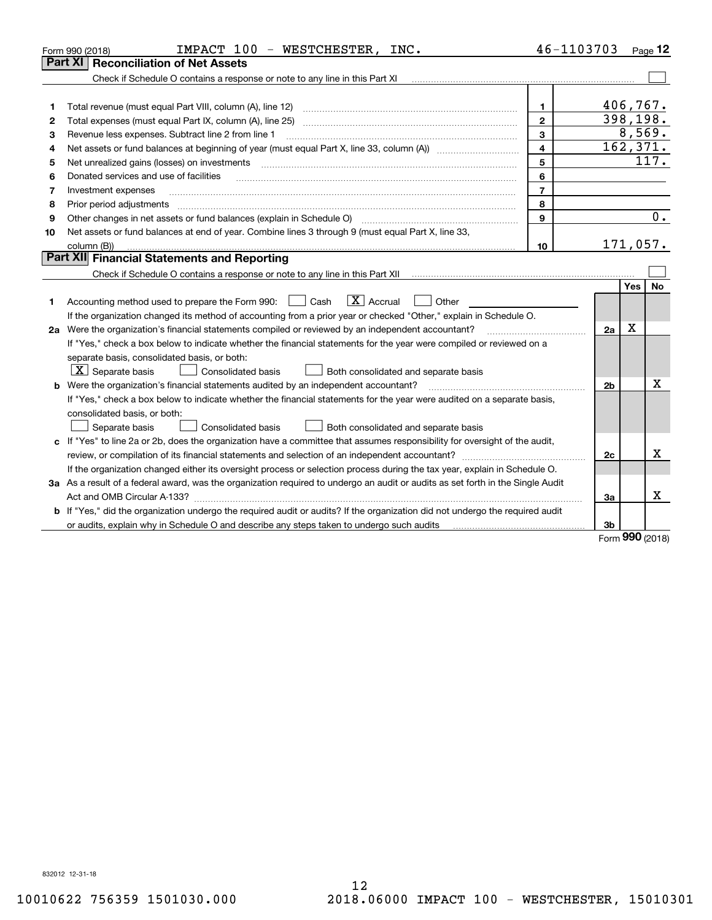Form 990 (2018) IMPACT 100 - WESTCHESTER, INC. 46-1103703 Page **12**

## Part XI Reconciliation of Net Assets

Check if Schedule O contains a response or note to any line in this Part XI ☐

| | | | |
|---|---|---|---|
| 1 | Total revenue (must equal Part VIII, column (A), line 12) | 1 | 406,767. |
| 2 | Total expenses (must equal Part IX, column (A), line 25) | 2 | 398,198. |
| 3 | Revenue less expenses. Subtract line 2 from line 1 | 3 | 8,569. |
| 4 | Net assets or fund balances at beginning of year (must equal Part X, line 33, column (A)) | 4 | 162,371. |
| 5 | Net unrealized gains (losses) on investments | 5 | 117. |
| 6 | Donated services and use of facilities | 6 | |
| 7 | Investment expenses | 7 | |
| 8 | Prior period adjustments | 8 | |
| 9 | Other changes in net assets or fund balances (explain in Schedule O) | 9 | 0. |
| 10 | Net assets or fund balances at end of year. Combine lines 3 through 9 (must equal Part X, line 33, column (B)) | 10 | 171,057. |

## Part XII Financial Statements and Reporting

Check if Schedule O contains a response or note to any line in this Part XII ☐

| | | | Yes | No |
|---|---|---|---|---|
| 1 | Accounting method used to prepare the Form 990: ☐ Cash ☒ Accrual ☐ Other<br>If the organization changed its method of accounting from a prior year or checked "Other," explain in Schedule O. | | | |
| 2a | Were the organization's financial statements compiled or reviewed by an independent accountant?<br>If "Yes," check a box below to indicate whether the financial statements for the year were compiled or reviewed on a separate basis, consolidated basis, or both:<br>☒ Separate basis ☐ Consolidated basis ☐ Both consolidated and separate basis | 2a | X | |
| b | Were the organization's financial statements audited by an independent accountant?<br>If "Yes," check a box below to indicate whether the financial statements for the year were audited on a separate basis, consolidated basis, or both:<br>☐ Separate basis ☐ Consolidated basis ☐ Both consolidated and separate basis | 2b | | X |
| c | If "Yes" to line 2a or 2b, does the organization have a committee that assumes responsibility for oversight of the audit, review, or compilation of its financial statements and selection of an independent accountant?<br>If the organization changed either its oversight process or selection process during the tax year, explain in Schedule O. | 2c | | X |
| 3a | As a result of a federal award, was the organization required to undergo an audit or audits as set forth in the Single Audit Act and OMB Circular A-133? | 3a | | X |
| b | If "Yes," did the organization undergo the required audit or audits? If the organization did not undergo the required audit or audits, explain why in Schedule O and describe any steps taken to undergo such audits | 3b | | |

Form **990** (2018)

832012 12-31-18

10010622 756359 1501030.000 2018.06000 IMPACT 100 - WESTCHESTER, 15010301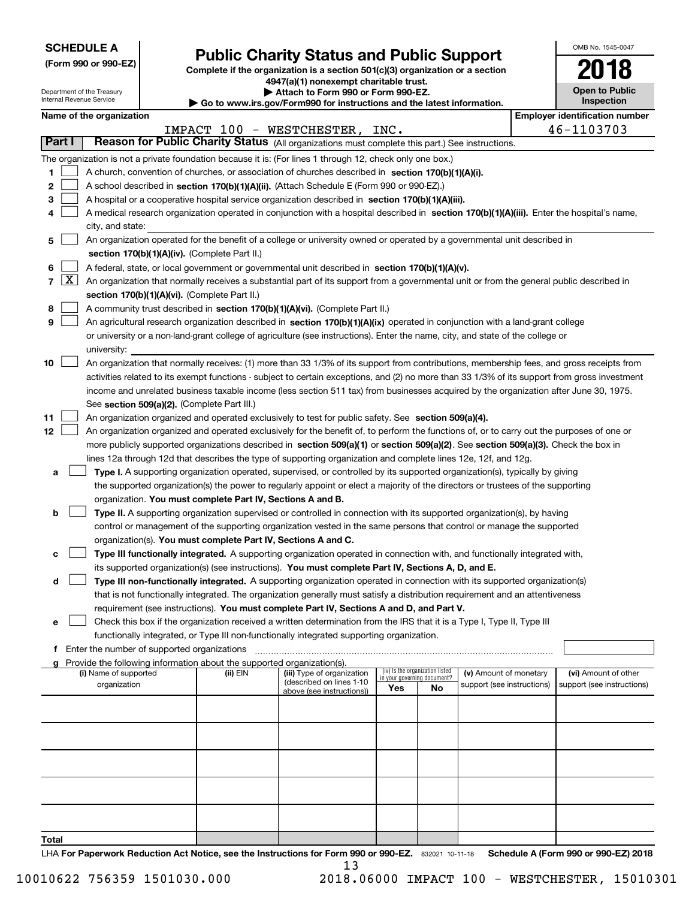**SCHEDULE A**
**(Form 990 or 990-EZ)**

Department of the Treasury
Internal Revenue Service

# Public Charity Status and Public Support

**Complete if the organization is a section 501(c)(3) organization or a section 4947(a)(1) nonexempt charitable trust.**
**▶ Attach to Form 990 or Form 990-EZ.**
**▶ Go to www.irs.gov/Form990 for instructions and the latest information.**

OMB No. 1545-0047
**2018**
**Open to Public Inspection**

**Name of the organization:** IMPACT 100 - WESTCHESTER, INC.
**Employer identification number:** 46-1103703

**Part I — Reason for Public Charity Status** (All organizations must complete this part.) See instructions.

The organization is not a private foundation because it is: (For lines 1 through 12, check only one box.)

1. [ ] A church, convention of churches, or association of churches described in **section 170(b)(1)(A)(i).**
2. [ ] A school described in **section 170(b)(1)(A)(ii).** (Attach Schedule E (Form 990 or 990-EZ).)
3. [ ] A hospital or a cooperative hospital service organization described in **section 170(b)(1)(A)(iii).**
4. [ ] A medical research organization operated in conjunction with a hospital described in **section 170(b)(1)(A)(iii).** Enter the hospital's name, city, and state:
5. [ ] An organization operated for the benefit of a college or university owned or operated by a governmental unit described in **section 170(b)(1)(A)(iv).** (Complete Part II.)
6. [ ] A federal, state, or local government or governmental unit described in **section 170(b)(1)(A)(v).**
7. [X] An organization that normally receives a substantial part of its support from a governmental unit or from the general public described in **section 170(b)(1)(A)(vi).** (Complete Part II.)
8. [ ] A community trust described in **section 170(b)(1)(A)(vi).** (Complete Part II.)
9. [ ] An agricultural research organization described in **section 170(b)(1)(A)(ix)** operated in conjunction with a land-grant college or university or a non-land-grant college of agriculture (see instructions). Enter the name, city, and state of the college or university:
10. [ ] An organization that normally receives: (1) more than 33 1/3% of its support from contributions, membership fees, and gross receipts from activities related to its exempt functions - subject to certain exceptions, and (2) no more than 33 1/3% of its support from gross investment income and unrelated business taxable income (less section 511 tax) from businesses acquired by the organization after June 30, 1975. See **section 509(a)(2).** (Complete Part III.)
11. [ ] An organization organized and operated exclusively to test for public safety. See **section 509(a)(4).**
12. [ ] An organization organized and operated exclusively for the benefit of, to perform the functions of, or to carry out the purposes of one or more publicly supported organizations described in **section 509(a)(1)** or **section 509(a)(2)**. See **section 509(a)(3).** Check the box in lines 12a through 12d that describes the type of supporting organization and complete lines 12e, 12f, and 12g.
   - **a** [ ] **Type I.** A supporting organization operated, supervised, or controlled by its supported organization(s), typically by giving the supported organization(s) the power to regularly appoint or elect a majority of the directors or trustees of the supporting organization. **You must complete Part IV, Sections A and B.**
   - **b** [ ] **Type II.** A supporting organization supervised or controlled in connection with its supported organization(s), by having control or management of the supporting organization vested in the same persons that control or manage the supported organization(s). **You must complete Part IV, Sections A and C.**
   - **c** [ ] **Type III functionally integrated.** A supporting organization operated in connection with, and functionally integrated with, its supported organization(s) (see instructions). **You must complete Part IV, Sections A, D, and E.**
   - **d** [ ] **Type III non-functionally integrated.** A supporting organization operated in connection with its supported organization(s) that is not functionally integrated. The organization generally must satisfy a distribution requirement and an attentiveness requirement (see instructions). **You must complete Part IV, Sections A and D, and Part V.**
   - **e** [ ] Check this box if the organization received a written determination from the IRS that it is a Type I, Type II, Type III functionally integrated, or Type III non-functionally integrated supporting organization.
   - **f** Enter the number of supported organizations
   - **g** Provide the following information about the supported organization(s).

| (i) Name of supported organization | (ii) EIN | (iii) Type of organization (described on lines 1-10 above (see instructions)) | (iv) Is the organization listed in your governing document? Yes | No | (v) Amount of monetary support (see instructions) | (vi) Amount of other support (see instructions) |
|---|---|---|---|---|---|---|
| | | | | | | |
| | | | | | | |
| | | | | | | |
| | | | | | | |
| | | | | | | |
| **Total** | | | | | | |

LHA **For Paperwork Reduction Act Notice, see the Instructions for Form 990 or 990-EZ.** 832021 10-11-18 **Schedule A (Form 990 or 990-EZ) 2018**

10010622 756359 1501030.000 2018.06000 IMPACT 100 - WESTCHESTER, 15010301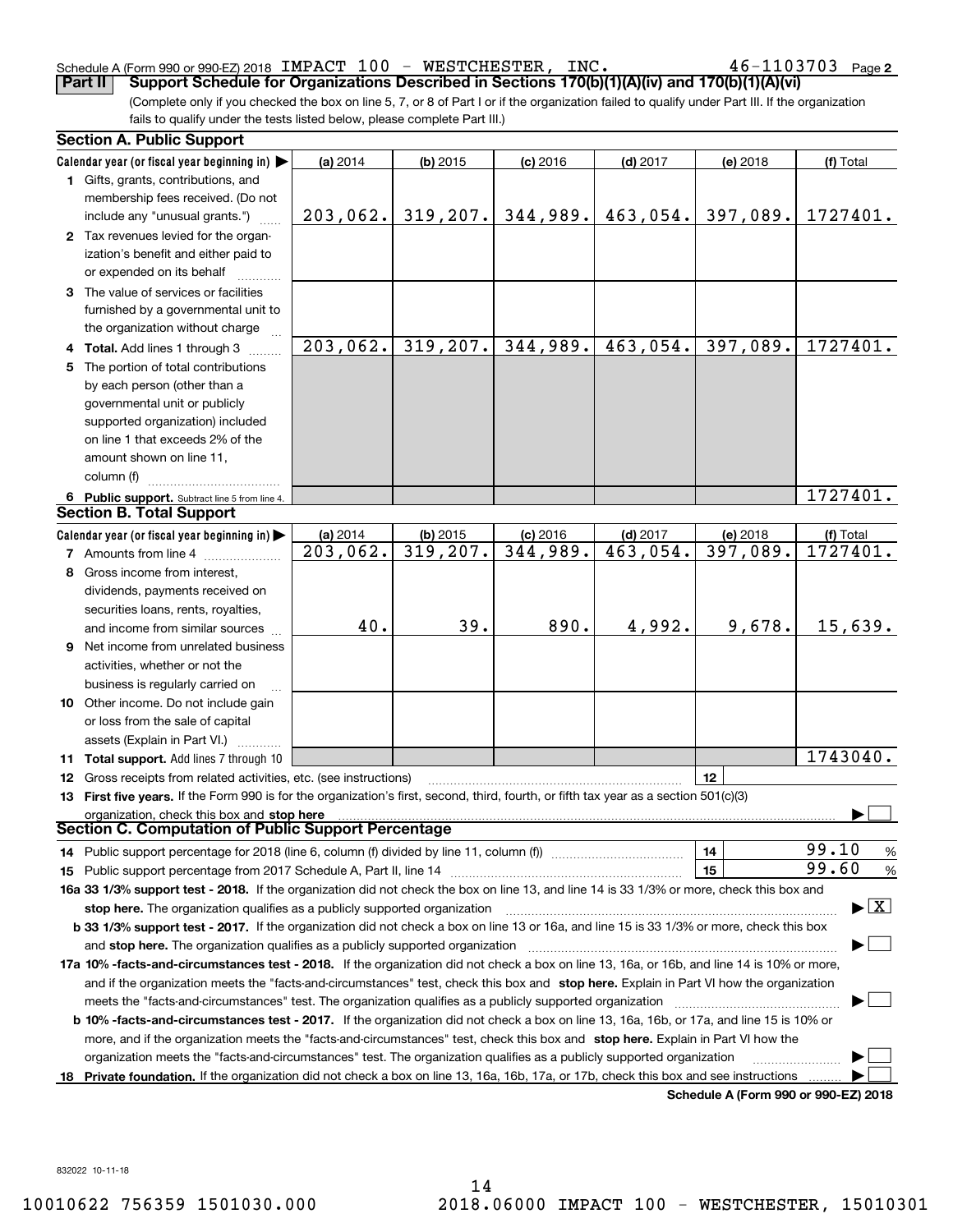Schedule A (Form 990 or 990-EZ) 2018 IMPACT 100 - WESTCHESTER, INC. 46-1103703 Page 2

**Part II** **Support Schedule for Organizations Described in Sections 170(b)(1)(A)(iv) and 170(b)(1)(A)(vi)**

(Complete only if you checked the box on line 5, 7, or 8 of Part I or if the organization failed to qualify under Part III. If the organization fails to qualify under the tests listed below, please complete Part III.)

**Section A. Public Support**

| Calendar year (or fiscal year beginning in) ▶ | (a) 2014 | (b) 2015 | (c) 2016 | (d) 2017 | (e) 2018 | (f) Total |
|---|---|---|---|---|---|---|
| **1** Gifts, grants, contributions, and membership fees received. (Do not include any "unusual grants.") | 203,062. | 319,207. | 344,989. | 463,054. | 397,089. | 1727401. |
| **2** Tax revenues levied for the organization's benefit and either paid to or expended on its behalf | | | | | | |
| **3** The value of services or facilities furnished by a governmental unit to the organization without charge | | | | | | |
| **4** **Total.** Add lines 1 through 3 | 203,062. | 319,207. | 344,989. | 463,054. | 397,089. | 1727401. |
| **5** The portion of total contributions by each person (other than a governmental unit or publicly supported organization) included on line 1 that exceeds 2% of the amount shown on line 11, column (f) | | | | | | |
| **6** **Public support.** Subtract line 5 from line 4. | | | | | | 1727401. |

**Section B. Total Support**

| Calendar year (or fiscal year beginning in) ▶ | (a) 2014 | (b) 2015 | (c) 2016 | (d) 2017 | (e) 2018 | (f) Total |
|---|---|---|---|---|---|---|
| **7** Amounts from line 4 | 203,062. | 319,207. | 344,989. | 463,054. | 397,089. | 1727401. |
| **8** Gross income from interest, dividends, payments received on securities loans, rents, royalties, and income from similar sources | 40. | 39. | 890. | 4,992. | 9,678. | 15,639. |
| **9** Net income from unrelated business activities, whether or not the business is regularly carried on | | | | | | |
| **10** Other income. Do not include gain or loss from the sale of capital assets (Explain in Part VI.) | | | | | | |
| **11** **Total support.** Add lines 7 through 10 | | | | | | 1743040. |

**12** Gross receipts from related activities, etc. (see instructions) | **12** |

**13** **First five years.** If the Form 990 is for the organization's first, second, third, fourth, or fifth tax year as a section 501(c)(3) organization, check this box and **stop here** ▶ ☐

**Section C. Computation of Public Support Percentage**

**14** Public support percentage for 2018 (line 6, column (f) divided by line 11, column (f)) | **14** | 99.10 %

**15** Public support percentage from 2017 Schedule A, Part II, line 14 | **15** | 99.60 %

**16a 33 1/3% support test - 2018.** If the organization did not check the box on line 13, and line 14 is 33 1/3% or more, check this box and **stop here.** The organization qualifies as a publicly supported organization ▶ ☒

**b 33 1/3% support test - 2017.** If the organization did not check a box on line 13 or 16a, and line 15 is 33 1/3% or more, check this box and **stop here.** The organization qualifies as a publicly supported organization ▶ ☐

**17a 10% -facts-and-circumstances test - 2018.** If the organization did not check a box on line 13, 16a, or 16b, and line 14 is 10% or more, and if the organization meets the "facts-and-circumstances" test, check this box and **stop here.** Explain in Part VI how the organization meets the "facts-and-circumstances" test. The organization qualifies as a publicly supported organization ▶ ☐

**b 10% -facts-and-circumstances test - 2017.** If the organization did not check a box on line 13, 16a, 16b, or 17a, and line 15 is 10% or more, and if the organization meets the "facts-and-circumstances" test, check this box and **stop here.** Explain in Part VI how the organization meets the "facts-and-circumstances" test. The organization qualifies as a publicly supported organization ▶ ☐

**18** **Private foundation.** If the organization did not check a box on line 13, 16a, 16b, 17a, or 17b, check this box and see instructions ▶ ☐

**Schedule A (Form 990 or 990-EZ) 2018**

832022 10-11-18

10010622 756359 1501030.000 2018.06000 IMPACT 100 - WESTCHESTER, 15010301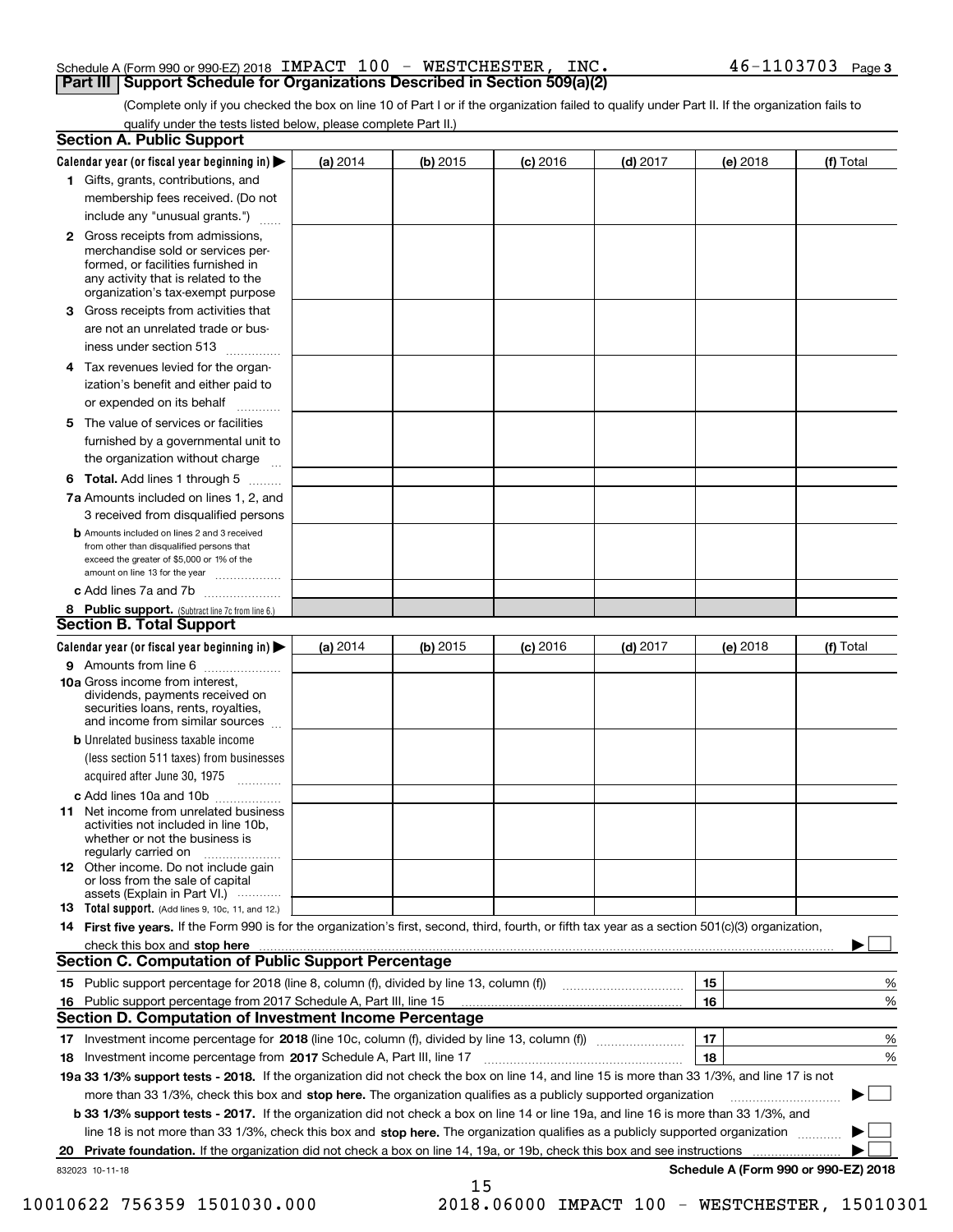Schedule A (Form 990 or 990-EZ) 2018 IMPACT 100 - WESTCHESTER, INC. 46-1103703 Page 3

## Part III Support Schedule for Organizations Described in Section 509(a)(2)

(Complete only if you checked the box on line 10 of Part I or if the organization failed to qualify under Part II. If the organization fails to qualify under the tests listed below, please complete Part II.)

### Section A. Public Support

| Calendar year (or fiscal year beginning in) ▶ | (a) 2014 | (b) 2015 | (c) 2016 | (d) 2017 | (e) 2018 | (f) Total |
|---|---|---|---|---|---|---|
| 1 Gifts, grants, contributions, and membership fees received. (Do not include any "unusual grants.") | | | | | | |
| 2 Gross receipts from admissions, merchandise sold or services performed, or facilities furnished in any activity that is related to the organization's tax-exempt purpose | | | | | | |
| 3 Gross receipts from activities that are not an unrelated trade or business under section 513 | | | | | | |
| 4 Tax revenues levied for the organization's benefit and either paid to or expended on its behalf | | | | | | |
| 5 The value of services or facilities furnished by a governmental unit to the organization without charge | | | | | | |
| 6 **Total.** Add lines 1 through 5 | | | | | | |
| 7a Amounts included on lines 1, 2, and 3 received from disqualified persons | | | | | | |
| b Amounts included on lines 2 and 3 received from other than disqualified persons that exceed the greater of $5,000 or 1% of the amount on line 13 for the year | | | | | | |
| c Add lines 7a and 7b | | | | | | |
| 8 **Public support.** (Subtract line 7c from line 6.) | | | | | | |

### Section B. Total Support

| Calendar year (or fiscal year beginning in) ▶ | (a) 2014 | (b) 2015 | (c) 2016 | (d) 2017 | (e) 2018 | (f) Total |
|---|---|---|---|---|---|---|
| 9 Amounts from line 6 | | | | | | |
| 10a Gross income from interest, dividends, payments received on securities loans, rents, royalties, and income from similar sources | | | | | | |
| b Unrelated business taxable income (less section 511 taxes) from businesses acquired after June 30, 1975 | | | | | | |
| c Add lines 10a and 10b | | | | | | |
| 11 Net income from unrelated business activities not included in line 10b, whether or not the business is regularly carried on | | | | | | |
| 12 Other income. Do not include gain or loss from the sale of capital assets (Explain in Part VI.) | | | | | | |
| 13 **Total support.** (Add lines 9, 10c, 11, and 12.) | | | | | | |

14 **First five years.** If the Form 990 is for the organization's first, second, third, fourth, or fifth tax year as a section 501(c)(3) organization, check this box and **stop here** ▶ ☐

### Section C. Computation of Public Support Percentage

| | | |
|---|---|---|
| 15 Public support percentage for 2018 (line 8, column (f), divided by line 13, column (f)) | 15 | % |
| 16 Public support percentage from 2017 Schedule A, Part III, line 15 | 16 | % |

### Section D. Computation of Investment Income Percentage

| | | |
|---|---|---|
| 17 Investment income percentage for **2018** (line 10c, column (f), divided by line 13, column (f)) | 17 | % |
| 18 Investment income percentage from **2017** Schedule A, Part III, line 17 | 18 | % |

**19a 33 1/3% support tests - 2018.** If the organization did not check the box on line 14, and line 15 is more than 33 1/3%, and line 17 is not more than 33 1/3%, check this box and **stop here.** The organization qualifies as a publicly supported organization ▶ ☐

**b 33 1/3% support tests - 2017.** If the organization did not check a box on line 14 or line 19a, and line 16 is more than 33 1/3%, and line 18 is not more than 33 1/3%, check this box and **stop here.** The organization qualifies as a publicly supported organization ▶ ☐

**20 Private foundation.** If the organization did not check a box on line 14, 19a, or 19b, check this box and see instructions ▶ ☐

832023 10-11-18 **Schedule A (Form 990 or 990-EZ) 2018**

10010622 756359 1501030.000 2018.06000 IMPACT 100 - WESTCHESTER, 15010301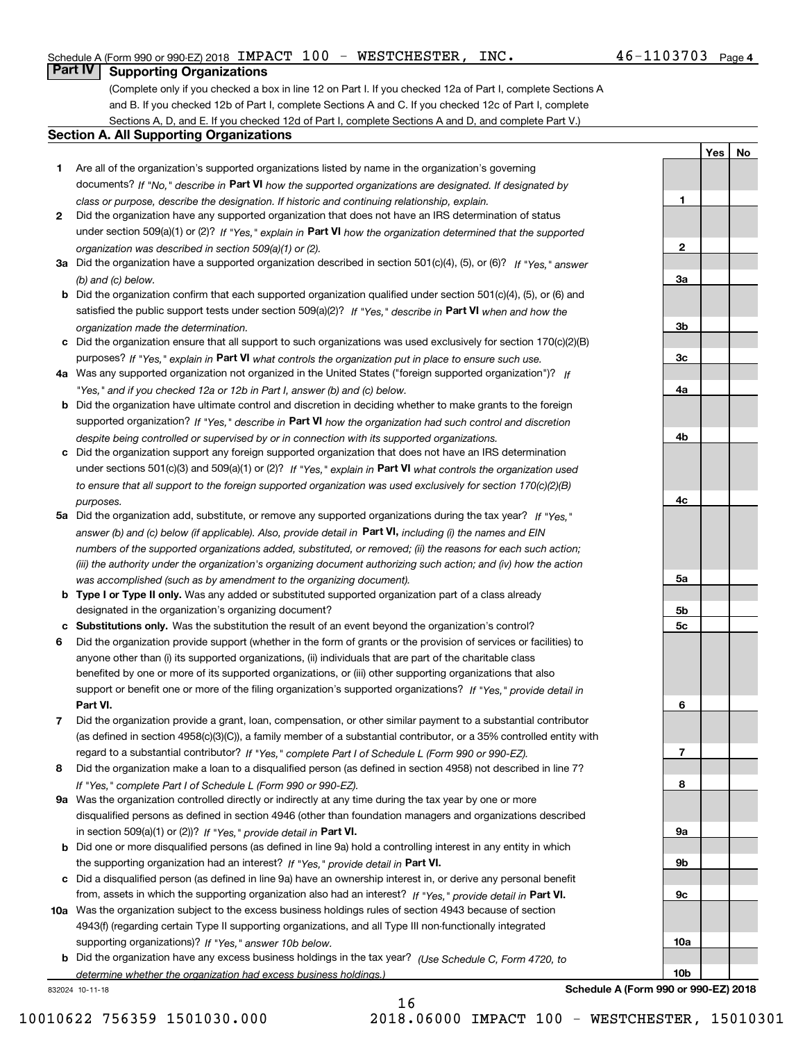Schedule A (Form 990 or 990-EZ) 2018 IMPACT 100 - WESTCHESTER, INC. 46-1103703 Page 4

## Part IV Supporting Organizations

(Complete only if you checked a box in line 12 on Part I. If you checked 12a of Part I, complete Sections A and B. If you checked 12b of Part I, complete Sections A and C. If you checked 12c of Part I, complete Sections A, D, and E. If you checked 12d of Part I, complete Sections A and D, and complete Part V.)

### Section A. All Supporting Organizations

| | | | Yes | No |
|---|---|---|---|---|
| **1** | Are all of the organization's supported organizations listed by name in the organization's governing documents? *If "No," describe in* **Part VI** *how the supported organizations are designated. If designated by class or purpose, describe the designation. If historic and continuing relationship, explain.* | 1 | | |
| **2** | Did the organization have any supported organization that does not have an IRS determination of status under section 509(a)(1) or (2)? *If "Yes," explain in* **Part VI** *how the organization determined that the supported organization was described in section 509(a)(1) or (2).* | 2 | | |
| **3a** | Did the organization have a supported organization described in section 501(c)(4), (5), or (6)? *If "Yes," answer (b) and (c) below.* | 3a | | |
| **b** | Did the organization confirm that each supported organization qualified under section 501(c)(4), (5), or (6) and satisfied the public support tests under section 509(a)(2)? *If "Yes," describe in* **Part VI** *when and how the organization made the determination.* | 3b | | |
| **c** | Did the organization ensure that all support to such organizations was used exclusively for section 170(c)(2)(B) purposes? *If "Yes," explain in* **Part VI** *what controls the organization put in place to ensure such use.* | 3c | | |
| **4a** | Was any supported organization not organized in the United States ("foreign supported organization")? *If "Yes," and if you checked 12a or 12b in Part I, answer (b) and (c) below.* | 4a | | |
| **b** | Did the organization have ultimate control and discretion in deciding whether to make grants to the foreign supported organization? *If "Yes," describe in* **Part VI** *how the organization had such control and discretion despite being controlled or supervised by or in connection with its supported organizations.* | 4b | | |
| **c** | Did the organization support any foreign supported organization that does not have an IRS determination under sections 501(c)(3) and 509(a)(1) or (2)? *If "Yes," explain in* **Part VI** *what controls the organization used to ensure that all support to the foreign supported organization was used exclusively for section 170(c)(2)(B) purposes.* | 4c | | |
| **5a** | Did the organization add, substitute, or remove any supported organizations during the tax year? *If "Yes," answer (b) and (c) below (if applicable). Also, provide detail in* **Part VI,** *including (i) the names and EIN numbers of the supported organizations added, substituted, or removed; (ii) the reasons for each such action; (iii) the authority under the organization's organizing document authorizing such action; and (iv) how the action was accomplished (such as by amendment to the organizing document).* | 5a | | |
| **b** | **Type I or Type II only.** Was any added or substituted supported organization part of a class already designated in the organization's organizing document? | 5b | | |
| **c** | **Substitutions only.** Was the substitution the result of an event beyond the organization's control? | 5c | | |
| **6** | Did the organization provide support (whether in the form of grants or the provision of services or facilities) to anyone other than (i) its supported organizations, (ii) individuals that are part of the charitable class benefited by one or more of its supported organizations, or (iii) other supporting organizations that also support or benefit one or more of the filing organization's supported organizations? *If "Yes," provide detail in* **Part VI.** | 6 | | |
| **7** | Did the organization provide a grant, loan, compensation, or other similar payment to a substantial contributor (as defined in section 4958(c)(3)(C)), a family member of a substantial contributor, or a 35% controlled entity with regard to a substantial contributor? *If "Yes," complete Part I of Schedule L (Form 990 or 990-EZ).* | 7 | | |
| **8** | Did the organization make a loan to a disqualified person (as defined in section 4958) not described in line 7? *If "Yes," complete Part I of Schedule L (Form 990 or 990-EZ).* | 8 | | |
| **9a** | Was the organization controlled directly or indirectly at any time during the tax year by one or more disqualified persons as defined in section 4946 (other than foundation managers and organizations described in section 509(a)(1) or (2))? *If "Yes," provide detail in* **Part VI.** | 9a | | |
| **b** | Did one or more disqualified persons (as defined in line 9a) hold a controlling interest in any entity in which the supporting organization had an interest? *If "Yes," provide detail in* **Part VI.** | 9b | | |
| **c** | Did a disqualified person (as defined in line 9a) have an ownership interest in, or derive any personal benefit from, assets in which the supporting organization also had an interest? *If "Yes," provide detail in* **Part VI.** | 9c | | |
| **10a** | Was the organization subject to the excess business holdings rules of section 4943 because of section 4943(f) (regarding certain Type II supporting organizations, and all Type III non-functionally integrated supporting organizations)? *If "Yes," answer 10b below.* | 10a | | |
| **b** | Did the organization have any excess business holdings in the tax year? *(Use Schedule C, Form 4720, to determine whether the organization had excess business holdings.)* | 10b | | |

832024 10-11-18 **Schedule A (Form 990 or 990-EZ) 2018**

10010622 756359 1501030.000 2018.06000 IMPACT 100 - WESTCHESTER, 15010301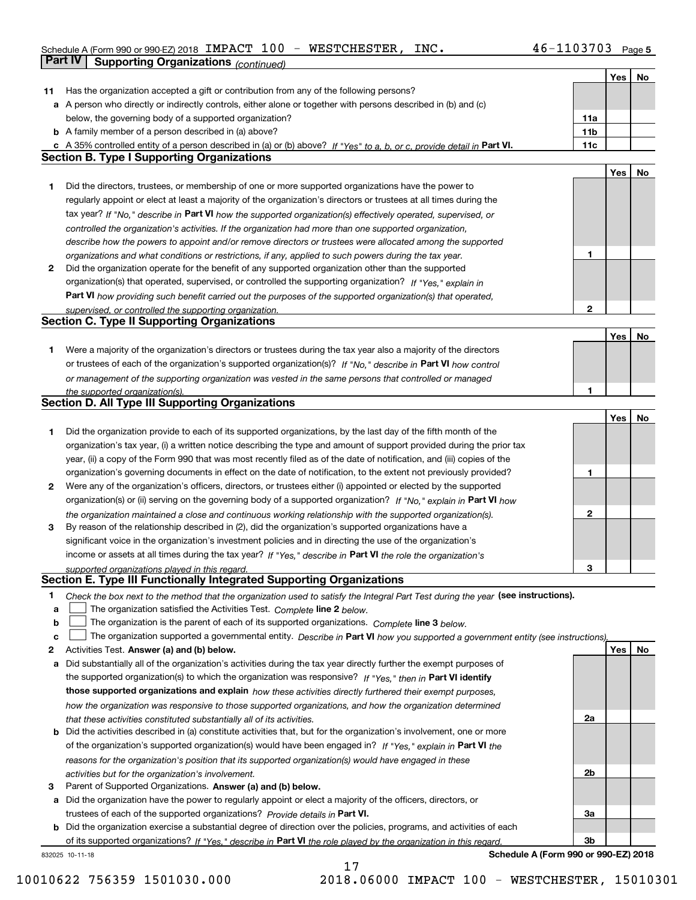Schedule A (Form 990 or 990-EZ) 2018 IMPACT 100 - WESTCHESTER, INC. 46-1103703

## Part IV Supporting Organizations *(continued)*

| | | | Yes | No |
|---|---|---|---|---|
| **11** | Has the organization accepted a gift or contribution from any of the following persons? | | | |
| **a** | A person who directly or indirectly controls, either alone or together with persons described in (b) and (c) below, the governing body of a supported organization? | 11a | | |
| **b** | A family member of a person described in (a) above? | 11b | | |
| **c** | A 35% controlled entity of a person described in (a) or (b) above? *If "Yes" to a, b, or c, provide detail in* **Part VI.** | 11c | | |

### Section B. Type I Supporting Organizations

| | | | Yes | No |
|---|---|---|---|---|
| **1** | Did the directors, trustees, or membership of one or more supported organizations have the power to regularly appoint or elect at least a majority of the organization's directors or trustees at all times during the tax year? *If "No," describe in* **Part VI** *how the supported organization(s) effectively operated, supervised, or controlled the organization's activities. If the organization had more than one supported organization, describe how the powers to appoint and/or remove directors or trustees were allocated among the supported organizations and what conditions or restrictions, if any, applied to such powers during the tax year.* | 1 | | |
| **2** | Did the organization operate for the benefit of any supported organization other than the supported organization(s) that operated, supervised, or controlled the supporting organization? *If "Yes," explain in* **Part VI** *how providing such benefit carried out the purposes of the supported organization(s) that operated, supervised, or controlled the supporting organization.* | 2 | | |

### Section C. Type II Supporting Organizations

| | | | Yes | No |
|---|---|---|---|---|
| **1** | Were a majority of the organization's directors or trustees during the tax year also a majority of the directors or trustees of each of the organization's supported organization(s)? *If "No," describe in* **Part VI** *how control or management of the supporting organization was vested in the same persons that controlled or managed the supported organization(s).* | 1 | | |

### Section D. All Type III Supporting Organizations

| | | | Yes | No |
|---|---|---|---|---|
| **1** | Did the organization provide to each of its supported organizations, by the last day of the fifth month of the organization's tax year, (i) a written notice describing the type and amount of support provided during the prior tax year, (ii) a copy of the Form 990 that was most recently filed as of the date of notification, and (iii) copies of the organization's governing documents in effect on the date of notification, to the extent not previously provided? | 1 | | |
| **2** | Were any of the organization's officers, directors, or trustees either (i) appointed or elected by the supported organization(s) or (ii) serving on the governing body of a supported organization? *If "No," explain in* **Part VI** *how the organization maintained a close and continuous working relationship with the supported organization(s).* | 2 | | |
| **3** | By reason of the relationship described in (2), did the organization's supported organizations have a significant voice in the organization's investment policies and in directing the use of the organization's income or assets at all times during the tax year? *If "Yes," describe in* **Part VI** *the role the organization's supported organizations played in this regard.* | 3 | | |

### Section E. Type III Functionally Integrated Supporting Organizations

**1** *Check the box next to the method that the organization used to satisfy the Integral Part Test during the year* **(see instructions).**

- **a** ☐ The organization satisfied the Activities Test. *Complete* **line 2** *below.*
- **b** ☐ The organization is the parent of each of its supported organizations. *Complete* **line 3** *below.*
- **c** ☐ The organization supported a governmental entity. *Describe in* **Part VI** *how you supported a government entity (see instructions).*

| | | | Yes | No |
|---|---|---|---|---|
| **2** | Activities Test. **Answer (a) and (b) below.** | | | |
| **a** | Did substantially all of the organization's activities during the tax year directly further the exempt purposes of the supported organization(s) to which the organization was responsive? *If "Yes," then in* **Part VI identify those supported organizations and explain** *how these activities directly furthered their exempt purposes, how the organization was responsive to those supported organizations, and how the organization determined that these activities constituted substantially all of its activities.* | 2a | | |
| **b** | Did the activities described in (a) constitute activities that, but for the organization's involvement, one or more of the organization's supported organization(s) would have been engaged in? *If "Yes," explain in* **Part VI** *the reasons for the organization's position that its supported organization(s) would have engaged in these activities but for the organization's involvement.* | 2b | | |
| **3** | Parent of Supported Organizations. **Answer (a) and (b) below.** | | | |
| **a** | Did the organization have the power to regularly appoint or elect a majority of the officers, directors, or trustees of each of the supported organizations? *Provide details in* **Part VI.** | 3a | | |
| **b** | Did the organization exercise a substantial degree of direction over the policies, programs, and activities of each of its supported organizations? *If "Yes," describe in* **Part VI** *the role played by the organization in this regard.* | 3b | | |

832025 10-11-18 **Schedule A (Form 990 or 990-EZ) 2018**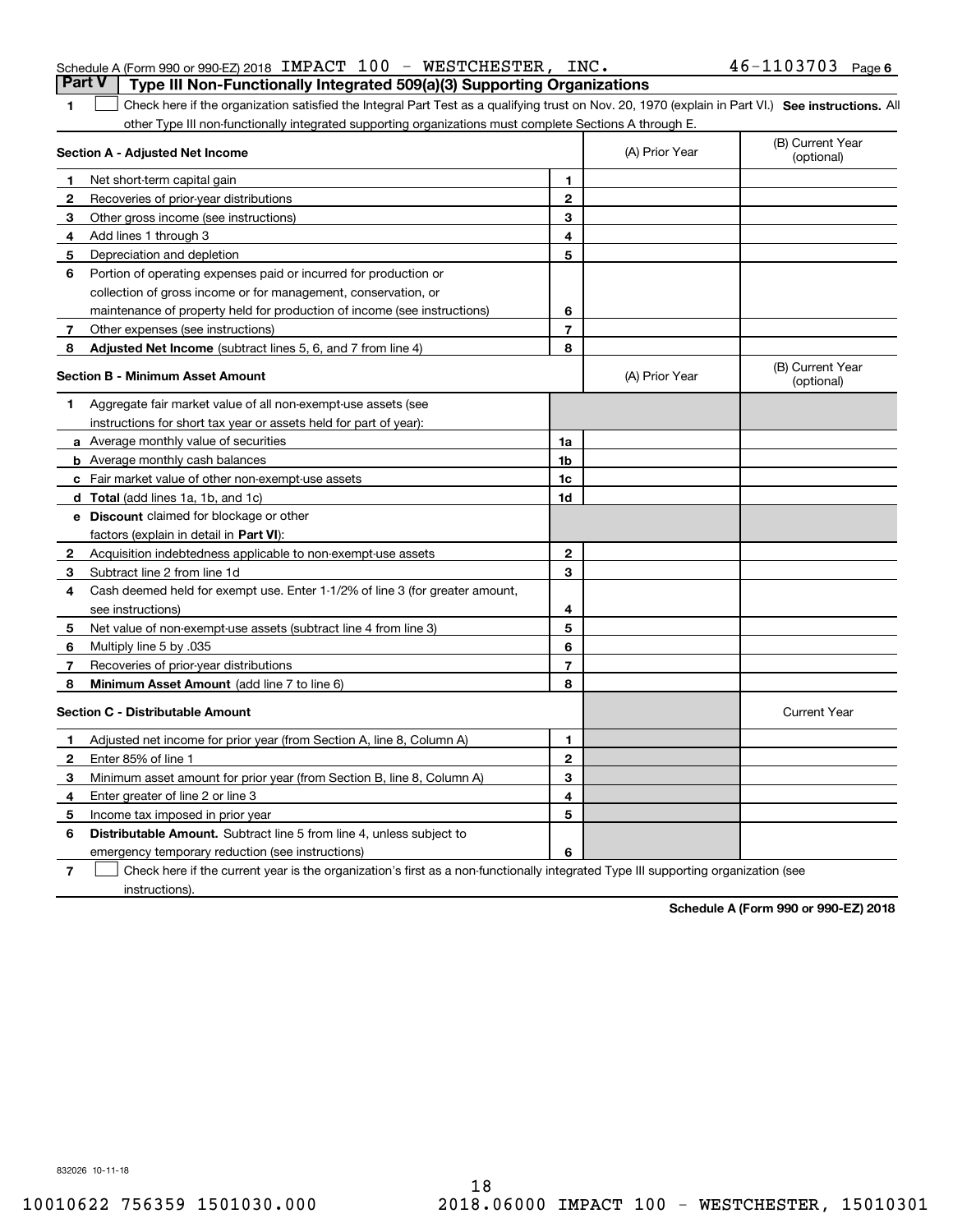Schedule A (Form 990 or 990-EZ) 2018 IMPACT 100 - WESTCHESTER, INC. 46-1103703 Page 6

## Part V Type III Non-Functionally Integrated 509(a)(3) Supporting Organizations

1 ☐ Check here if the organization satisfied the Integral Part Test as a qualifying trust on Nov. 20, 1970 (explain in Part VI.) **See instructions.** All other Type III non-functionally integrated supporting organizations must complete Sections A through E.

| **Section A - Adjusted Net Income** | | (A) Prior Year | (B) Current Year (optional) |
|---|---|---|---|
| 1 Net short-term capital gain | 1 | | |
| 2 Recoveries of prior-year distributions | 2 | | |
| 3 Other gross income (see instructions) | 3 | | |
| 4 Add lines 1 through 3 | 4 | | |
| 5 Depreciation and depletion | 5 | | |
| 6 Portion of operating expenses paid or incurred for production or collection of gross income or for management, conservation, or maintenance of property held for production of income (see instructions) | 6 | | |
| 7 Other expenses (see instructions) | 7 | | |
| 8 **Adjusted Net Income** (subtract lines 5, 6, and 7 from line 4) | 8 | | |

| **Section B - Minimum Asset Amount** | | (A) Prior Year | (B) Current Year (optional) |
|---|---|---|---|
| 1 Aggregate fair market value of all non-exempt-use assets (see instructions for short tax year or assets held for part of year): | | | |
| a Average monthly value of securities | 1a | | |
| b Average monthly cash balances | 1b | | |
| c Fair market value of other non-exempt-use assets | 1c | | |
| d **Total** (add lines 1a, 1b, and 1c) | 1d | | |
| e **Discount** claimed for blockage or other factors (explain in detail in **Part VI**): | | | |
| 2 Acquisition indebtedness applicable to non-exempt-use assets | 2 | | |
| 3 Subtract line 2 from line 1d | 3 | | |
| 4 Cash deemed held for exempt use. Enter 1-1/2% of line 3 (for greater amount, see instructions) | 4 | | |
| 5 Net value of non-exempt-use assets (subtract line 4 from line 3) | 5 | | |
| 6 Multiply line 5 by .035 | 6 | | |
| 7 Recoveries of prior-year distributions | 7 | | |
| 8 **Minimum Asset Amount** (add line 7 to line 6) | 8 | | |

| **Section C - Distributable Amount** | | | Current Year |
|---|---|---|---|
| 1 Adjusted net income for prior year (from Section A, line 8, Column A) | 1 | | |
| 2 Enter 85% of line 1 | 2 | | |
| 3 Minimum asset amount for prior year (from Section B, line 8, Column A) | 3 | | |
| 4 Enter greater of line 2 or line 3 | 4 | | |
| 5 Income tax imposed in prior year | 5 | | |
| 6 **Distributable Amount.** Subtract line 5 from line 4, unless subject to emergency temporary reduction (see instructions) | 6 | | |

7 ☐ Check here if the current year is the organization's first as a non-functionally integrated Type III supporting organization (see instructions).

**Schedule A (Form 990 or 990-EZ) 2018**

832026 10-11-18

10010622 756359 1501030.000 2018.06000 IMPACT 100 - WESTCHESTER, 15010301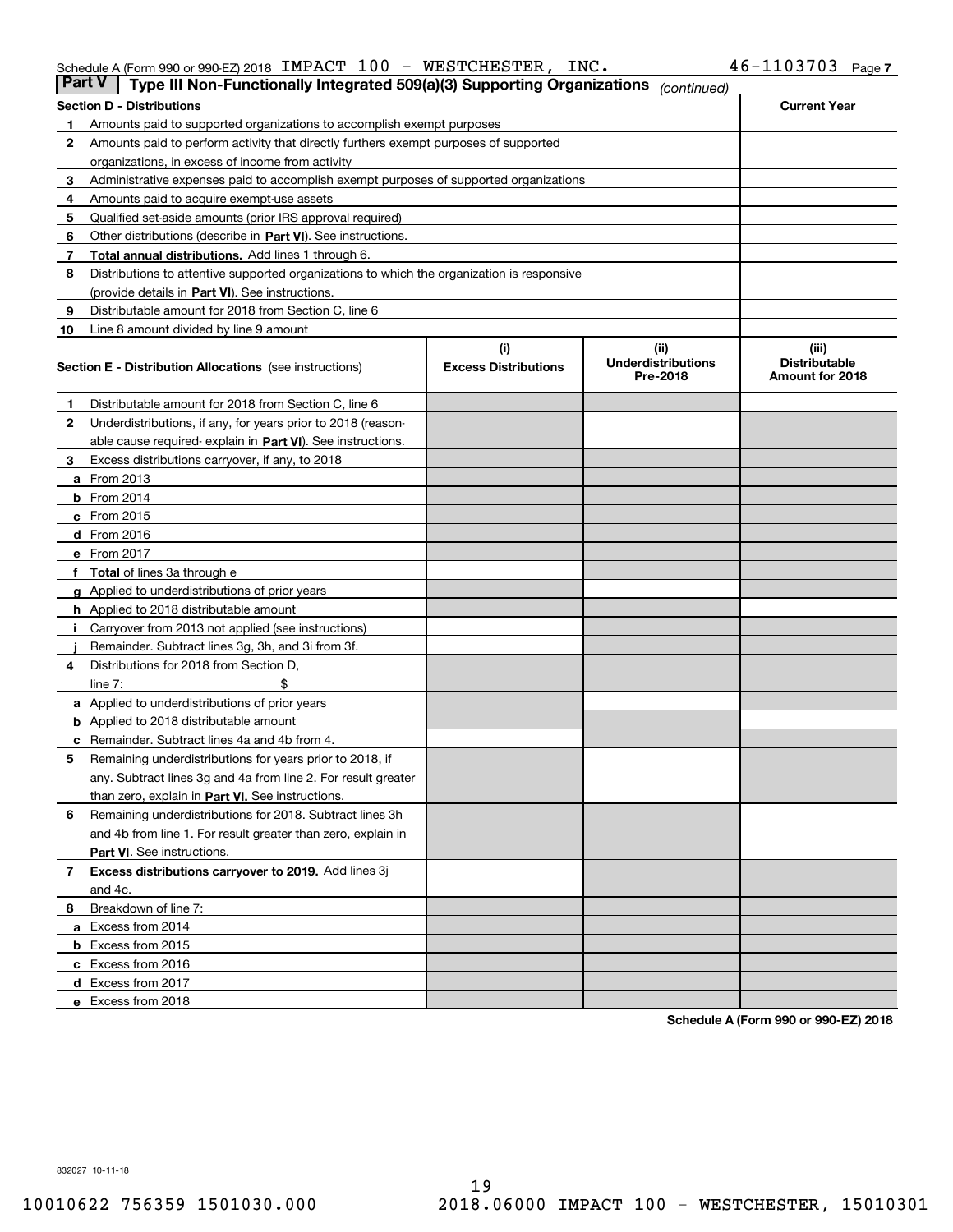Schedule A (Form 990 or 990-EZ) 2018 IMPACT 100 - WESTCHESTER, INC. 46-1103703 Page 7

## Part V Type III Non-Functionally Integrated 509(a)(3) Supporting Organizations *(continued)*

| Section D - Distributions | | Current Year |
|---|---|---|
| 1 | Amounts paid to supported organizations to accomplish exempt purposes | |
| 2 | Amounts paid to perform activity that directly furthers exempt purposes of supported organizations, in excess of income from activity | |
| 3 | Administrative expenses paid to accomplish exempt purposes of supported organizations | |
| 4 | Amounts paid to acquire exempt-use assets | |
| 5 | Qualified set-aside amounts (prior IRS approval required) | |
| 6 | Other distributions (describe in **Part VI**). See instructions. | |
| 7 | **Total annual distributions.** Add lines 1 through 6. | |
| 8 | Distributions to attentive supported organizations to which the organization is responsive (provide details in **Part VI**). See instructions. | |
| 9 | Distributable amount for 2018 from Section C, line 6 | |
| 10 | Line 8 amount divided by line 9 amount | |

| | Section E - Distribution Allocations (see instructions) | (i) Excess Distributions | (ii) Underdistributions Pre-2018 | (iii) Distributable Amount for 2018 |
|---|---|---|---|---|
| 1 | Distributable amount for 2018 from Section C, line 6 | | | |
| 2 | Underdistributions, if any, for years prior to 2018 (reasonable cause required- explain in **Part VI**). See instructions. | | | |
| 3 | Excess distributions carryover, if any, to 2018 | | | |
| a | From 2013 | | | |
| b | From 2014 | | | |
| c | From 2015 | | | |
| d | From 2016 | | | |
| e | From 2017 | | | |
| f | **Total** of lines 3a through e | | | |
| g | Applied to underdistributions of prior years | | | |
| h | Applied to 2018 distributable amount | | | |
| i | Carryover from 2013 not applied (see instructions) | | | |
| j | Remainder. Subtract lines 3g, 3h, and 3i from 3f. | | | |
| 4 | Distributions for 2018 from Section D, line 7: $ | | | |
| a | Applied to underdistributions of prior years | | | |
| b | Applied to 2018 distributable amount | | | |
| c | Remainder. Subtract lines 4a and 4b from 4. | | | |
| 5 | Remaining underdistributions for years prior to 2018, if any. Subtract lines 3g and 4a from line 2. For result greater than zero, explain in **Part VI.** See instructions. | | | |
| 6 | Remaining underdistributions for 2018. Subtract lines 3h and 4b from line 1. For result greater than zero, explain in **Part VI**. See instructions. | | | |
| 7 | **Excess distributions carryover to 2019.** Add lines 3j and 4c. | | | |
| 8 | Breakdown of line 7: | | | |
| a | Excess from 2014 | | | |
| b | Excess from 2015 | | | |
| c | Excess from 2016 | | | |
| d | Excess from 2017 | | | |
| e | Excess from 2018 | | | |

**Schedule A (Form 990 or 990-EZ) 2018**

832027 10-11-18

10010622 756359 1501030.000 2018.06000 IMPACT 100 - WESTCHESTER, 15010301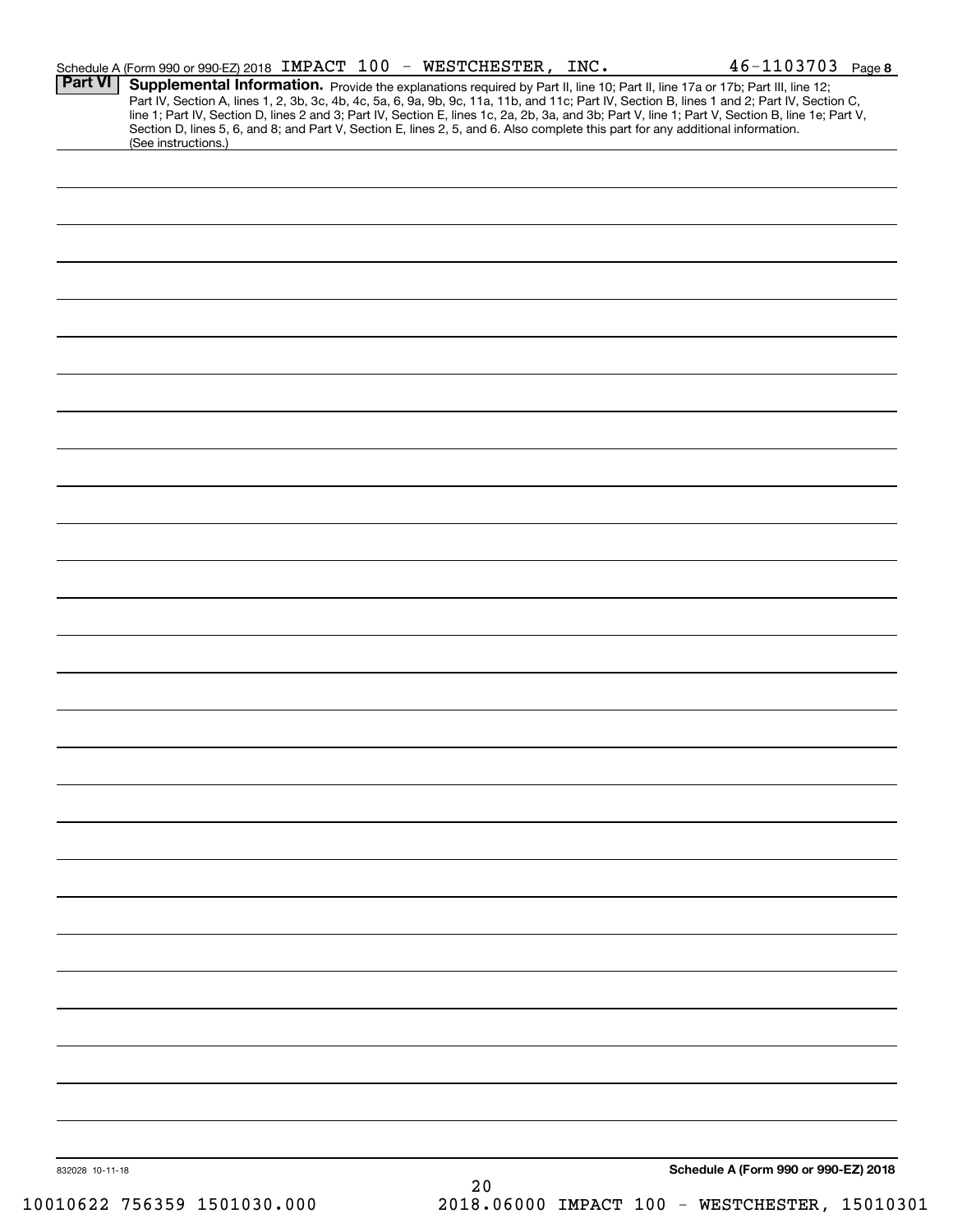Schedule A (Form 990 or 990-EZ) 2018 IMPACT 100 - WESTCHESTER, INC. 46-1103703 Page 8

**Part VI** **Supplemental Information.** Provide the explanations required by Part II, line 10; Part II, line 17a or 17b; Part III, line 12; Part IV, Section A, lines 1, 2, 3b, 3c, 4b, 4c, 5a, 6, 9a, 9b, 9c, 11a, 11b, and 11c; Part IV, Section B, lines 1 and 2; Part IV, Section C, line 1; Part IV, Section D, lines 2 and 3; Part IV, Section E, lines 1c, 2a, 2b, 3a, and 3b; Part V, line 1; Part V, Section B, line 1e; Part V, Section D, lines 5, 6, and 8; and Part V, Section E, lines 2, 5, and 6. Also complete this part for any additional information. (See instructions.)

832028 10-11-18

**Schedule A (Form 990 or 990-EZ) 2018**

10010622 756359 1501030.000 2018.06000 IMPACT 100 - WESTCHESTER, 15010301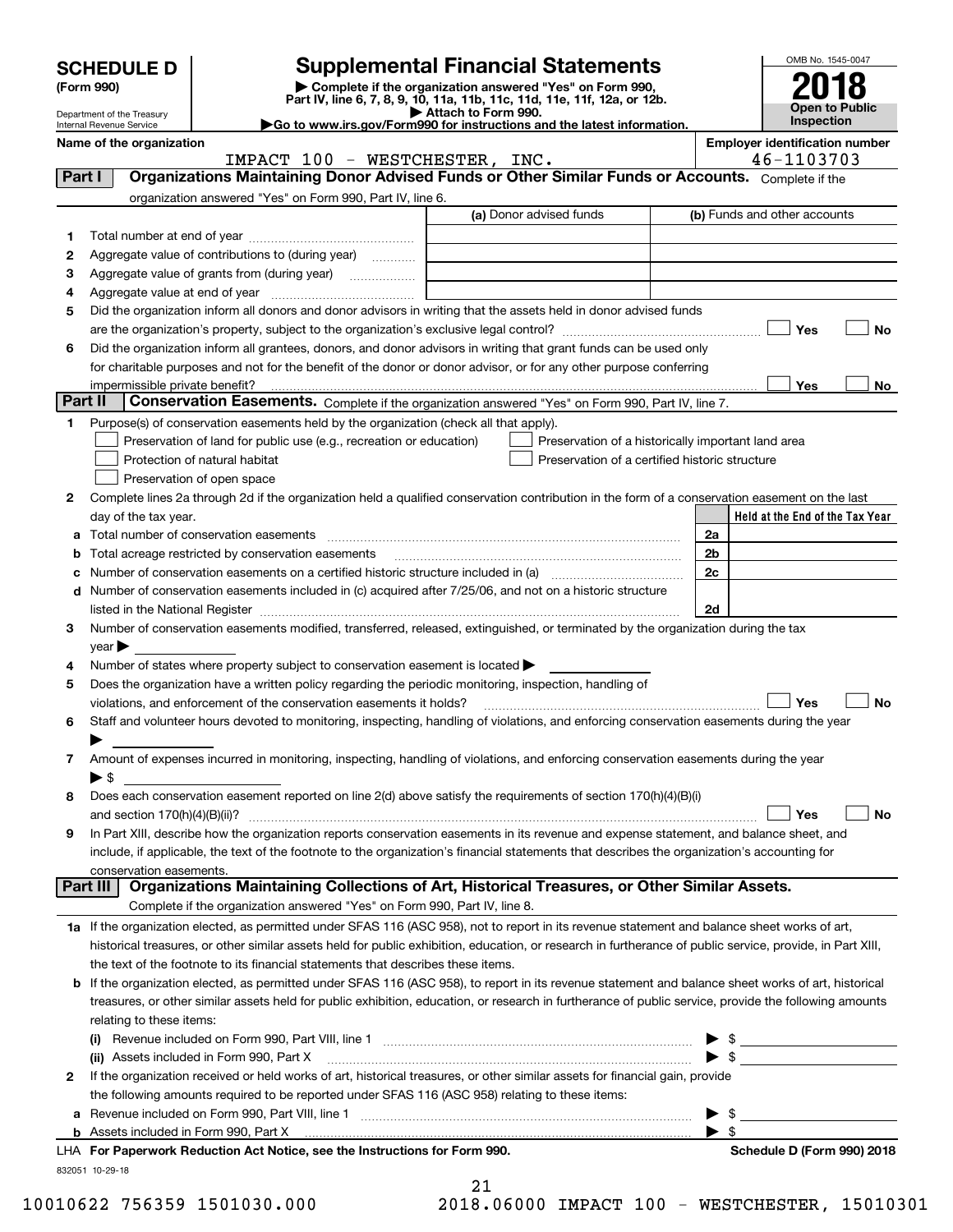**SCHEDULE D (Form 990)**

Department of the Treasury
Internal Revenue Service

# Supplemental Financial Statements

▶ Complete if the organization answered "Yes" on Form 990, Part IV, line 6, 7, 8, 9, 10, 11a, 11b, 11c, 11d, 11e, 11f, 12a, or 12b.
▶ Attach to Form 990.
▶Go to www.irs.gov/Form990 for instructions and the latest information.

OMB No. 1545-0047

**2018**

**Open to Public Inspection**

**Name of the organization**
IMPACT 100 - WESTCHESTER, INC.

**Employer identification number**
46-1103703

## Part I — Organizations Maintaining Donor Advised Funds or Other Similar Funds or Accounts.
Complete if the organization answered "Yes" on Form 990, Part IV, line 6.

| | | (a) Donor advised funds | (b) Funds and other accounts |
|---|---|---|---|
| 1 | Total number at end of year | | |
| 2 | Aggregate value of contributions to (during year) | | |
| 3 | Aggregate value of grants from (during year) | | |
| 4 | Aggregate value at end of year | | |

5 Did the organization inform all donors and donor advisors in writing that the assets held in donor advised funds are the organization's property, subject to the organization's exclusive legal control? ☐ Yes ☐ No

6 Did the organization inform all grantees, donors, and donor advisors in writing that grant funds can be used only for charitable purposes and not for the benefit of the donor or donor advisor, or for any other purpose conferring impermissible private benefit? ☐ Yes ☐ No

## Part II — Conservation Easements.
Complete if the organization answered "Yes" on Form 990, Part IV, line 7.

1 Purpose(s) of conservation easements held by the organization (check all that apply).
- ☐ Preservation of land for public use (e.g., recreation or education)
- ☐ Protection of natural habitat
- ☐ Preservation of open space
- ☐ Preservation of a historically important land area
- ☐ Preservation of a certified historic structure

2 Complete lines 2a through 2d if the organization held a qualified conservation contribution in the form of a conservation easement on the last day of the tax year.

| | | | Held at the End of the Tax Year |
|---|---|---|---|
| a | Total number of conservation easements | 2a | |
| b | Total acreage restricted by conservation easements | 2b | |
| c | Number of conservation easements on a certified historic structure included in (a) | 2c | |
| d | Number of conservation easements included in (c) acquired after 7/25/06, and not on a historic structure listed in the National Register | 2d | |

3 Number of conservation easements modified, transferred, released, extinguished, or terminated by the organization during the tax year ▶

4 Number of states where property subject to conservation easement is located ▶

5 Does the organization have a written policy regarding the periodic monitoring, inspection, handling of violations, and enforcement of the conservation easements it holds? ☐ Yes ☐ No

6 Staff and volunteer hours devoted to monitoring, inspecting, handling of violations, and enforcing conservation easements during the year ▶

7 Amount of expenses incurred in monitoring, inspecting, handling of violations, and enforcing conservation easements during the year ▶ $

8 Does each conservation easement reported on line 2(d) above satisfy the requirements of section 170(h)(4)(B)(i) and section 170(h)(4)(B)(ii)? ☐ Yes ☐ No

9 In Part XIII, describe how the organization reports conservation easements in its revenue and expense statement, and balance sheet, and include, if applicable, the text of the footnote to the organization's financial statements that describes the organization's accounting for conservation easements.

## Part III — Organizations Maintaining Collections of Art, Historical Treasures, or Other Similar Assets.
Complete if the organization answered "Yes" on Form 990, Part IV, line 8.

1a If the organization elected, as permitted under SFAS 116 (ASC 958), not to report in its revenue statement and balance sheet works of art, historical treasures, or other similar assets held for public exhibition, education, or research in furtherance of public service, provide, in Part XIII, the text of the footnote to its financial statements that describes these items.

b If the organization elected, as permitted under SFAS 116 (ASC 958), to report in its revenue statement and balance sheet works of art, historical treasures, or other similar assets held for public exhibition, education, or research in furtherance of public service, provide the following amounts relating to these items:

(i) Revenue included on Form 990, Part VIII, line 1 ▶ $

(ii) Assets included in Form 990, Part X ▶ $

2 If the organization received or held works of art, historical treasures, or other similar assets for financial gain, provide the following amounts required to be reported under SFAS 116 (ASC 958) relating to these items:

a Revenue included on Form 990, Part VIII, line 1 ▶ $

b Assets included in Form 990, Part X ▶ $

LHA **For Paperwork Reduction Act Notice, see the Instructions for Form 990.** **Schedule D (Form 990) 2018**

832051 10-29-18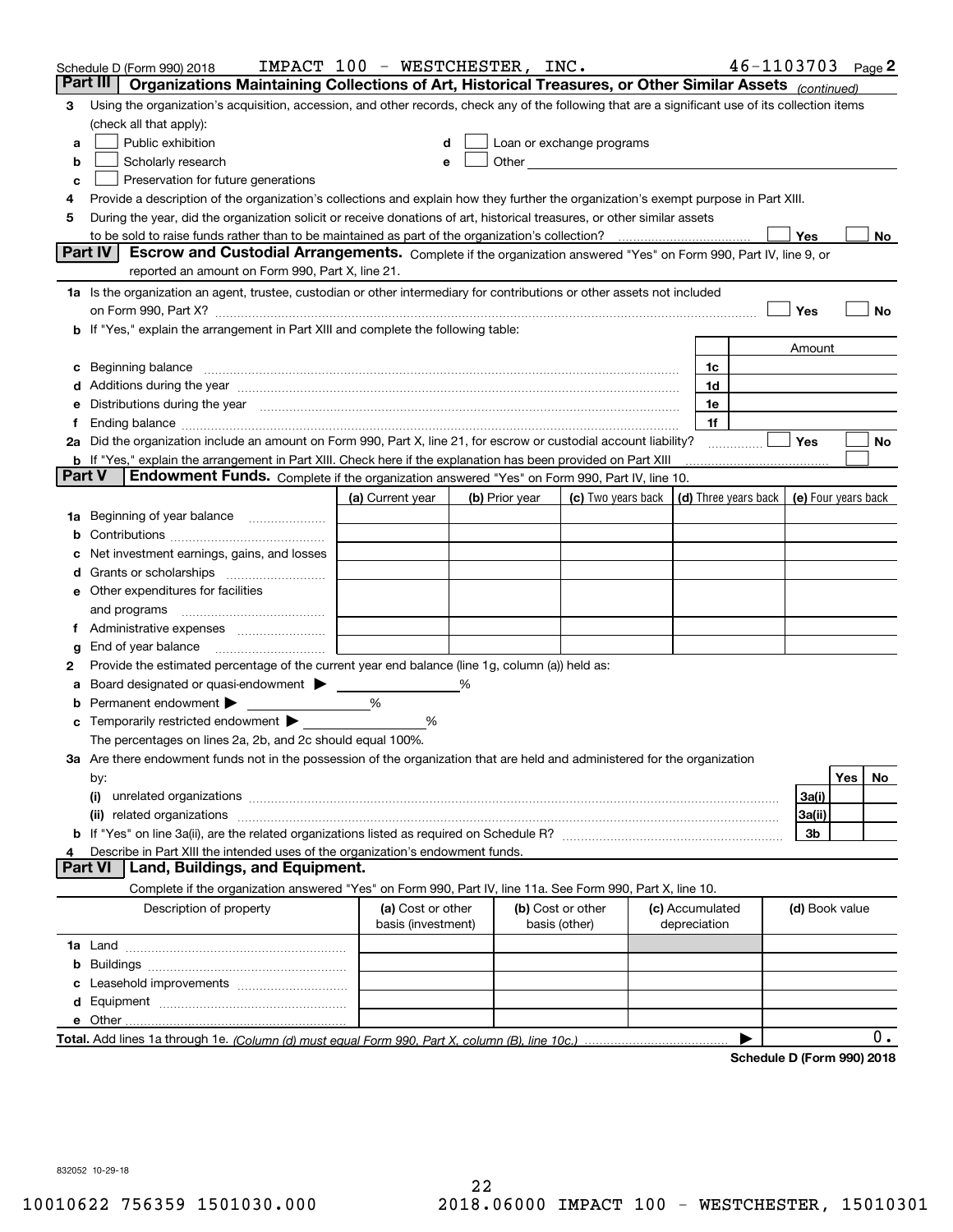Schedule D (Form 990) 2018 IMPACT 100 - WESTCHESTER, INC. 46-1103703 Page 2

## Part III Organizations Maintaining Collections of Art, Historical Treasures, or Other Similar Assets *(continued)*

**3** Using the organization's acquisition, accession, and other records, check any of the following that are a significant use of its collection items (check all that apply):

- **a** ☐ Public exhibition
- **b** ☐ Scholarly research
- **c** ☐ Preservation for future generations
- **d** ☐ Loan or exchange programs
- **e** ☐ Other

**4** Provide a description of the organization's collections and explain how they further the organization's exempt purpose in Part XIII.

**5** During the year, did the organization solicit or receive donations of art, historical treasures, or other similar assets to be sold to raise funds rather than to be maintained as part of the organization's collection? ☐ Yes ☐ No

## Part IV Escrow and Custodial Arrangements.

Complete if the organization answered "Yes" on Form 990, Part IV, line 9, or reported an amount on Form 990, Part X, line 21.

**1a** Is the organization an agent, trustee, custodian or other intermediary for contributions or other assets not included on Form 990, Part X? ☐ Yes ☐ No

**b** If "Yes," explain the arrangement in Part XIII and complete the following table:

| | | Amount |
|---|---|---|
| **c** Beginning balance | 1c | |
| **d** Additions during the year | 1d | |
| **e** Distributions during the year | 1e | |
| **f** Ending balance | 1f | |

**2a** Did the organization include an amount on Form 990, Part X, line 21, for escrow or custodial account liability? ☐ Yes ☐ No

**b** If "Yes," explain the arrangement in Part XIII. Check here if the explanation has been provided on Part XIII ☐

## Part V Endowment Funds.

Complete if the organization answered "Yes" on Form 990, Part IV, line 10.

| | (a) Current year | (b) Prior year | (c) Two years back | (d) Three years back | (e) Four years back |
|---|---|---|---|---|---|
| **1a** Beginning of year balance | | | | | |
| **b** Contributions | | | | | |
| **c** Net investment earnings, gains, and losses | | | | | |
| **d** Grants or scholarships | | | | | |
| **e** Other expenditures for facilities and programs | | | | | |
| **f** Administrative expenses | | | | | |
| **g** End of year balance | | | | | |

**2** Provide the estimated percentage of the current year end balance (line 1g, column (a)) held as:

- **a** Board designated or quasi-endowment ▶ ______ %
- **b** Permanent endowment ▶ ______ %
- **c** Temporarily restricted endowment ▶ ______ %

The percentages on lines 2a, 2b, and 2c should equal 100%.

**3a** Are there endowment funds not in the possession of the organization that are held and administered for the organization by:

| | | Yes | No |
|---|---|---|---|
| **(i)** unrelated organizations | 3a(i) | | |
| **(ii)** related organizations | 3a(ii) | | |
| **b** If "Yes" on line 3a(ii), are the related organizations listed as required on Schedule R? | 3b | | |

**4** Describe in Part XIII the intended uses of the organization's endowment funds.

## Part VI Land, Buildings, and Equipment.

Complete if the organization answered "Yes" on Form 990, Part IV, line 11a. See Form 990, Part X, line 10.

| Description of property | (a) Cost or other basis (investment) | (b) Cost or other basis (other) | (c) Accumulated depreciation | (d) Book value |
|---|---|---|---|---|
| **1a** Land | | | | |
| **b** Buildings | | | | |
| **c** Leasehold improvements | | | | |
| **d** Equipment | | | | |
| **e** Other | | | | |
| **Total.** Add lines 1a through 1e. *(Column (d) must equal Form 990, Part X, column (B), line 10c.)* | | | ▶ | 0. |

**Schedule D (Form 990) 2018**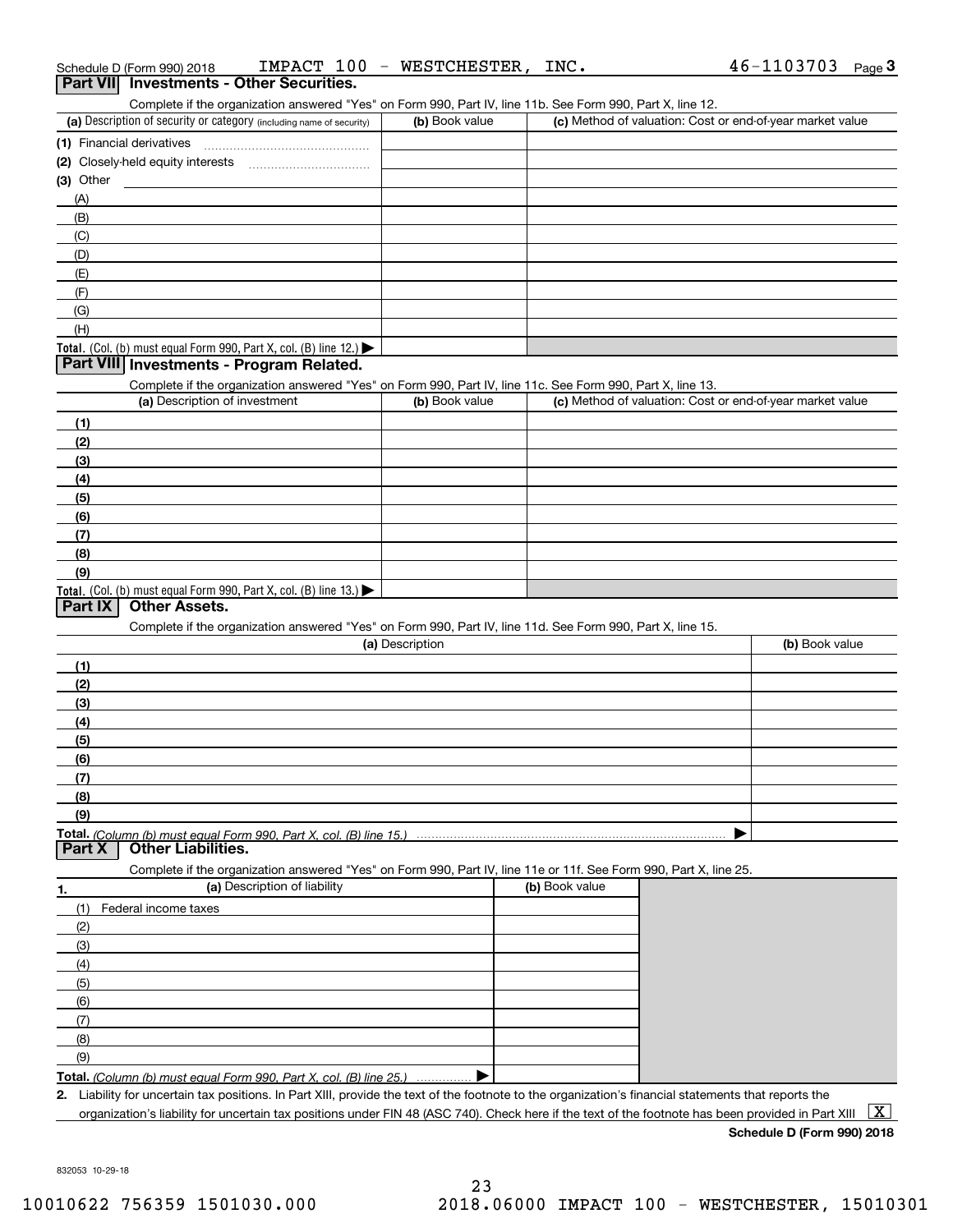Schedule D (Form 990) 2018 IMPACT 100 - WESTCHESTER, INC. 46-1103703 Page 3

## Part VII Investments - Other Securities.

Complete if the organization answered "Yes" on Form 990, Part IV, line 11b. See Form 990, Part X, line 12.

| (a) Description of security or category (including name of security) | (b) Book value | (c) Method of valuation: Cost or end-of-year market value |
|---|---|---|
| (1) Financial derivatives | | |
| (2) Closely-held equity interests | | |
| (3) Other | | |
| (A) | | |
| (B) | | |
| (C) | | |
| (D) | | |
| (E) | | |
| (F) | | |
| (G) | | |
| (H) | | |
| **Total.** (Col. (b) must equal Form 990, Part X, col. (B) line 12.) | | |

## Part VIII Investments - Program Related.

Complete if the organization answered "Yes" on Form 990, Part IV, line 11c. See Form 990, Part X, line 13.

| (a) Description of investment | (b) Book value | (c) Method of valuation: Cost or end-of-year market value |
|---|---|---|
| (1) | | |
| (2) | | |
| (3) | | |
| (4) | | |
| (5) | | |
| (6) | | |
| (7) | | |
| (8) | | |
| (9) | | |
| **Total.** (Col. (b) must equal Form 990, Part X, col. (B) line 13.) | | |

## Part IX Other Assets.

Complete if the organization answered "Yes" on Form 990, Part IV, line 11d. See Form 990, Part X, line 15.

| (a) Description | (b) Book value |
|---|---|
| (1) | |
| (2) | |
| (3) | |
| (4) | |
| (5) | |
| (6) | |
| (7) | |
| (8) | |
| (9) | |
| **Total.** *(Column (b) must equal Form 990, Part X, col. (B) line 15.)* | |

## Part X Other Liabilities.

Complete if the organization answered "Yes" on Form 990, Part IV, line 11e or 11f. See Form 990, Part X, line 25.

| 1. (a) Description of liability | (b) Book value |
|---|---|
| (1) Federal income taxes | |
| (2) | |
| (3) | |
| (4) | |
| (5) | |
| (6) | |
| (7) | |
| (8) | |
| (9) | |
| **Total.** *(Column (b) must equal Form 990, Part X, col. (B) line 25.)* | |

**2.** Liability for uncertain tax positions. In Part XIII, provide the text of the footnote to the organization's financial statements that reports the organization's liability for uncertain tax positions under FIN 48 (ASC 740). Check here if the text of the footnote has been provided in Part XIII [X]

**Schedule D (Form 990) 2018**

832053 10-29-18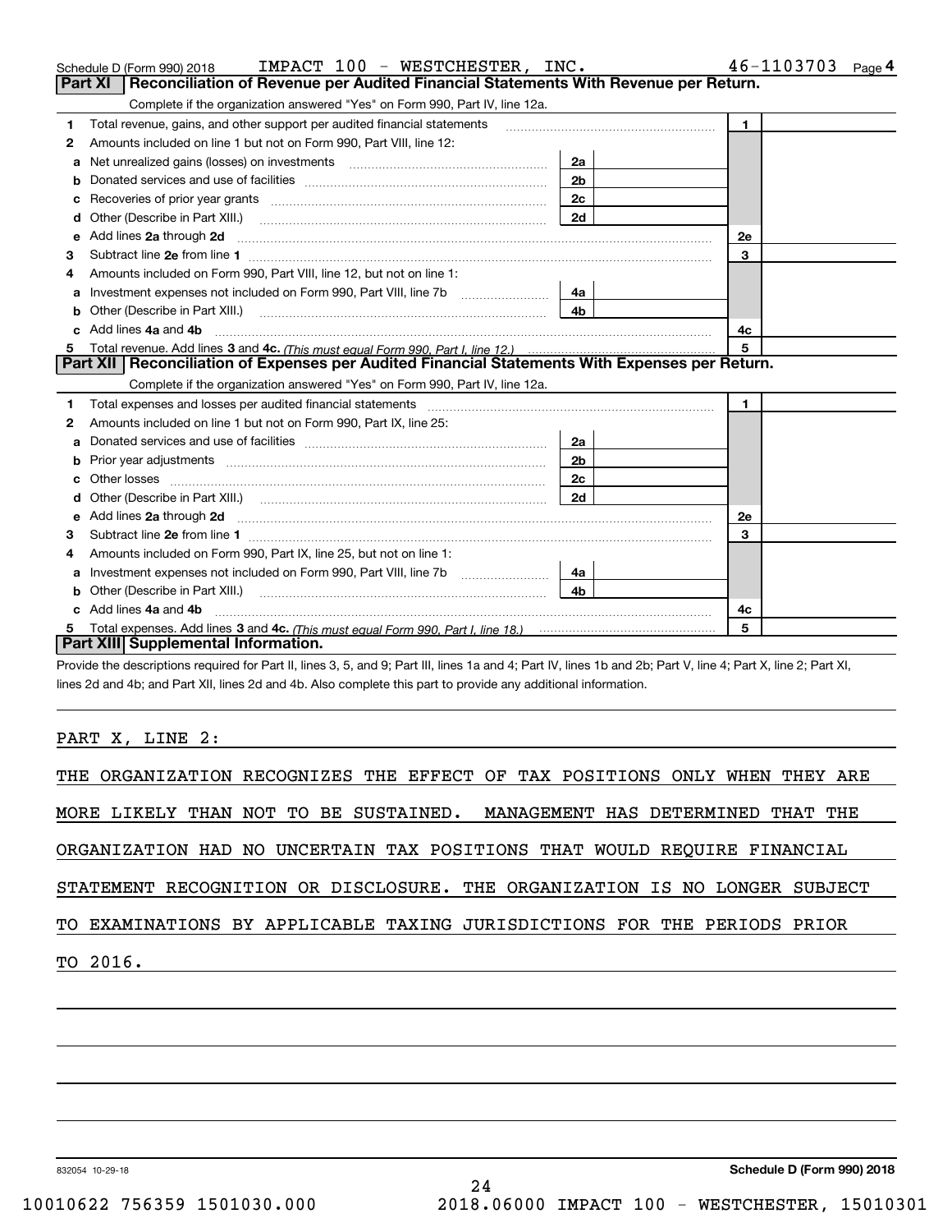Schedule D (Form 990) 2018 IMPACT 100 - WESTCHESTER, INC. 46-1103703 Page 4

## Part XI Reconciliation of Revenue per Audited Financial Statements With Revenue per Return.

Complete if the organization answered "Yes" on Form 990, Part IV, line 12a.

| | | | | | |
|---|---|---|---|---|---|
| 1 | Total revenue, gains, and other support per audited financial statements | | | 1 | |
| 2 | Amounts included on line 1 but not on Form 990, Part VIII, line 12: | | | | |
| a | Net unrealized gains (losses) on investments | 2a | | | |
| b | Donated services and use of facilities | 2b | | | |
| c | Recoveries of prior year grants | 2c | | | |
| d | Other (Describe in Part XIII.) | 2d | | | |
| e | Add lines 2a through 2d | | | 2e | |
| 3 | Subtract line 2e from line 1 | | | 3 | |
| 4 | Amounts included on Form 990, Part VIII, line 12, but not on line 1: | | | | |
| a | Investment expenses not included on Form 990, Part VIII, line 7b | 4a | | | |
| b | Other (Describe in Part XIII.) | 4b | | | |
| c | Add lines 4a and 4b | | | 4c | |
| 5 | Total revenue. Add lines 3 and 4c. *(This must equal Form 990, Part I, line 12.)* | | | 5 | |

## Part XII Reconciliation of Expenses per Audited Financial Statements With Expenses per Return.

Complete if the organization answered "Yes" on Form 990, Part IV, line 12a.

| | | | | | |
|---|---|---|---|---|---|
| 1 | Total expenses and losses per audited financial statements | | | 1 | |
| 2 | Amounts included on line 1 but not on Form 990, Part IX, line 25: | | | | |
| a | Donated services and use of facilities | 2a | | | |
| b | Prior year adjustments | 2b | | | |
| c | Other losses | 2c | | | |
| d | Other (Describe in Part XIII.) | 2d | | | |
| e | Add lines 2a through 2d | | | 2e | |
| 3 | Subtract line 2e from line 1 | | | 3 | |
| 4 | Amounts included on Form 990, Part IX, line 25, but not on line 1: | | | | |
| a | Investment expenses not included on Form 990, Part VIII, line 7b | 4a | | | |
| b | Other (Describe in Part XIII.) | 4b | | | |
| c | Add lines 4a and 4b | | | 4c | |
| 5 | Total expenses. Add lines 3 and 4c. *(This must equal Form 990, Part I, line 18.)* | | | 5 | |

## Part XIII Supplemental Information.

Provide the descriptions required for Part II, lines 3, 5, and 9; Part III, lines 1a and 4; Part IV, lines 1b and 2b; Part V, line 4; Part X, line 2; Part XI, lines 2d and 4b; and Part XII, lines 2d and 4b. Also complete this part to provide any additional information.

PART X, LINE 2:

THE ORGANIZATION RECOGNIZES THE EFFECT OF TAX POSITIONS ONLY WHEN THEY ARE MORE LIKELY THAN NOT TO BE SUSTAINED. MANAGEMENT HAS DETERMINED THAT THE ORGANIZATION HAD NO UNCERTAIN TAX POSITIONS THAT WOULD REQUIRE FINANCIAL STATEMENT RECOGNITION OR DISCLOSURE. THE ORGANIZATION IS NO LONGER SUBJECT TO EXAMINATIONS BY APPLICABLE TAXING JURISDICTIONS FOR THE PERIODS PRIOR TO 2016.

832054 10-29-18 Schedule D (Form 990) 2018

10010622 756359 1501030.000 2018.06000 IMPACT 100 - WESTCHESTER, 15010301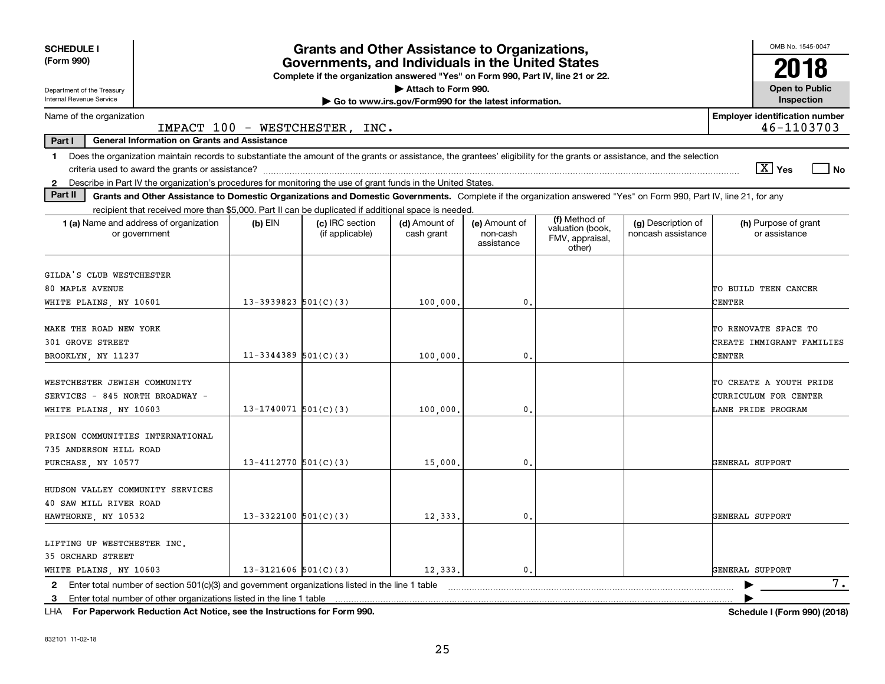**SCHEDULE I**
**(Form 990)**

Department of the Treasury
Internal Revenue Service

# Grants and Other Assistance to Organizations, Governments, and Individuals in the United States

**Complete if the organization answered "Yes" on Form 990, Part IV, line 21 or 22.**
▶ Attach to Form 990.
▶ Go to www.irs.gov/Form990 for the latest information.

OMB No. 1545-0047
**2018**
**Open to Public Inspection**

Name of the organization: IMPACT 100 - WESTCHESTER, INC.
Employer identification number: 46-1103703

**Part I — General Information on Grants and Assistance**

1. Does the organization maintain records to substantiate the amount of the grants or assistance, the grantees' eligibility for the grants or assistance, and the selection criteria used to award the grants or assistance? [X] Yes [ ] No
2. Describe in Part IV the organization's procedures for monitoring the use of grant funds in the United States.

**Part II — Grants and Other Assistance to Domestic Organizations and Domestic Governments.** Complete if the organization answered "Yes" on Form 990, Part IV, line 21, for any recipient that received more than $5,000. Part II can be duplicated if additional space is needed.

| 1 (a) Name and address of organization or government | (b) EIN | (c) IRC section (if applicable) | (d) Amount of cash grant | (e) Amount of non-cash assistance | (f) Method of valuation (book, FMV, appraisal, other) | (g) Description of noncash assistance | (h) Purpose of grant or assistance |
|---|---|---|---|---|---|---|---|
| GILDA'S CLUB WESTCHESTER<br>80 MAPLE AVENUE<br>WHITE PLAINS, NY 10601 | 13-3939823 | 501(C)(3) | 100,000. | 0. | | | TO BUILD TEEN CANCER CENTER |
| MAKE THE ROAD NEW YORK<br>301 GROVE STREET<br>BROOKLYN, NY 11237 | 11-3344389 | 501(C)(3) | 100,000. | 0. | | | TO RENOVATE SPACE TO CREATE IMMIGRANT FAMILIES CENTER |
| WESTCHESTER JEWISH COMMUNITY SERVICES - 845 NORTH BROADWAY -<br>WHITE PLAINS, NY 10603 | 13-1740071 | 501(C)(3) | 100,000. | 0. | | | TO CREATE A YOUTH PRIDE CURRICULUM FOR CENTER LANE PRIDE PROGRAM |
| PRISON COMMUNITIES INTERNATIONAL<br>735 ANDERSON HILL ROAD<br>PURCHASE, NY 10577 | 13-4112770 | 501(C)(3) | 15,000. | 0. | | | GENERAL SUPPORT |
| HUDSON VALLEY COMMUNITY SERVICES<br>40 SAW MILL RIVER ROAD<br>HAWTHORNE, NY 10532 | 13-3322100 | 501(C)(3) | 12,333. | 0. | | | GENERAL SUPPORT |
| LIFTING UP WESTCHESTER INC.<br>35 ORCHARD STREET<br>WHITE PLAINS, NY 10603 | 13-3121606 | 501(C)(3) | 12,333. | 0. | | | GENERAL SUPPORT |

2. Enter total number of section 501(c)(3) and government organizations listed in the line 1 table ▶ 7.
3. Enter total number of other organizations listed in the line 1 table ▶

LHA **For Paperwork Reduction Act Notice, see the Instructions for Form 990.** **Schedule I (Form 990) (2018)**

832101 11-02-18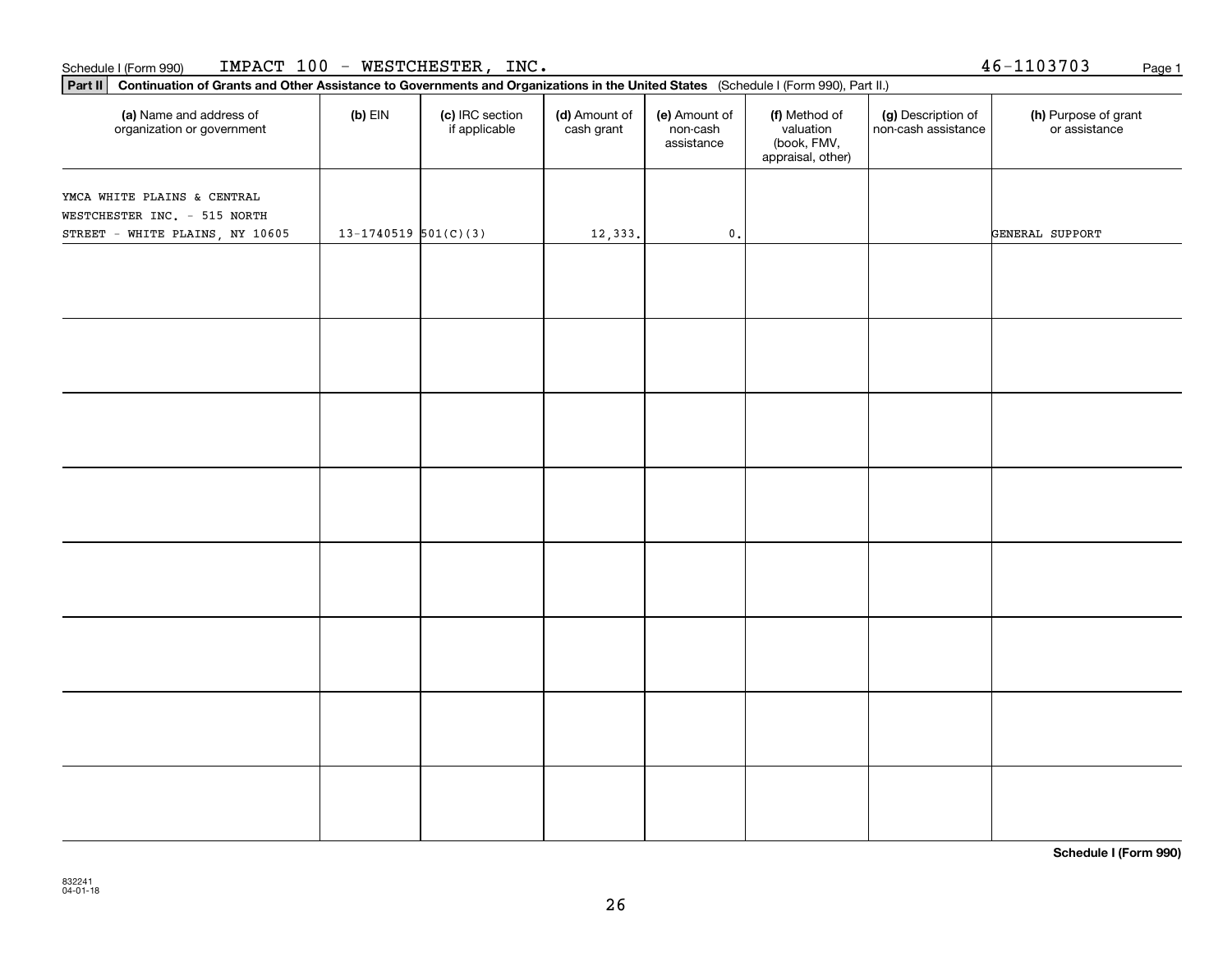Schedule I (Form 990) IMPACT 100 - WESTCHESTER, INC. 46-1103703

**Part II Continuation of Grants and Other Assistance to Governments and Organizations in the United States** (Schedule I (Form 990), Part II.)

| (a) Name and address of organization or government | (b) EIN | (c) IRC section if applicable | (d) Amount of cash grant | (e) Amount of non-cash assistance | (f) Method of valuation (book, FMV, appraisal, other) | (g) Description of non-cash assistance | (h) Purpose of grant or assistance |
|---|---|---|---|---|---|---|---|
| YMCA WHITE PLAINS & CENTRAL WESTCHESTER INC. - 515 NORTH STREET - WHITE PLAINS, NY 10605 | 13-1740519 | 501(C)(3) | 12,333. | 0. | | | GENERAL SUPPORT |
| | | | | | | | |
| | | | | | | | |
| | | | | | | | |
| | | | | | | | |
| | | | | | | | |
| | | | | | | | |
| | | | | | | | |
| | | | | | | | |

**Schedule I (Form 990)**

832241
04-01-18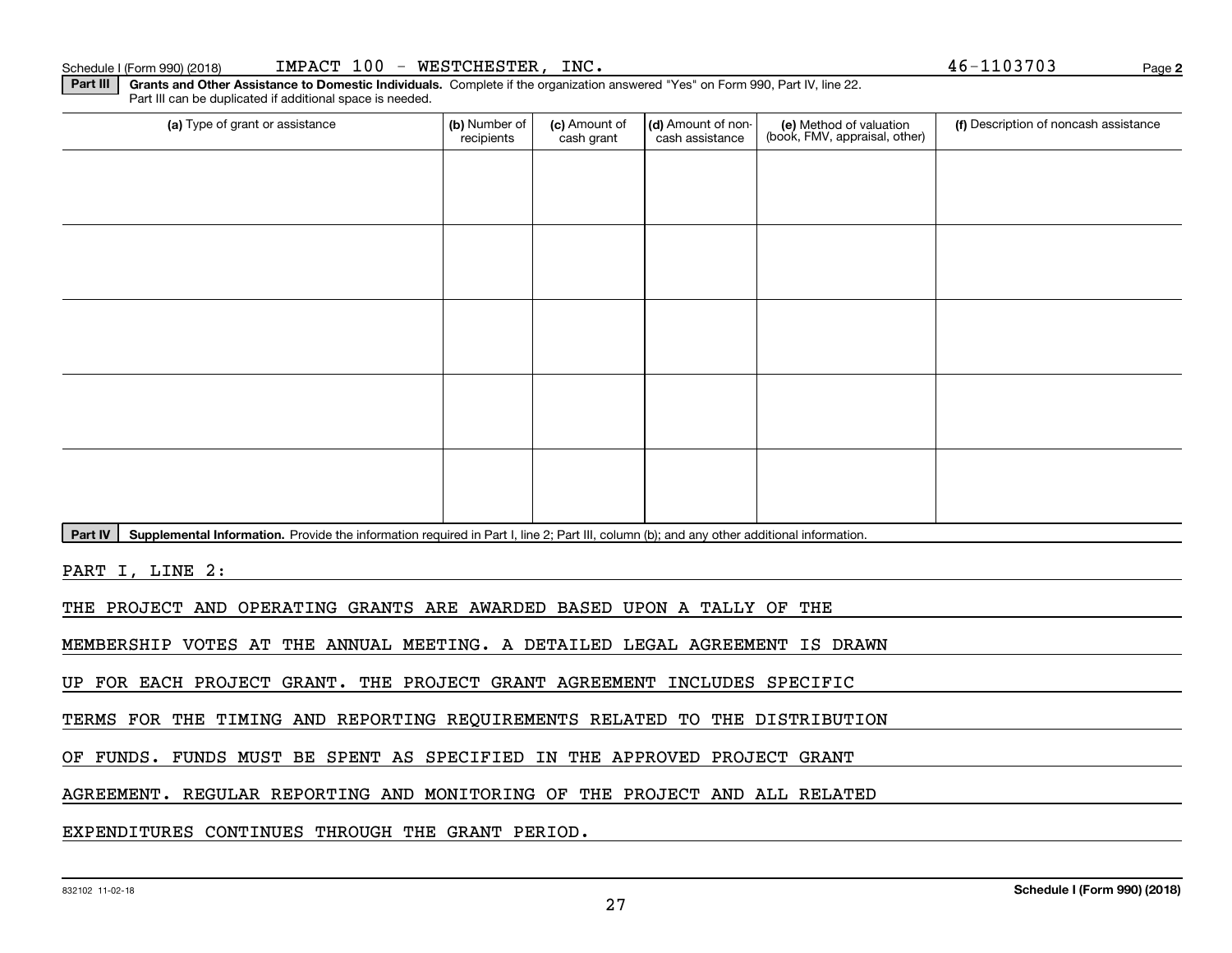Schedule I (Form 990) (2018) IMPACT 100 - WESTCHESTER, INC. 46-1103703 Page 2

**Part III** **Grants and Other Assistance to Domestic Individuals.** Complete if the organization answered "Yes" on Form 990, Part IV, line 22. Part III can be duplicated if additional space is needed.

| (a) Type of grant or assistance | (b) Number of recipients | (c) Amount of cash grant | (d) Amount of non-cash assistance | (e) Method of valuation (book, FMV, appraisal, other) | (f) Description of noncash assistance |
|---|---|---|---|---|---|
| | | | | | |
| | | | | | |
| | | | | | |
| | | | | | |
| | | | | | |

**Part IV** **Supplemental Information.** Provide the information required in Part I, line 2; Part III, column (b); and any other additional information.

PART I, LINE 2:

THE PROJECT AND OPERATING GRANTS ARE AWARDED BASED UPON A TALLY OF THE MEMBERSHIP VOTES AT THE ANNUAL MEETING. A DETAILED LEGAL AGREEMENT IS DRAWN UP FOR EACH PROJECT GRANT. THE PROJECT GRANT AGREEMENT INCLUDES SPECIFIC TERMS FOR THE TIMING AND REPORTING REQUIREMENTS RELATED TO THE DISTRIBUTION OF FUNDS. FUNDS MUST BE SPENT AS SPECIFIED IN THE APPROVED PROJECT GRANT AGREEMENT. REGULAR REPORTING AND MONITORING OF THE PROJECT AND ALL RELATED EXPENDITURES CONTINUES THROUGH THE GRANT PERIOD.

832102 11-02-18 **Schedule I (Form 990) (2018)**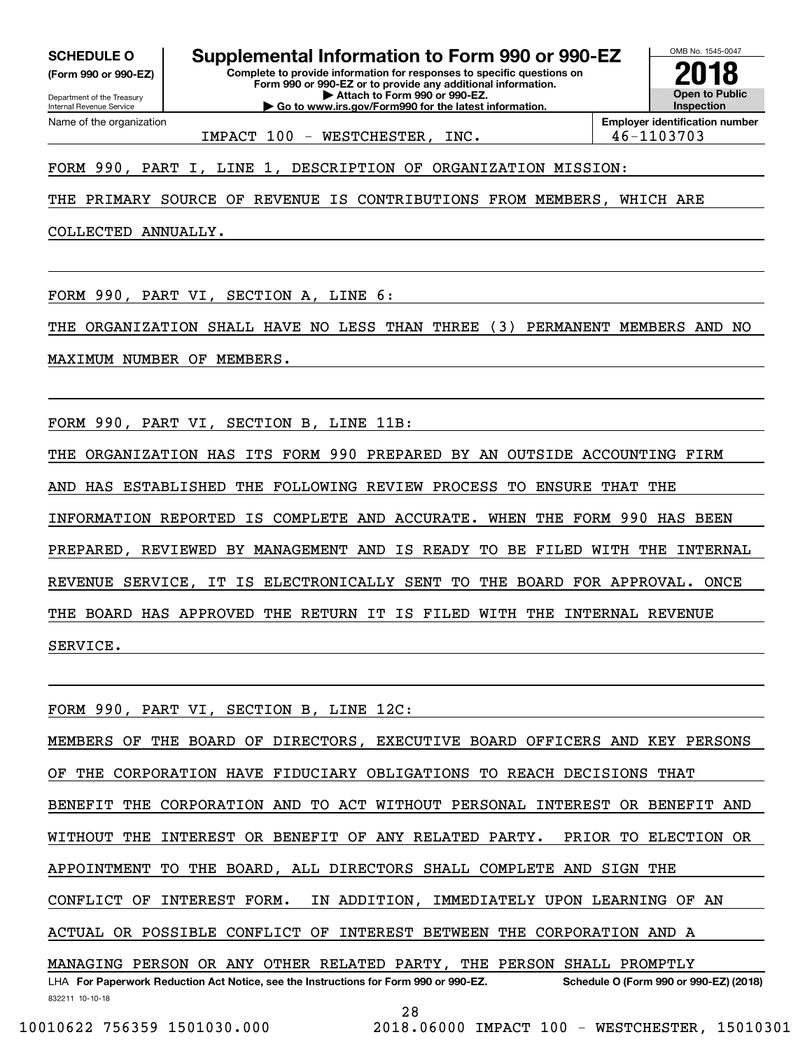**SCHEDULE O**
**(Form 990 or 990-EZ)**

Department of the Treasury
Internal Revenue Service

# Supplemental Information to Form 990 or 990-EZ

**Complete to provide information for responses to specific questions on Form 990 or 990-EZ or to provide any additional information.**
**▶ Attach to Form 990 or 990-EZ.**
**▶ Go to www.irs.gov/Form990 for the latest information.**

OMB No. 1545-0047
**2018**
**Open to Public Inspection**

| Name of the organization | Employer identification number |
|---|---|
| IMPACT 100 - WESTCHESTER, INC. | 46-1103703 |

FORM 990, PART I, LINE 1, DESCRIPTION OF ORGANIZATION MISSION:

THE PRIMARY SOURCE OF REVENUE IS CONTRIBUTIONS FROM MEMBERS, WHICH ARE COLLECTED ANNUALLY.

FORM 990, PART VI, SECTION A, LINE 6:

THE ORGANIZATION SHALL HAVE NO LESS THAN THREE (3) PERMANENT MEMBERS AND NO MAXIMUM NUMBER OF MEMBERS.

FORM 990, PART VI, SECTION B, LINE 11B:

THE ORGANIZATION HAS ITS FORM 990 PREPARED BY AN OUTSIDE ACCOUNTING FIRM AND HAS ESTABLISHED THE FOLLOWING REVIEW PROCESS TO ENSURE THAT THE INFORMATION REPORTED IS COMPLETE AND ACCURATE. WHEN THE FORM 990 HAS BEEN PREPARED, REVIEWED BY MANAGEMENT AND IS READY TO BE FILED WITH THE INTERNAL REVENUE SERVICE, IT IS ELECTRONICALLY SENT TO THE BOARD FOR APPROVAL. ONCE THE BOARD HAS APPROVED THE RETURN IT IS FILED WITH THE INTERNAL REVENUE SERVICE.

FORM 990, PART VI, SECTION B, LINE 12C:

MEMBERS OF THE BOARD OF DIRECTORS, EXECUTIVE BOARD OFFICERS AND KEY PERSONS OF THE CORPORATION HAVE FIDUCIARY OBLIGATIONS TO REACH DECISIONS THAT BENEFIT THE CORPORATION AND TO ACT WITHOUT PERSONAL INTEREST OR BENEFIT AND WITHOUT THE INTEREST OR BENEFIT OF ANY RELATED PARTY. PRIOR TO ELECTION OR APPOINTMENT TO THE BOARD, ALL DIRECTORS SHALL COMPLETE AND SIGN THE CONFLICT OF INTEREST FORM. IN ADDITION, IMMEDIATELY UPON LEARNING OF AN ACTUAL OR POSSIBLE CONFLICT OF INTEREST BETWEEN THE CORPORATION AND A MANAGING PERSON OR ANY OTHER RELATED PARTY, THE PERSON SHALL PROMPTLY

LHA **For Paperwork Reduction Act Notice, see the Instructions for Form 990 or 990-EZ.** **Schedule O (Form 990 or 990-EZ) (2018)**

832211 10-10-18

10010622 756359 1501030.000 2018.06000 IMPACT 100 - WESTCHESTER, 15010301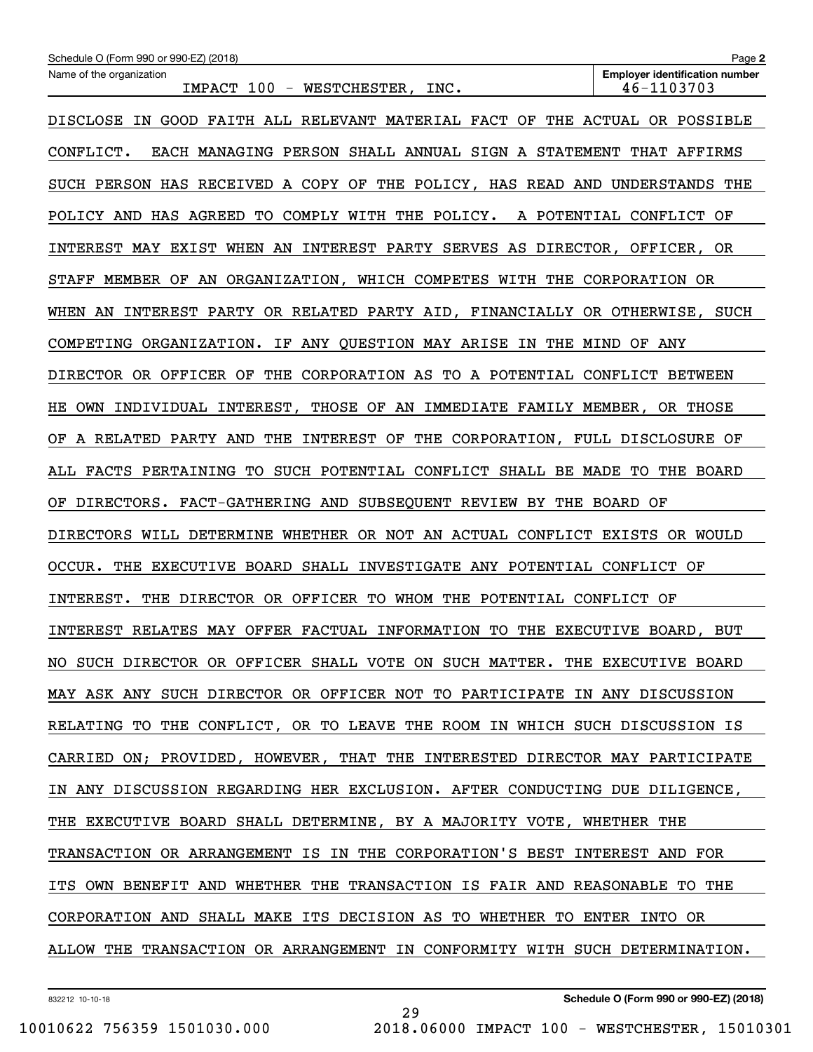Schedule O (Form 990 or 990-EZ) (2018)

| Name of the organization | Employer identification number |
| --- | --- |
| IMPACT 100 - WESTCHESTER, INC. | 46-1103703 |

DISCLOSE IN GOOD FAITH ALL RELEVANT MATERIAL FACT OF THE ACTUAL OR POSSIBLE CONFLICT. EACH MANAGING PERSON SHALL ANNUAL SIGN A STATEMENT THAT AFFIRMS SUCH PERSON HAS RECEIVED A COPY OF THE POLICY, HAS READ AND UNDERSTANDS THE POLICY AND HAS AGREED TO COMPLY WITH THE POLICY. A POTENTIAL CONFLICT OF INTEREST MAY EXIST WHEN AN INTEREST PARTY SERVES AS DIRECTOR, OFFICER, OR STAFF MEMBER OF AN ORGANIZATION, WHICH COMPETES WITH THE CORPORATION OR WHEN AN INTEREST PARTY OR RELATED PARTY AID, FINANCIALLY OR OTHERWISE, SUCH COMPETING ORGANIZATION. IF ANY QUESTION MAY ARISE IN THE MIND OF ANY DIRECTOR OR OFFICER OF THE CORPORATION AS TO A POTENTIAL CONFLICT BETWEEN HE OWN INDIVIDUAL INTEREST, THOSE OF AN IMMEDIATE FAMILY MEMBER, OR THOSE OF A RELATED PARTY AND THE INTEREST OF THE CORPORATION, FULL DISCLOSURE OF ALL FACTS PERTAINING TO SUCH POTENTIAL CONFLICT SHALL BE MADE TO THE BOARD OF DIRECTORS. FACT-GATHERING AND SUBSEQUENT REVIEW BY THE BOARD OF DIRECTORS WILL DETERMINE WHETHER OR NOT AN ACTUAL CONFLICT EXISTS OR WOULD OCCUR. THE EXECUTIVE BOARD SHALL INVESTIGATE ANY POTENTIAL CONFLICT OF INTEREST. THE DIRECTOR OR OFFICER TO WHOM THE POTENTIAL CONFLICT OF INTEREST RELATES MAY OFFER FACTUAL INFORMATION TO THE EXECUTIVE BOARD, BUT NO SUCH DIRECTOR OR OFFICER SHALL VOTE ON SUCH MATTER. THE EXECUTIVE BOARD MAY ASK ANY SUCH DIRECTOR OR OFFICER NOT TO PARTICIPATE IN ANY DISCUSSION RELATING TO THE CONFLICT, OR TO LEAVE THE ROOM IN WHICH SUCH DISCUSSION IS CARRIED ON; PROVIDED, HOWEVER, THAT THE INTERESTED DIRECTOR MAY PARTICIPATE IN ANY DISCUSSION REGARDING HER EXCLUSION. AFTER CONDUCTING DUE DILIGENCE, THE EXECUTIVE BOARD SHALL DETERMINE, BY A MAJORITY VOTE, WHETHER THE TRANSACTION OR ARRANGEMENT IS IN THE CORPORATION'S BEST INTEREST AND FOR ITS OWN BENEFIT AND WHETHER THE TRANSACTION IS FAIR AND REASONABLE TO THE CORPORATION AND SHALL MAKE ITS DECISION AS TO WHETHER TO ENTER INTO OR ALLOW THE TRANSACTION OR ARRANGEMENT IN CONFORMITY WITH SUCH DETERMINATION.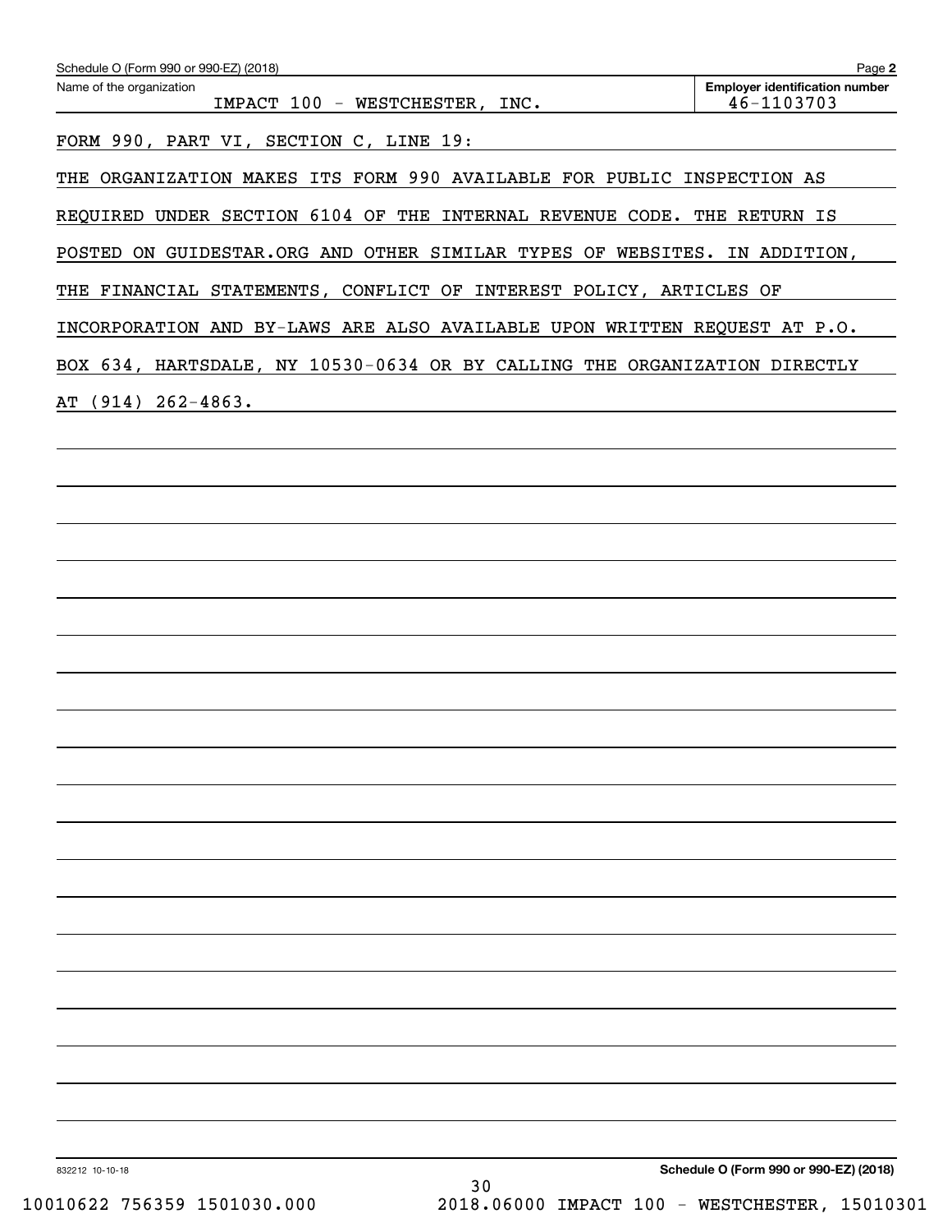Schedule O (Form 990 or 990-EZ) (2018)

Name of the organization: IMPACT 100 - WESTCHESTER, INC.

Employer identification number: 46-1103703

FORM 990, PART VI, SECTION C, LINE 19:

THE ORGANIZATION MAKES ITS FORM 990 AVAILABLE FOR PUBLIC INSPECTION AS REQUIRED UNDER SECTION 6104 OF THE INTERNAL REVENUE CODE. THE RETURN IS POSTED ON GUIDESTAR.ORG AND OTHER SIMILAR TYPES OF WEBSITES. IN ADDITION, THE FINANCIAL STATEMENTS, CONFLICT OF INTEREST POLICY, ARTICLES OF INCORPORATION AND BY-LAWS ARE ALSO AVAILABLE UPON WRITTEN REQUEST AT P.O. BOX 634, HARTSDALE, NY 10530-0634 OR BY CALLING THE ORGANIZATION DIRECTLY AT (914) 262-4863.

832212 10-10-18

**Schedule O (Form 990 or 990-EZ) (2018)**

10010622 756359 1501030.000 2018.06000 IMPACT 100 - WESTCHESTER, 15010301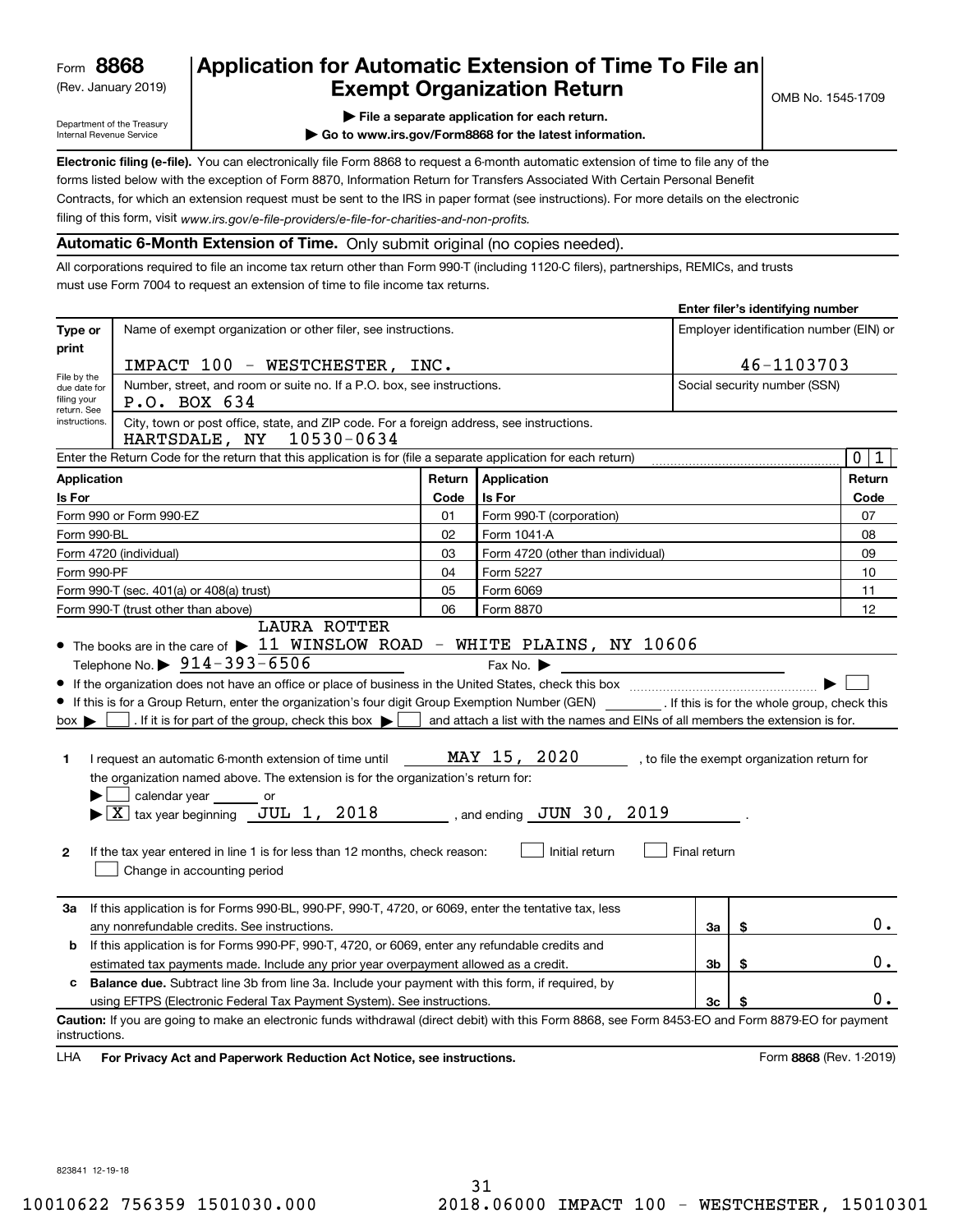Form **8868**
(Rev. January 2019)

Department of the Treasury
Internal Revenue Service

# Application for Automatic Extension of Time To File an Exempt Organization Return

▶ File a separate application for each return.

▶ Go to www.irs.gov/Form8868 for the latest information.

OMB No. 1545-1709

**Electronic filing (e-file).** You can electronically file Form 8868 to request a 6-month automatic extension of time to file any of the forms listed below with the exception of Form 8870, Information Return for Transfers Associated With Certain Personal Benefit Contracts, for which an extension request must be sent to the IRS in paper format (see instructions). For more details on the electronic filing of this form, visit *www.irs.gov/e-file-providers/e-file-for-charities-and-non-profits.*

**Automatic 6-Month Extension of Time.** Only submit original (no copies needed).

All corporations required to file an income tax return other than Form 990-T (including 1120-C filers), partnerships, REMICs, and trusts must use Form 7004 to request an extension of time to file income tax returns.

**Enter filer's identifying number**

| Type or print | Name of exempt organization or other filer, see instructions. | Employer identification number (EIN) or |
|---|---|---|
| | IMPACT 100 - WESTCHESTER, INC. | 46-1103703 |
| File by the due date for filing your return. See instructions. | Number, street, and room or suite no. If a P.O. box, see instructions. | Social security number (SSN) |
| | P.O. BOX 634 | |
| | City, town or post office, state, and ZIP code. For a foreign address, see instructions. | |
| | HARTSDALE, NY 10530-0634 | |

Enter the Return Code for the return that this application is for (file a separate application for each return) ........ 0 1

| Application Is For | Return Code | Application Is For | Return Code |
|---|---|---|---|
| Form 990 or Form 990-EZ | 01 | Form 990-T (corporation) | 07 |
| Form 990-BL | 02 | Form 1041-A | 08 |
| Form 4720 (individual) | 03 | Form 4720 (other than individual) | 09 |
| Form 990-PF | 04 | Form 5227 | 10 |
| Form 990-T (sec. 401(a) or 408(a) trust) | 05 | Form 6069 | 11 |
| Form 990-T (trust other than above) | 06 | Form 8870 | 12 |

- The books are in the care of ▶ LAURA ROTTER 11 WINSLOW ROAD - WHITE PLAINS, NY 10606
  Telephone No. ▶ 914-393-6506 Fax No. ▶
- If the organization does not have an office or place of business in the United States, check this box ........ ▶ ☐
- If this is for a Group Return, enter the organization's four digit Group Exemption Number (GEN) ______ . If this is for the whole group, check this box ▶ ☐ . If it is for part of the group, check this box ▶ ☐ and attach a list with the names and EINs of all members the extension is for.

**1** I request an automatic 6-month extension of time until MAY 15, 2020 , to file the exempt organization return for the organization named above. The extension is for the organization's return for:
▶ ☐ calendar year ______ or
▶ ☒ tax year beginning JUL 1, 2018 , and ending JUN 30, 2019 .

**2** If the tax year entered in line 1 is for less than 12 months, check reason: ☐ Initial return ☐ Final return ☐ Change in accounting period

| | | | |
|---|---|---|---|
| **3a** | If this application is for Forms 990-BL, 990-PF, 990-T, 4720, or 6069, enter the tentative tax, less any nonrefundable credits. See instructions. | 3a | $ 0. |
| **b** | If this application is for Forms 990-PF, 990-T, 4720, or 6069, enter any refundable credits and estimated tax payments made. Include any prior year overpayment allowed as a credit. | 3b | $ 0. |
| **c** | **Balance due.** Subtract line 3b from line 3a. Include your payment with this form, if required, by using EFTPS (Electronic Federal Tax Payment System). See instructions. | 3c | $ 0. |

**Caution:** If you are going to make an electronic funds withdrawal (direct debit) with this Form 8868, see Form 8453-EO and Form 8879-EO for payment instructions.

LHA **For Privacy Act and Paperwork Reduction Act Notice, see instructions.** Form **8868** (Rev. 1-2019)

823841 12-19-18

10010622 756359 1501030.000 2018.06000 IMPACT 100 - WESTCHESTER, 15010301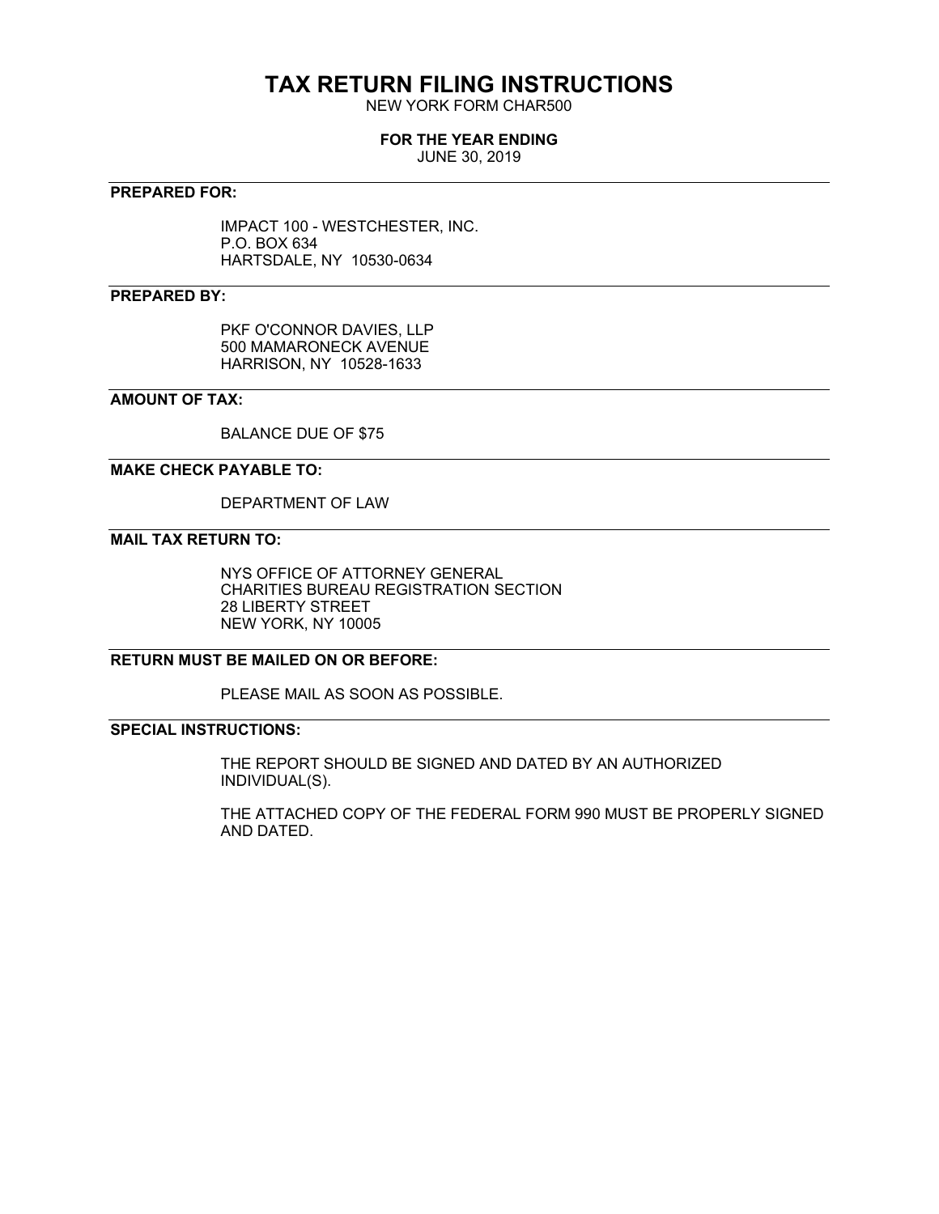# TAX RETURN FILING INSTRUCTIONS

NEW YORK FORM CHAR500

**FOR THE YEAR ENDING**

JUNE 30, 2019

---

**PREPARED FOR:**

IMPACT 100 - WESTCHESTER, INC.
P.O. BOX 634
HARTSDALE, NY 10530-0634

---

**PREPARED BY:**

PKF O'CONNOR DAVIES, LLP
500 MAMARONECK AVENUE
HARRISON, NY 10528-1633

---

**AMOUNT OF TAX:**

BALANCE DUE OF $75

---

**MAKE CHECK PAYABLE TO:**

DEPARTMENT OF LAW

---

**MAIL TAX RETURN TO:**

NYS OFFICE OF ATTORNEY GENERAL
CHARITIES BUREAU REGISTRATION SECTION
28 LIBERTY STREET
NEW YORK, NY 10005

---

**RETURN MUST BE MAILED ON OR BEFORE:**

PLEASE MAIL AS SOON AS POSSIBLE.

---

**SPECIAL INSTRUCTIONS:**

THE REPORT SHOULD BE SIGNED AND DATED BY AN AUTHORIZED INDIVIDUAL(S).

THE ATTACHED COPY OF THE FEDERAL FORM 990 MUST BE PROPERLY SIGNED AND DATED.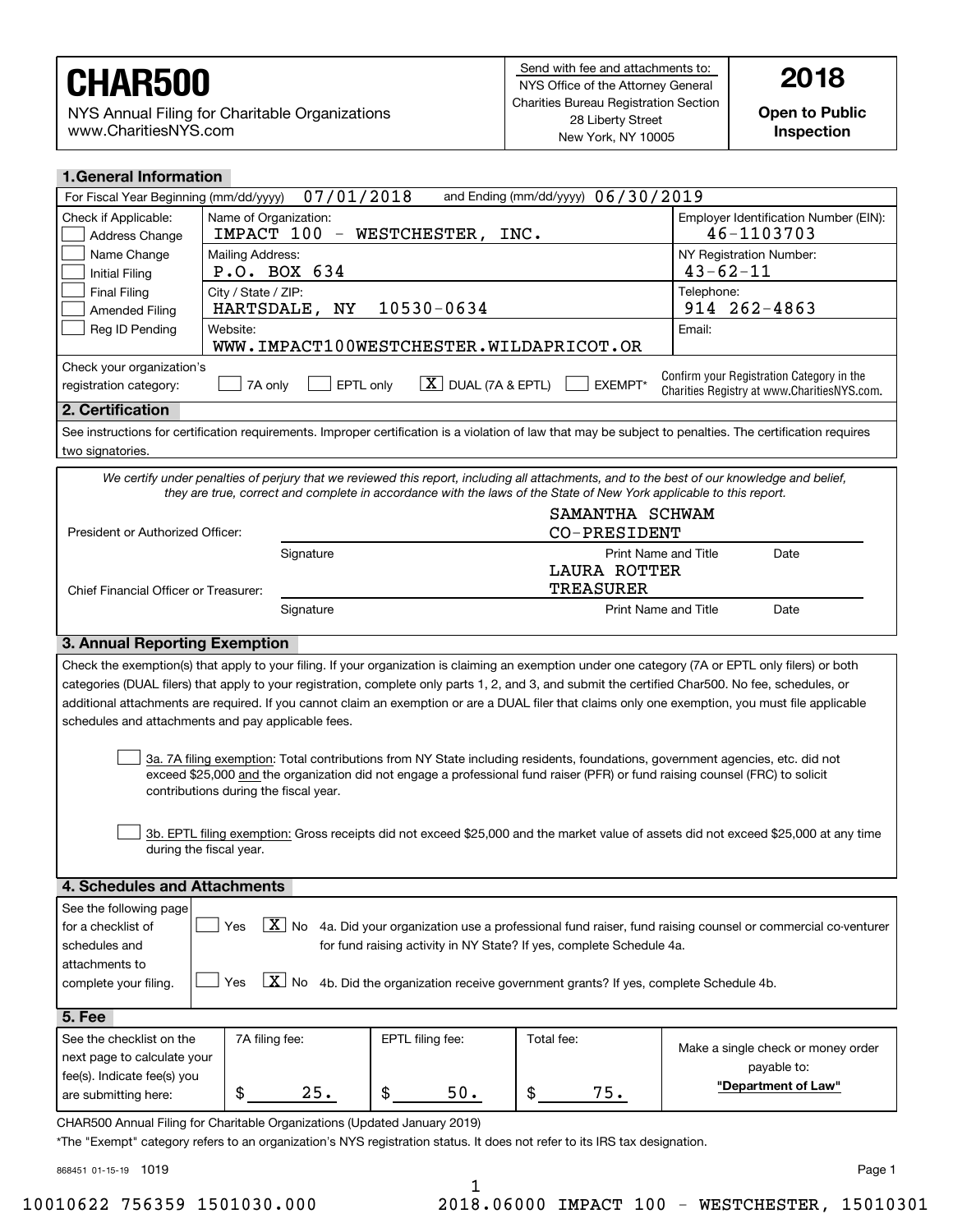# CHAR500

NYS Annual Filing for Charitable Organizations
www.CharitiesNYS.com

Send with fee and attachments to:
NYS Office of the Attorney General
Charities Bureau Registration Section
28 Liberty Street
New York, NY 10005

**2018**

**Open to Public Inspection**

## 1. General Information

For Fiscal Year Beginning (mm/dd/yyyy) 07/01/2018 and Ending (mm/dd/yyyy) 06/30/2019

| Check if Applicable: | | |
|---|---|---|
| ☐ Address Change | Name of Organization: IMPACT 100 - WESTCHESTER, INC. | Employer Identification Number (EIN): 46-1103703 |
| ☐ Name Change<br>☐ Initial Filing | Mailing Address: P.O. BOX 634 | NY Registration Number: 43-62-11 |
| ☐ Final Filing<br>☐ Amended Filing | City / State / ZIP: HARTSDALE, NY 10530-0634 | Telephone: 914 262-4863 |
| ☐ Reg ID Pending | Website: WWW.IMPACT100WESTCHESTER.WILDAPRICOT.OR | Email: |

Check your organization's registration category: ☐ 7A only ☐ EPTL only ☒ DUAL (7A & EPTL) ☐ EXEMPT*

Confirm your Registration Category in the Charities Registry at www.CharitiesNYS.com.

## 2. Certification

See instructions for certification requirements. Improper certification is a violation of law that may be subject to penalties. The certification requires two signatories.

*We certify under penalties of perjury that we reviewed this report, including all attachments, and to the best of our knowledge and belief, they are true, correct and complete in accordance with the laws of the State of New York applicable to this report.*

President or Authorized Officer: ______________ SAMANTHA SCHWAM CO-PRESIDENT
Signature — Print Name and Title — Date

Chief Financial Officer or Treasurer: ______________ LAURA ROTTER TREASURER
Signature — Print Name and Title — Date

## 3. Annual Reporting Exemption

Check the exemption(s) that apply to your filing. If your organization is claiming an exemption under one category (7A or EPTL only filers) or both categories (DUAL filers) that apply to your registration, complete only parts 1, 2, and 3, and submit the certified Char500. No fee, schedules, or additional attachments are required. If you cannot claim an exemption or are a DUAL filer that claims only one exemption, you must file applicable schedules and attachments and pay applicable fees.

☐ 3a. 7A filing exemption: Total contributions from NY State including residents, foundations, government agencies, etc. did not exceed $25,000 and the organization did not engage a professional fund raiser (PFR) or fund raising counsel (FRC) to solicit contributions during the fiscal year.

☐ 3b. EPTL filing exemption: Gross receipts did not exceed $25,000 and the market value of assets did not exceed $25,000 at any time during the fiscal year.

## 4. Schedules and Attachments

See the following page for a checklist of schedules and attachments to complete your filing.

☐ Yes ☒ No 4a. Did your organization use a professional fund raiser, fund raising counsel or commercial co-venturer for fund raising activity in NY State? If yes, complete Schedule 4a.

☐ Yes ☒ No 4b. Did the organization receive government grants? If yes, complete Schedule 4b.

## 5. Fee

| See the checklist on the next page to calculate your fee(s). Indicate fee(s) you are submitting here: | 7A filing fee: | EPTL filing fee: | Total fee: | Make a single check or money order payable to: |
|---|---|---|---|---|
| | $ 25. | $ 50. | $ 75. | **"Department of Law"** |

CHAR500 Annual Filing for Charitable Organizations (Updated January 2019)

*The "Exempt" category refers to an organization's NYS registration status. It does not refer to its IRS tax designation.

868451 01-15-19 1019

10010622 756359 1501030.000 2018.06000 IMPACT 100 - WESTCHESTER, 15010301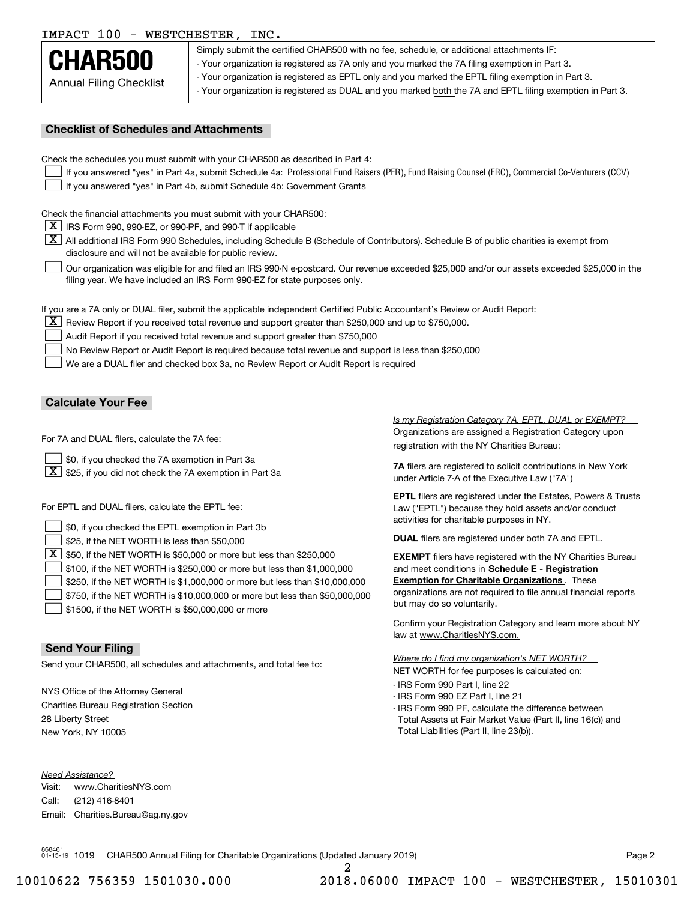IMPACT 100 - WESTCHESTER, INC.

# CHAR500

Annual Filing Checklist

Simply submit the certified CHAR500 with no fee, schedule, or additional attachments IF:
- Your organization is registered as 7A only and you marked the 7A filing exemption in Part 3.
- Your organization is registered as EPTL only and you marked the EPTL filing exemption in Part 3.
- Your organization is registered as DUAL and you marked both the 7A and EPTL filing exemption in Part 3.

## Checklist of Schedules and Attachments

Check the schedules you must submit with your CHAR500 as described in Part 4:

- [ ] If you answered "yes" in Part 4a, submit Schedule 4a: Professional Fund Raisers (PFR), Fund Raising Counsel (FRC), Commercial Co-Venturers (CCV)
- [ ] If you answered "yes" in Part 4b, submit Schedule 4b: Government Grants

Check the financial attachments you must submit with your CHAR500:

- [X] IRS Form 990, 990-EZ, or 990-PF, and 990-T if applicable
- [X] All additional IRS Form 990 Schedules, including Schedule B (Schedule of Contributors). Schedule B of public charities is exempt from disclosure and will not be available for public review.
- [ ] Our organization was eligible for and filed an IRS 990-N e-postcard. Our revenue exceeded $25,000 and/or our assets exceeded $25,000 in the filing year. We have included an IRS Form 990-EZ for state purposes only.

If you are a 7A only or DUAL filer, submit the applicable independent Certified Public Accountant's Review or Audit Report:

- [X] Review Report if you received total revenue and support greater than $250,000 and up to $750,000.
- [ ] Audit Report if you received total revenue and support greater than $750,000
- [ ] No Review Report or Audit Report is required because total revenue and support is less than $250,000
- [ ] We are a DUAL filer and checked box 3a, no Review Report or Audit Report is required

## Calculate Your Fee

For 7A and DUAL filers, calculate the 7A fee:

- [ ] $0, if you checked the 7A exemption in Part 3a
- [X] $25, if you did not check the 7A exemption in Part 3a

For EPTL and DUAL filers, calculate the EPTL fee:

- [ ] $0, if you checked the EPTL exemption in Part 3b
- [ ] $25, if the NET WORTH is less than $50,000
- [X] $50, if the NET WORTH is $50,000 or more but less than $250,000
- [ ] $100, if the NET WORTH is $250,000 or more but less than $1,000,000
- [ ] $250, if the NET WORTH is $1,000,000 or more but less than $10,000,000
- [ ] $750, if the NET WORTH is $10,000,000 or more but less than $50,000,000
- [ ] $1500, if the NET WORTH is $50,000,000 or more

*Is my Registration Category 7A, EPTL, DUAL or EXEMPT?*

Organizations are assigned a Registration Category upon registration with the NY Charities Bureau:

**7A** filers are registered to solicit contributions in New York under Article 7-A of the Executive Law ("7A")

**EPTL** filers are registered under the Estates, Powers & Trusts Law ("EPTL") because they hold assets and/or conduct activities for charitable purposes in NY.

**DUAL** filers are registered under both 7A and EPTL.

**EXEMPT** filers have registered with the NY Charities Bureau and meet conditions in **Schedule E - Registration Exemption for Charitable Organizations**. These organizations are not required to file annual financial reports but may do so voluntarily.

Confirm your Registration Category and learn more about NY law at www.CharitiesNYS.com.

*Where do I find my organization's NET WORTH?*

NET WORTH for fee purposes is calculated on:
- IRS Form 990 Part I, line 22
- IRS Form 990 EZ Part I, line 21
- IRS Form 990 PF, calculate the difference between Total Assets at Fair Market Value (Part II, line 16(c)) and Total Liabilities (Part II, line 23(b)).

## Send Your Filing

Send your CHAR500, all schedules and attachments, and total fee to:

NYS Office of the Attorney General
Charities Bureau Registration Section
28 Liberty Street
New York, NY 10005

*Need Assistance?*
Visit: www.CharitiesNYS.com
Call: (212) 416-8401
Email: Charities.Bureau@ag.ny.gov

868461 01-15-19 1019 CHAR500 Annual Filing for Charitable Organizations (Updated January 2019)

10010622 756359 1501030.000 2018.06000 IMPACT 100 - WESTCHESTER, 15010301